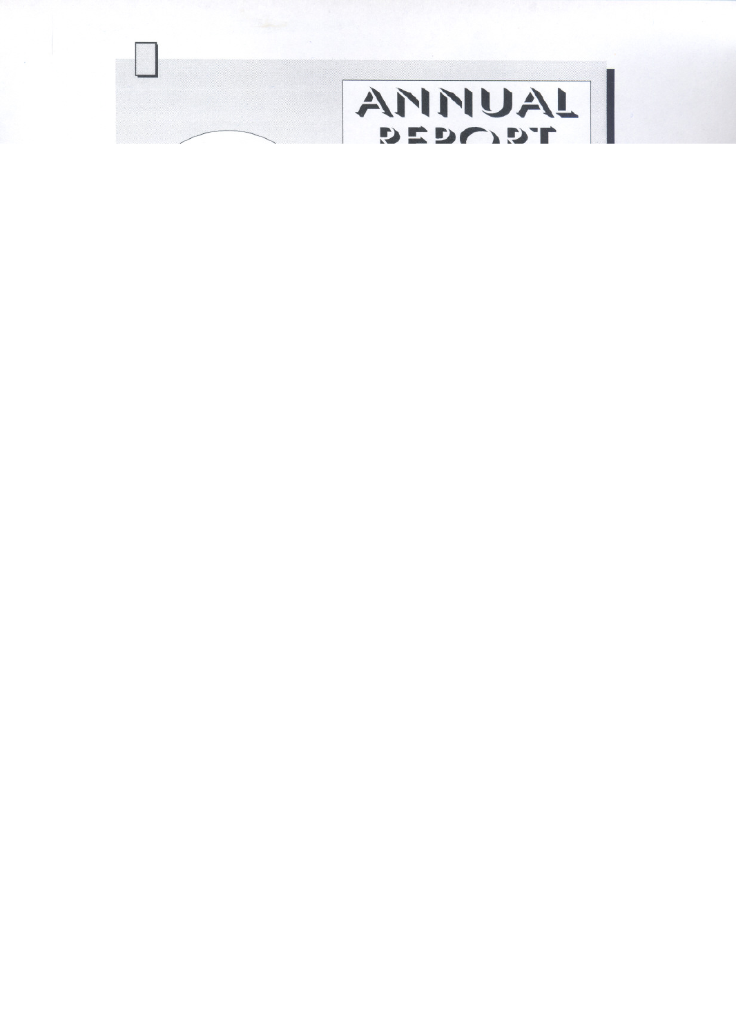# ANNUAL REPORT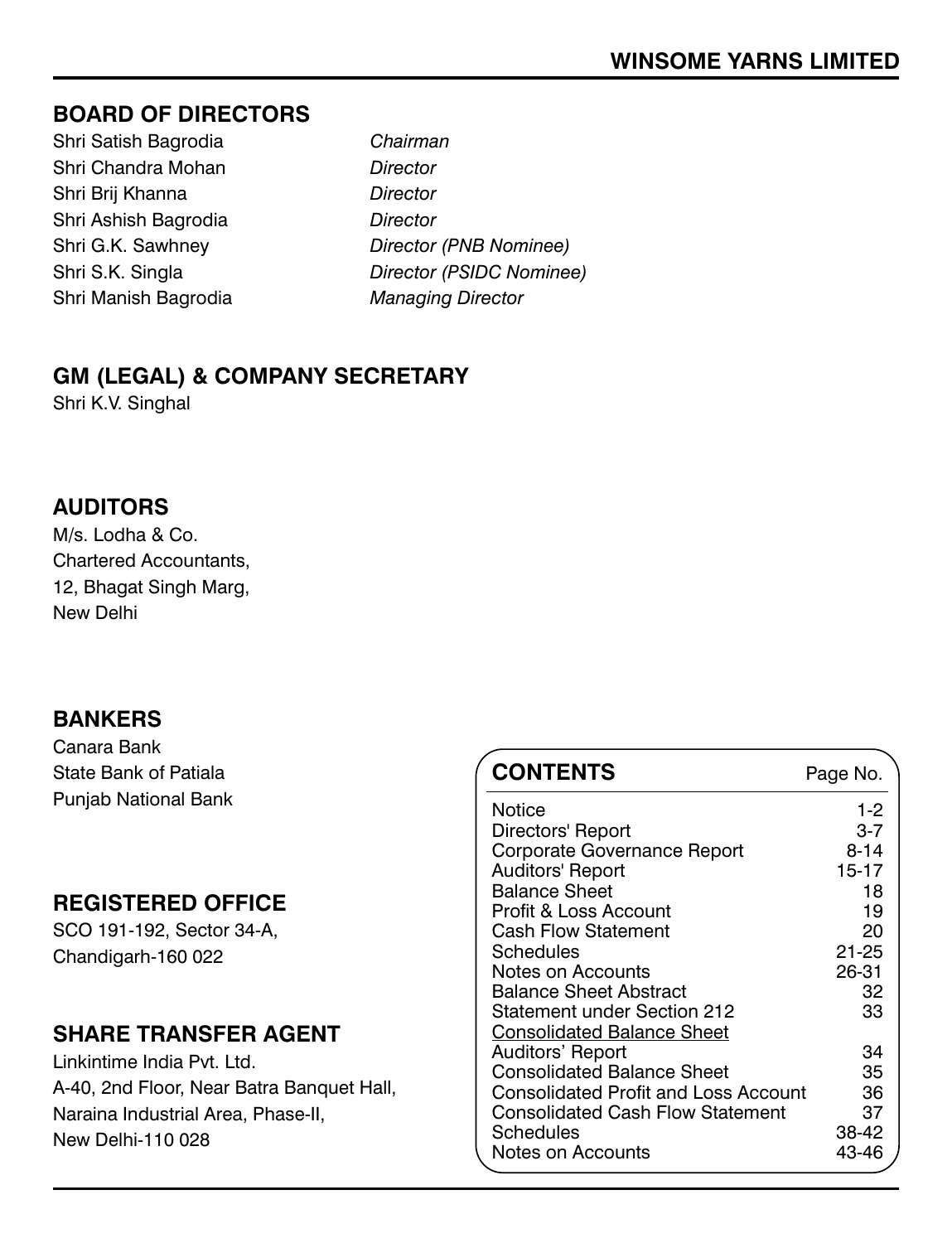# WINSOME YARNS LIMITED

## BOARD OF DIRECTORS

| | |
|---|---|
| Shri Satish Bagrodia | *Chairman* |
| Shri Chandra Mohan | *Director* |
| Shri Brij Khanna | *Director* |
| Shri Ashish Bagrodia | *Director* |
| Shri G.K. Sawhney | *Director (PNB Nominee)* |
| Shri S.K. Singla | *Director (PSIDC Nominee)* |
| Shri Manish Bagrodia | *Managing Director* |

## GM (LEGAL) & COMPANY SECRETARY

Shri K.V. Singhal

## AUDITORS

M/s. Lodha & Co.
Chartered Accountants,
12, Bhagat Singh Marg,
New Delhi

## BANKERS

Canara Bank
State Bank of Patiala
Punjab National Bank

## REGISTERED OFFICE

SCO 191-192, Sector 34-A,
Chandigarh-160 022

## SHARE TRANSFER AGENT

Linkintime India Pvt. Ltd.
A-40, 2nd Floor, Near Batra Banquet Hall,
Naraina Industrial Area, Phase-II,
New Delhi-110 028

## CONTENTS

| | Page No. |
|---|---|
| Notice | 1-2 |
| Directors' Report | 3-7 |
| Corporate Governance Report | 8-14 |
| Auditors' Report | 15-17 |
| Balance Sheet | 18 |
| Profit & Loss Account | 19 |
| Cash Flow Statement | 20 |
| Schedules | 21-25 |
| Notes on Accounts | 26-31 |
| Balance Sheet Abstract | 32 |
| Statement under Section 212 | 33 |
| <u>Consolidated Balance Sheet</u> | |
| Auditors' Report | 34 |
| Consolidated Balance Sheet | 35 |
| Consolidated Profit and Loss Account | 36 |
| Consolidated Cash Flow Statement | 37 |
| Schedules | 38-42 |
| Notes on Accounts | 43-46 |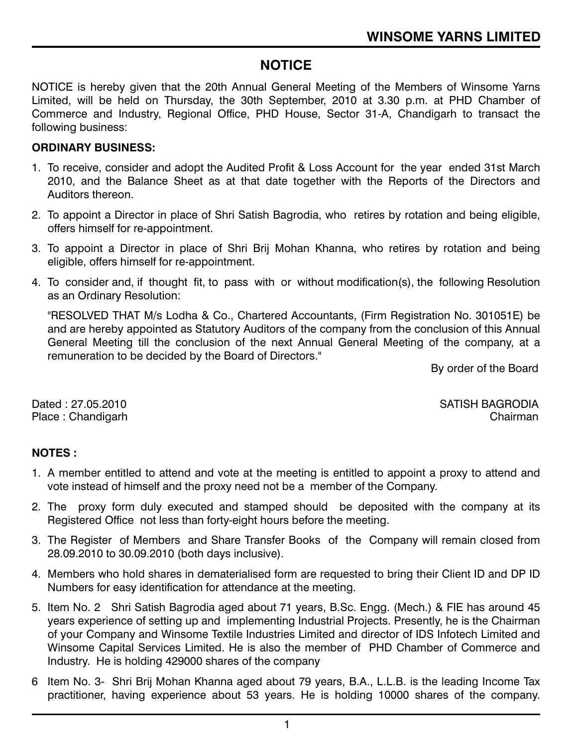## NOTICE

NOTICE is hereby given that the 20th Annual General Meeting of the Members of Winsome Yarns Limited, will be held on Thursday, the 30th September, 2010 at 3.30 p.m. at PHD Chamber of Commerce and Industry, Regional Office, PHD House, Sector 31-A, Chandigarh to transact the following business:

**ORDINARY BUSINESS:**

1. To receive, consider and adopt the Audited Profit & Loss Account for the year ended 31st March 2010, and the Balance Sheet as at that date together with the Reports of the Directors and Auditors thereon.
2. To appoint a Director in place of Shri Satish Bagrodia, who retires by rotation and being eligible, offers himself for re-appointment.
3. To appoint a Director in place of Shri Brij Mohan Khanna, who retires by rotation and being eligible, offers himself for re-appointment.
4. To consider and, if thought fit, to pass with or without modification(s), the following Resolution as an Ordinary Resolution:

   "RESOLVED THAT M/s Lodha & Co., Chartered Accountants, (Firm Registration No. 301051E) be and are hereby appointed as Statutory Auditors of the company from the conclusion of this Annual General Meeting till the conclusion of the next Annual General Meeting of the company, at a remuneration to be decided by the Board of Directors."

By order of the Board

Dated : 27.05.2010
Place : Chandigarh

SATISH BAGRODIA
Chairman

**NOTES :**

1. A member entitled to attend and vote at the meeting is entitled to appoint a proxy to attend and vote instead of himself and the proxy need not be a member of the Company.
2. The proxy form duly executed and stamped should be deposited with the company at its Registered Office not less than forty-eight hours before the meeting.
3. The Register of Members and Share Transfer Books of the Company will remain closed from 28.09.2010 to 30.09.2010 (both days inclusive).
4. Members who hold shares in dematerialised form are requested to bring their Client ID and DP ID Numbers for easy identification for attendance at the meeting.
5. Item No. 2 Shri Satish Bagrodia aged about 71 years, B.Sc. Engg. (Mech.) & FIE has around 45 years experience of setting up and implementing Industrial Projects. Presently, he is the Chairman of your Company and Winsome Textile Industries Limited and director of IDS Infotech Limited and Winsome Capital Services Limited. He is also the member of PHD Chamber of Commerce and Industry. He is holding 429000 shares of the company
6. Item No. 3- Shri Brij Mohan Khanna aged about 79 years, B.A., L.L.B. is the leading Income Tax practitioner, having experience about 53 years. He is holding 10000 shares of the company.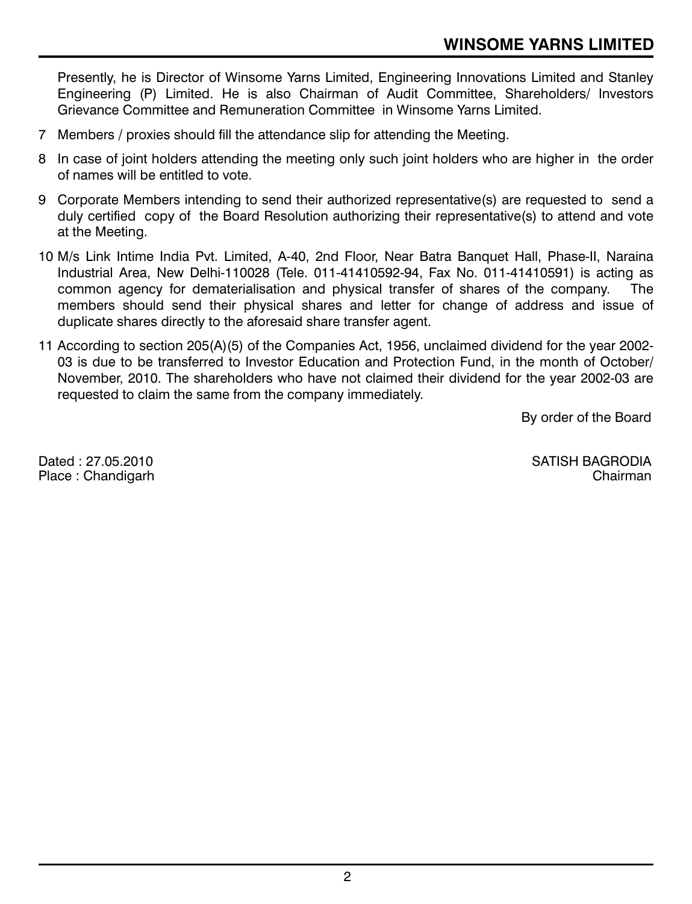Presently, he is Director of Winsome Yarns Limited, Engineering Innovations Limited and Stanley Engineering (P) Limited. He is also Chairman of Audit Committee, Shareholders/ Investors Grievance Committee and Remuneration Committee in Winsome Yarns Limited.

7 Members / proxies should fill the attendance slip for attending the Meeting.

8 In case of joint holders attending the meeting only such joint holders who are higher in the order of names will be entitled to vote.

9 Corporate Members intending to send their authorized representative(s) are requested to send a duly certified copy of the Board Resolution authorizing their representative(s) to attend and vote at the Meeting.

10 M/s Link Intime India Pvt. Limited, A-40, 2nd Floor, Near Batra Banquet Hall, Phase-II, Naraina Industrial Area, New Delhi-110028 (Tele. 011-41410592-94, Fax No. 011-41410591) is acting as common agency for dematerialisation and physical transfer of shares of the company. The members should send their physical shares and letter for change of address and issue of duplicate shares directly to the aforesaid share transfer agent.

11 According to section 205(A)(5) of the Companies Act, 1956, unclaimed dividend for the year 2002-03 is due to be transferred to Investor Education and Protection Fund, in the month of October/ November, 2010. The shareholders who have not claimed their dividend for the year 2002-03 are requested to claim the same from the company immediately.

By order of the Board

Dated : 27.05.2010
Place : Chandigarh

SATISH BAGRODIA
Chairman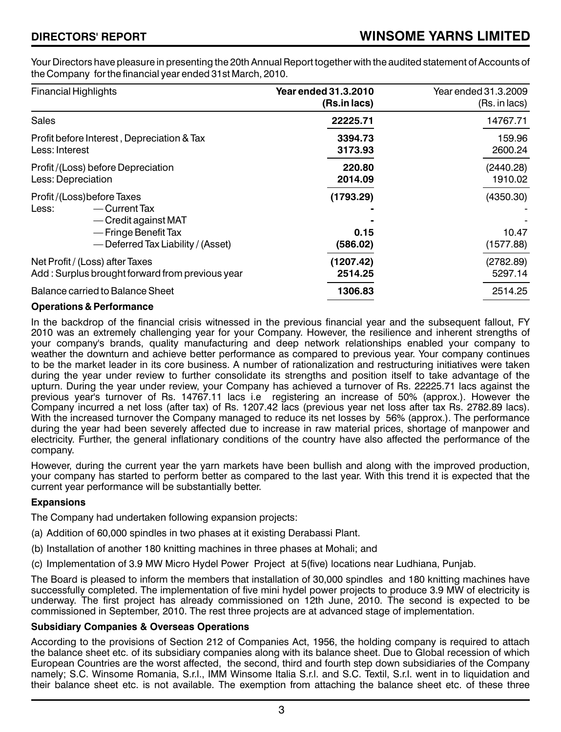## DIRECTORS' REPORT

Your Directors have pleasure in presenting the 20th Annual Report together with the audited statement of Accounts of the Company for the financial year ended 31st March, 2010.

| Financial Highlights | **Year ended 31.3.2010 (Rs.in lacs)** | Year ended 31.3.2009 (Rs. in lacs) |
|---|---|---|
| Sales | **22225.71** | 14767.71 |
| Profit before Interest , Depreciation & Tax | **3394.73** | 159.96 |
| Less: Interest | **3173.93** | 2600.24 |
| Profit /(Loss) before Depreciation | **220.80** | (2440.28) |
| Less: Depreciation | **2014.09** | 1910.02 |
| Profit /(Loss)before Taxes | **(1793.29)** | (4350.30) |
| Less: — Current Tax | **-** | - |
| — Credit against MAT | **-** | - |
| — Fringe Benefit Tax | **0.15** | 10.47 |
| — Deferred Tax Liability / (Asset) | **(586.02)** | (1577.88) |
| Net Profit / (Loss) after Taxes | **(1207.42)** | (2782.89) |
| Add : Surplus brought forward from previous year | **2514.25** | 5297.14 |
| Balance carried to Balance Sheet | **1306.83** | 2514.25 |

**Operations & Performance**

In the backdrop of the financial crisis witnessed in the previous financial year and the subsequent fallout, FY 2010 was an extremely challenging year for your Company. However, the resilience and inherent strengths of your company's brands, quality manufacturing and deep network relationships enabled your company to weather the downturn and achieve better performance as compared to previous year. Your company continues to be the market leader in its core business. A number of rationalization and restructuring initiatives were taken during the year under review to further consolidate its strengths and position itself to take advantage of the upturn. During the year under review, your Company has achieved a turnover of Rs. 22225.71 lacs against the previous year's turnover of Rs. 14767.11 lacs i.e registering an increase of 50% (approx.). However the Company incurred a net loss (after tax) of Rs. 1207.42 lacs (previous year net loss after tax Rs. 2782.89 lacs). With the increased turnover the Company managed to reduce its net losses by 56% (approx.). The performance during the year had been severely affected due to increase in raw material prices, shortage of manpower and electricity. Further, the general inflationary conditions of the country have also affected the performance of the company.

However, during the current year the yarn markets have been bullish and along with the improved production, your company has started to perform better as compared to the last year. With this trend it is expected that the current year performance will be substantially better.

**Expansions**

The Company had undertaken following expansion projects:

(a) Addition of 60,000 spindles in two phases at it existing Derabassi Plant.

(b) Installation of another 180 knitting machines in three phases at Mohali; and

(c) Implementation of 3.9 MW Micro Hydel Power Project at 5(five) locations near Ludhiana, Punjab.

The Board is pleased to inform the members that installation of 30,000 spindles and 180 knitting machines have successfully completed. The implementation of five mini hydel power projects to produce 3.9 MW of electricity is underway. The first project has already commissioned on 12th June, 2010. The second is expected to be commissioned in September, 2010. The rest three projects are at advanced stage of implementation.

**Subsidiary Companies & Overseas Operations**

According to the provisions of Section 212 of Companies Act, 1956, the holding company is required to attach the balance sheet etc. of its subsidiary companies along with its balance sheet. Due to Global recession of which European Countries are the worst affected, the second, third and fourth step down subsidiaries of the Company namely; S.C. Winsome Romania, S.r.l., IMM Winsome Italia S.r.l. and S.C. Textil, S.r.l. went in to liquidation and their balance sheet etc. is not available. The exemption from attaching the balance sheet etc. of these three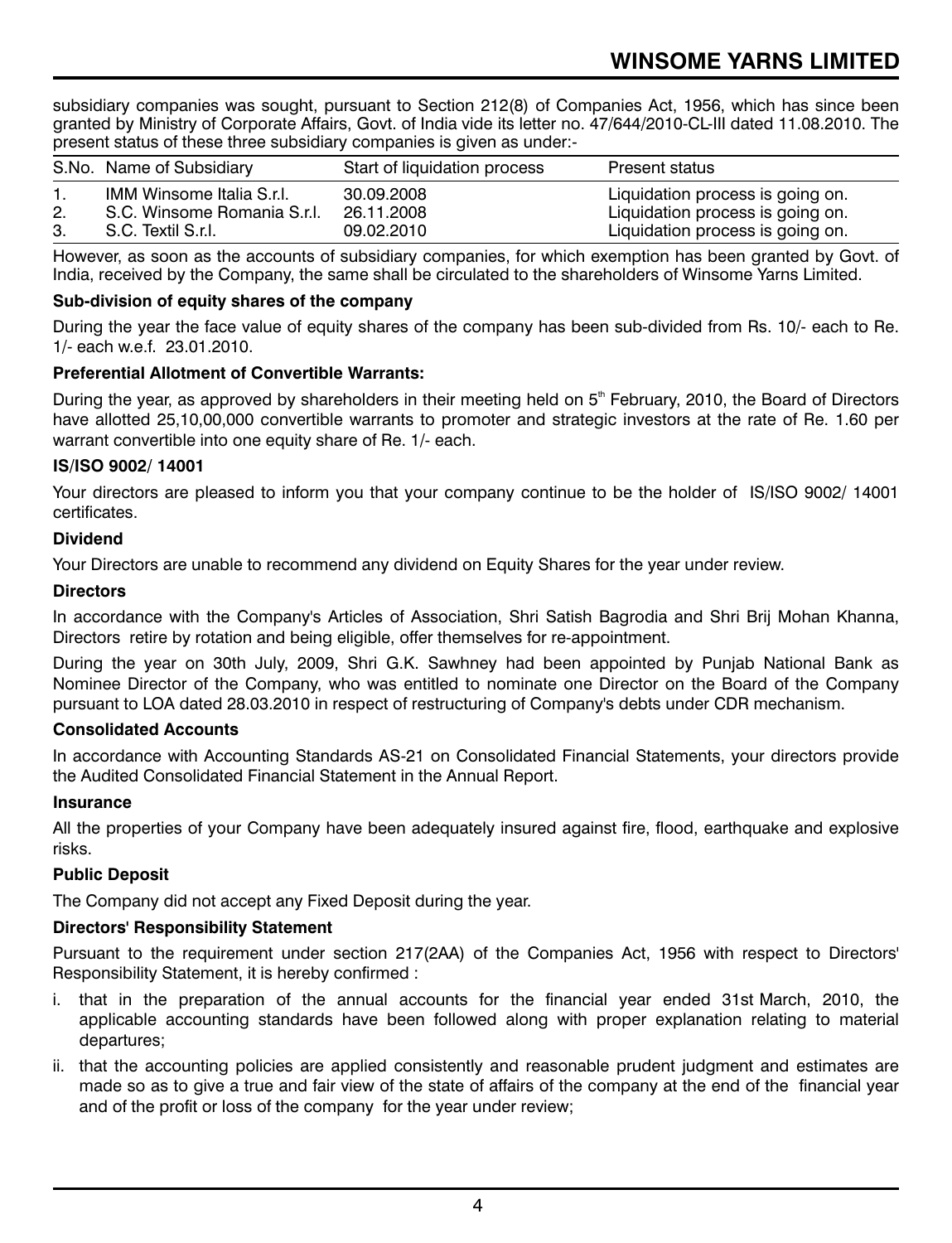subsidiary companies was sought, pursuant to Section 212(8) of Companies Act, 1956, which has since been granted by Ministry of Corporate Affairs, Govt. of India vide its letter no. 47/644/2010-CL-III dated 11.08.2010. The present status of these three subsidiary companies is given as under:-

| S.No. | Name of Subsidiary | Start of liquidation process | Present status |
|---|---|---|---|
| 1. | IMM Winsome Italia S.r.l. | 30.09.2008 | Liquidation process is going on. |
| 2. | S.C. Winsome Romania S.r.l. | 26.11.2008 | Liquidation process is going on. |
| 3. | S.C. Textil S.r.l. | 09.02.2010 | Liquidation process is going on. |

However, as soon as the accounts of subsidiary companies, for which exemption has been granted by Govt. of India, received by the Company, the same shall be circulated to the shareholders of Winsome Yarns Limited.

**Sub-division of equity shares of the company**

During the year the face value of equity shares of the company has been sub-divided from Rs. 10/- each to Re. 1/- each w.e.f. 23.01.2010.

**Preferential Allotment of Convertible Warrants:**

During the year, as approved by shareholders in their meeting held on 5th February, 2010, the Board of Directors have allotted 25,10,00,000 convertible warrants to promoter and strategic investors at the rate of Re. 1.60 per warrant convertible into one equity share of Re. 1/- each.

**IS/ISO 9002/ 14001**

Your directors are pleased to inform you that your company continue to be the holder of IS/ISO 9002/ 14001 certificates.

**Dividend**

Your Directors are unable to recommend any dividend on Equity Shares for the year under review.

**Directors**

In accordance with the Company's Articles of Association, Shri Satish Bagrodia and Shri Brij Mohan Khanna, Directors retire by rotation and being eligible, offer themselves for re-appointment.

During the year on 30th July, 2009, Shri G.K. Sawhney had been appointed by Punjab National Bank as Nominee Director of the Company, who was entitled to nominate one Director on the Board of the Company pursuant to LOA dated 28.03.2010 in respect of restructuring of Company's debts under CDR mechanism.

**Consolidated Accounts**

In accordance with Accounting Standards AS-21 on Consolidated Financial Statements, your directors provide the Audited Consolidated Financial Statement in the Annual Report.

**Insurance**

All the properties of your Company have been adequately insured against fire, flood, earthquake and explosive risks.

**Public Deposit**

The Company did not accept any Fixed Deposit during the year.

**Directors' Responsibility Statement**

Pursuant to the requirement under section 217(2AA) of the Companies Act, 1956 with respect to Directors' Responsibility Statement, it is hereby confirmed :

i. that in the preparation of the annual accounts for the financial year ended 31st March, 2010, the applicable accounting standards have been followed along with proper explanation relating to material departures;

ii. that the accounting policies are applied consistently and reasonable prudent judgment and estimates are made so as to give a true and fair view of the state of affairs of the company at the end of the financial year and of the profit or loss of the company for the year under review;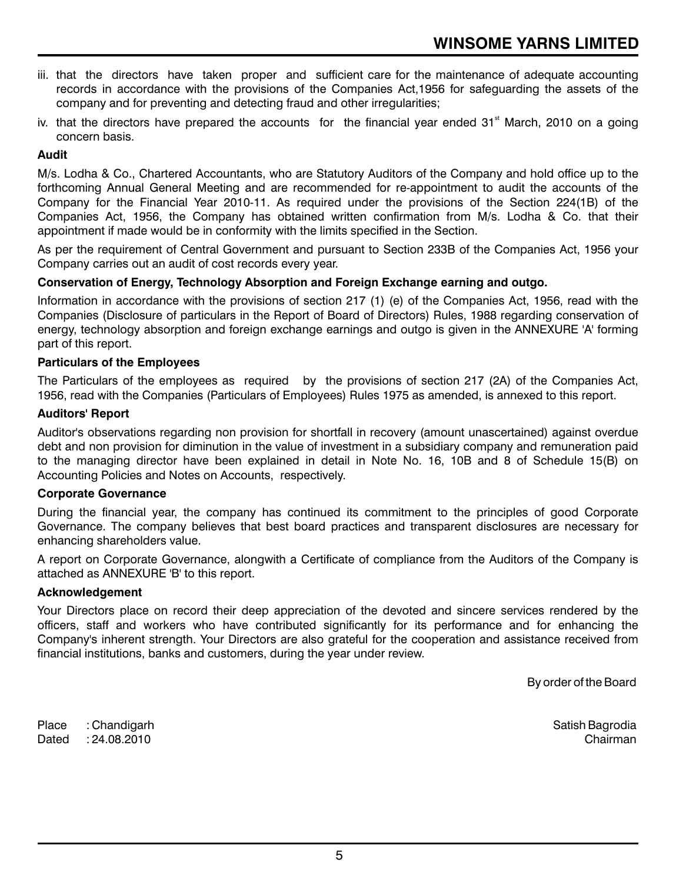iii. that the directors have taken proper and sufficient care for the maintenance of adequate accounting records in accordance with the provisions of the Companies Act,1956 for safeguarding the assets of the company and for preventing and detecting fraud and other irregularities;

iv. that the directors have prepared the accounts for the financial year ended 31st March, 2010 on a going concern basis.

**Audit**

M/s. Lodha & Co., Chartered Accountants, who are Statutory Auditors of the Company and hold office up to the forthcoming Annual General Meeting and are recommended for re-appointment to audit the accounts of the Company for the Financial Year 2010-11. As required under the provisions of the Section 224(1B) of the Companies Act, 1956, the Company has obtained written confirmation from M/s. Lodha & Co. that their appointment if made would be in conformity with the limits specified in the Section.

As per the requirement of Central Government and pursuant to Section 233B of the Companies Act, 1956 your Company carries out an audit of cost records every year.

**Conservation of Energy, Technology Absorption and Foreign Exchange earning and outgo.**

Information in accordance with the provisions of section 217 (1) (e) of the Companies Act, 1956, read with the Companies (Disclosure of particulars in the Report of Board of Directors) Rules, 1988 regarding conservation of energy, technology absorption and foreign exchange earnings and outgo is given in the ANNEXURE 'A' forming part of this report.

**Particulars of the Employees**

The Particulars of the employees as required by the provisions of section 217 (2A) of the Companies Act, 1956, read with the Companies (Particulars of Employees) Rules 1975 as amended, is annexed to this report.

**Auditors' Report**

Auditor's observations regarding non provision for shortfall in recovery (amount unascertained) against overdue debt and non provision for diminution in the value of investment in a subsidiary company and remuneration paid to the managing director have been explained in detail in Note No. 16, 10B and 8 of Schedule 15(B) on Accounting Policies and Notes on Accounts, respectively.

**Corporate Governance**

During the financial year, the company has continued its commitment to the principles of good Corporate Governance. The company believes that best board practices and transparent disclosures are necessary for enhancing shareholders value.

A report on Corporate Governance, alongwith a Certificate of compliance from the Auditors of the Company is attached as ANNEXURE 'B' to this report.

**Acknowledgement**

Your Directors place on record their deep appreciation of the devoted and sincere services rendered by the officers, staff and workers who have contributed significantly for its performance and for enhancing the Company's inherent strength. Your Directors are also grateful for the cooperation and assistance received from financial institutions, banks and customers, during the year under review.

By order of the Board

Place : Chandigarh
Dated : 24.08.2010

Satish Bagrodia
Chairman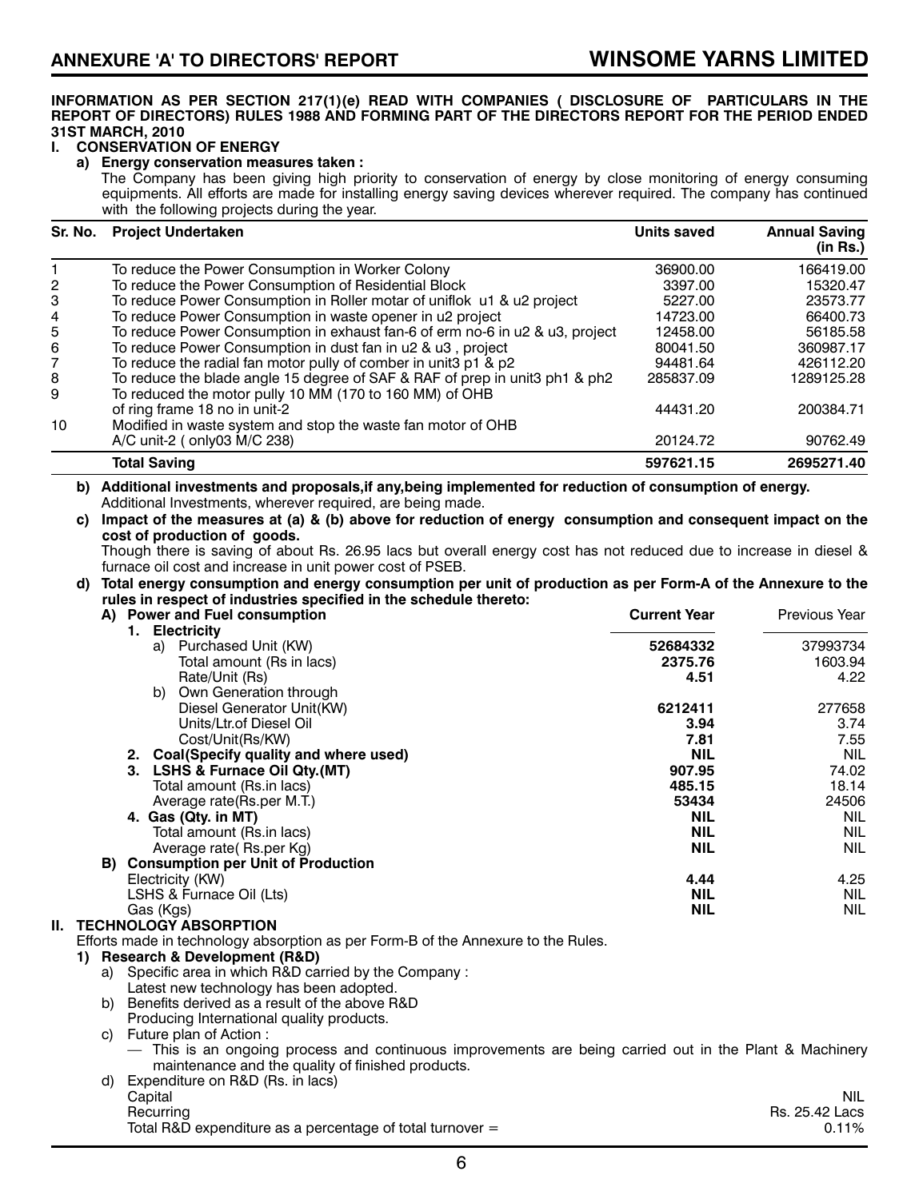## ANNEXURE 'A' TO DIRECTORS' REPORT

**INFORMATION AS PER SECTION 217(1)(e) READ WITH COMPANIES ( DISCLOSURE OF PARTICULARS IN THE REPORT OF DIRECTORS) RULES 1988 AND FORMING PART OF THE DIRECTORS REPORT FOR THE PERIOD ENDED 31ST MARCH, 2010**

### I. CONSERVATION OF ENERGY

**a) Energy conservation measures taken :**

The Company has been giving high priority to conservation of energy by close monitoring of energy consuming equipments. All efforts are made for installing energy saving devices wherever required. The company has continued with the following projects during the year.

| Sr. No. | Project Undertaken | Units saved | Annual Saving (in Rs.) |
|---|---|---|---|
| 1 | To reduce the Power Consumption in Worker Colony | 36900.00 | 166419.00 |
| 2 | To reduce the Power Consumption of Residential Block | 3397.00 | 15320.47 |
| 3 | To reduce Power Consumption in Roller motar of uniflok u1 & u2 project | 5227.00 | 23573.77 |
| 4 | To reduce Power Consumption in waste opener in u2 project | 14723.00 | 66400.73 |
| 5 | To reduce Power Consumption in exhaust fan-6 of erm no-6 in u2 & u3, project | 12458.00 | 56185.58 |
| 6 | To reduce Power Consumption in dust fan in u2 & u3 , project | 80041.50 | 360987.17 |
| 7 | To reduce the radial fan motor pully of comber in unit3 p1 & p2 | 94481.64 | 426112.20 |
| 8 | To reduce the blade angle 15 degree of SAF & RAF of prep in unit3 ph1 & ph2 | 285837.09 | 1289125.28 |
| 9 | To reduced the motor pully 10 MM (170 to 160 MM) of OHB of ring frame 18 no in unit-2 | 44431.20 | 200384.71 |
| 10 | Modified in waste system and stop the waste fan motor of OHB A/C unit-2 ( only03 M/C 238) | 20124.72 | 90762.49 |
| | **Total Saving** | **597621.15** | **2695271.40** |

**b) Additional investments and proposals,if any,being implemented for reduction of consumption of energy.**

Additional Investments, wherever required, are being made.

**c) Impact of the measures at (a) & (b) above for reduction of energy consumption and consequent impact on the cost of production of goods.**

Though there is saving of about Rs. 26.95 lacs but overall energy cost has not reduced due to increase in diesel & furnace oil cost and increase in unit power cost of PSEB.

**d) Total energy consumption and energy consumption per unit of production as per Form-A of the Annexure to the rules in respect of industries specified in the schedule thereto:**

| | Current Year | Previous Year |
|---|---|---|
| **A) Power and Fuel consumption** | | |
| **1. Electricity** | | |
| a) Purchased Unit (KW) | **52684332** | 37993734 |
| Total amount (Rs in lacs) | **2375.76** | 1603.94 |
| Rate/Unit (Rs) | **4.51** | 4.22 |
| b) Own Generation through | | |
| Diesel Generator Unit(KW) | **6212411** | 277658 |
| Units/Ltr.of Diesel Oil | **3.94** | 3.74 |
| Cost/Unit(Rs/KW) | **7.81** | 7.55 |
| **2. Coal(Specify quality and where used)** | **NIL** | NIL |
| **3. LSHS & Furnace Oil Qty.(MT)** | **907.95** | 74.02 |
| Total amount (Rs.in lacs) | **485.15** | 18.14 |
| Average rate(Rs.per M.T.) | **53434** | 24506 |
| **4. Gas (Qty. in MT)** | **NIL** | NIL |
| Total amount (Rs.in lacs) | **NIL** | NIL |
| Average rate( Rs.per Kg) | **NIL** | NIL |
| **B) Consumption per Unit of Production** | | |
| Electricity (KW) | **4.44** | 4.25 |
| LSHS & Furnace Oil (Lts) | **NIL** | NIL |
| Gas (Kgs) | **NIL** | NIL |

### II. TECHNOLOGY ABSORPTION

Efforts made in technology absorption as per Form-B of the Annexure to the Rules.

**1) Research & Development (R&D)**

a) Specific area in which R&D carried by the Company :
Latest new technology has been adopted.

b) Benefits derived as a result of the above R&D
Producing International quality products.

c) Future plan of Action :
— This is an ongoing process and continuous improvements are being carried out in the Plant & Machinery maintenance and the quality of finished products.

d) Expenditure on R&D (Rs. in lacs)

| | |
|---|---|
| Capital | NIL |
| Recurring | Rs. 25.42 Lacs |
| Total R&D expenditure as a percentage of total turnover = | 0.11% |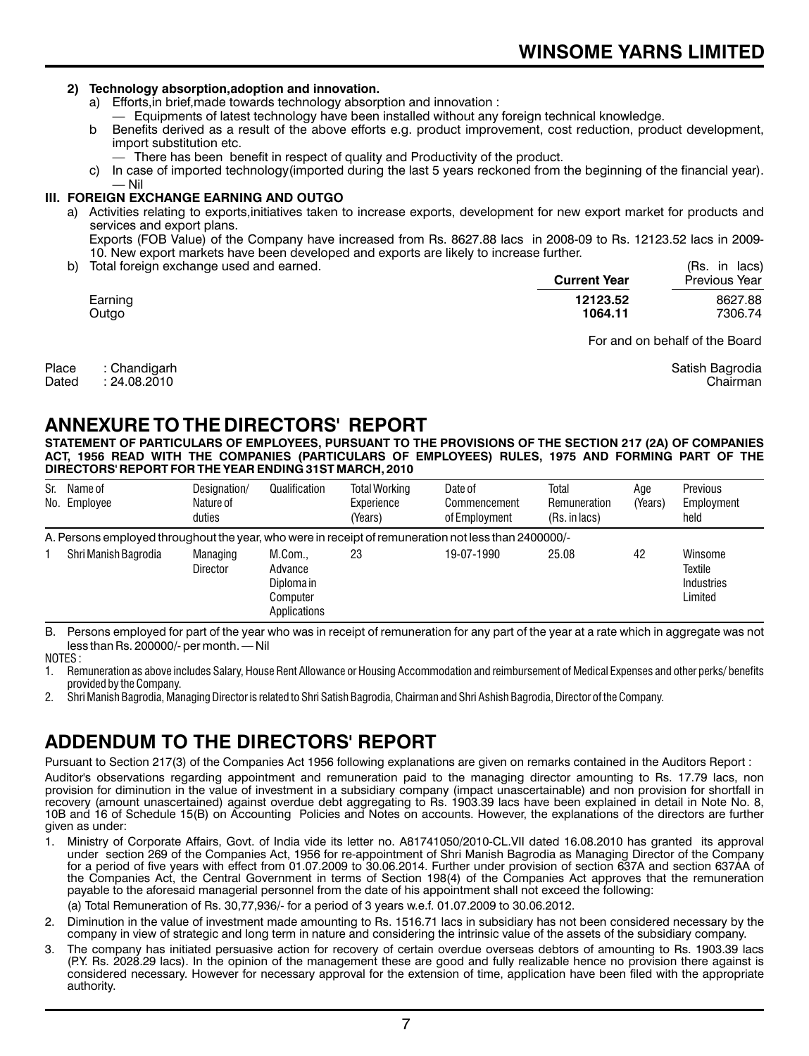**2) Technology absorption,adoption and innovation.**

a) Efforts,in brief,made towards technology absorption and innovation :

— Equipments of latest technology have been installed without any foreign technical knowledge.

b Benefits derived as a result of the above efforts e.g. product improvement, cost reduction, product development, import substitution etc.

— There has been benefit in respect of quality and Productivity of the product.

c) In case of imported technology(imported during the last 5 years reckoned from the beginning of the financial year). — Nil

**III. FOREIGN EXCHANGE EARNING AND OUTGO**

a) Activities relating to exports,initiatives taken to increase exports, development for new export market for products and services and export plans.

Exports (FOB Value) of the Company have increased from Rs. 8627.88 lacs in 2008-09 to Rs. 12123.52 lacs in 2009-10. New export markets have been developed and exports are likely to increase further.

b) Total foreign exchange used and earned. (Rs. in lacs)

| | **Current Year** | Previous Year |
|---|---|---|
| Earning | **12123.52** | 8627.88 |
| Outgo | **1064.11** | 7306.74 |

For and on behalf of the Board

Place : Chandigarh
Dated : 24.08.2010

Satish Bagrodia
Chairman

# ANNEXURE TO THE DIRECTORS' REPORT

**STATEMENT OF PARTICULARS OF EMPLOYEES, PURSUANT TO THE PROVISIONS OF THE SECTION 217 (2A) OF COMPANIES ACT, 1956 READ WITH THE COMPANIES (PARTICULARS OF EMPLOYEES) RULES, 1975 AND FORMING PART OF THE DIRECTORS' REPORT FOR THE YEAR ENDING 31ST MARCH, 2010**

| Sr. No. | Name of Employee | Designation/ Nature of duties | Qualification | Total Working Experience (Years) | Date of Commencement of Employment | Total Remuneration (Rs. in lacs) | Age (Years) | Previous Employment held |
|---|---|---|---|---|---|---|---|---|
| A. Persons employed throughout the year, who were in receipt of remuneration not less than 2400000/- | | | | | | | | |
| 1 | Shri Manish Bagrodia | Managing Director | M.Com., Advance Diploma in Computer Applications | 23 | 19-07-1990 | 25.08 | 42 | Winsome Textile Industries Limited |

B. Persons employed for part of the year who was in receipt of remuneration for any part of the year at a rate which in aggregate was not less than Rs. 200000/- per month. — Nil

NOTES :

1. Remuneration as above includes Salary, House Rent Allowance or Housing Accommodation and reimbursement of Medical Expenses and other perks/ benefits provided by the Company.
2. Shri Manish Bagrodia, Managing Director is related to Shri Satish Bagrodia, Chairman and Shri Ashish Bagrodia, Director of the Company.

# ADDENDUM TO THE DIRECTORS' REPORT

Pursuant to Section 217(3) of the Companies Act 1956 following explanations are given on remarks contained in the Auditors Report :

Auditor's observations regarding appointment and remuneration paid to the managing director amounting to Rs. 17.79 lacs, non provision for diminution in the value of investment in a subsidiary company (impact unascertainable) and non provision for shortfall in recovery (amount unascertained) against overdue debt aggregating to Rs. 1903.39 lacs have been explained in detail in Note No. 8, 10B and 16 of Schedule 15(B) on Accounting Policies and Notes on accounts. However, the explanations of the directors are further given as under:

1. Ministry of Corporate Affairs, Govt. of India vide its letter no. A81741050/2010-CL.VII dated 16.08.2010 has granted its approval under section 269 of the Companies Act, 1956 for re-appointment of Shri Manish Bagrodia as Managing Director of the Company for a period of five years with effect from 01.07.2009 to 30.06.2014. Further under provision of section 637A and section 637AA of the Companies Act, the Central Government in terms of Section 198(4) of the Companies Act approves that the remuneration payable to the aforesaid managerial personnel from the date of his appointment shall not exceed the following:

   (a) Total Remuneration of Rs. 30,77,936/- for a period of 3 years w.e.f. 01.07.2009 to 30.06.2012.

2. Diminution in the value of investment made amounting to Rs. 1516.71 lacs in subsidiary has not been considered necessary by the company in view of strategic and long term in nature and considering the intrinsic value of the assets of the subsidiary company.
3. The company has initiated persuasive action for recovery of certain overdue overseas debtors of amounting to Rs. 1903.39 lacs (P.Y. Rs. 2028.29 lacs). In the opinion of the management these are good and fully realizable hence no provision there against is considered necessary. However for necessary approval for the extension of time, application have been filed with the appropriate authority.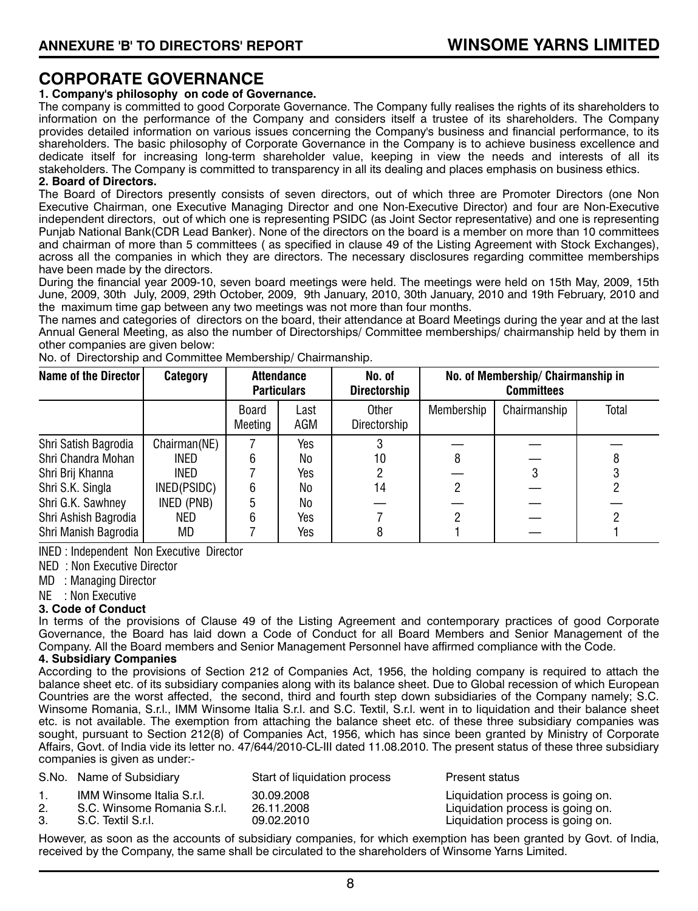# CORPORATE GOVERNANCE

**1. Company's philosophy on code of Governance.**

The company is committed to good Corporate Governance. The Company fully realises the rights of its shareholders to information on the performance of the Company and considers itself a trustee of its shareholders. The Company provides detailed information on various issues concerning the Company's business and financial performance, to its shareholders. The basic philosophy of Corporate Governance in the Company is to achieve business excellence and dedicate itself for increasing long-term shareholder value, keeping in view the needs and interests of all its stakeholders. The Company is committed to transparency in all its dealing and places emphasis on business ethics.

**2. Board of Directors.**

The Board of Directors presently consists of seven directors, out of which three are Promoter Directors (one Non Executive Chairman, one Executive Managing Director and one Non-Executive Director) and four are Non-Executive independent directors, out of which one is representing PSIDC (as Joint Sector representative) and one is representing Punjab National Bank(CDR Lead Banker). None of the directors on the board is a member on more than 10 committees and chairman of more than 5 committees ( as specified in clause 49 of the Listing Agreement with Stock Exchanges), across all the companies in which they are directors. The necessary disclosures regarding committee memberships have been made by the directors.

During the financial year 2009-10, seven board meetings were held. The meetings were held on 15th May, 2009, 15th June, 2009, 30th July, 2009, 29th October, 2009, 9th January, 2010, 30th January, 2010 and 19th February, 2010 and the maximum time gap between any two meetings was not more than four months.

The names and categories of directors on the board, their attendance at Board Meetings during the year and at the last Annual General Meeting, as also the number of Directorships/ Committee memberships/ chairmanship held by them in other companies are given below:

No. of Directorship and Committee Membership/ Chairmanship.

| Name of the Director | Category | Attendance Particulars | | No. of Directorship | No. of Membership/ Chairmanship in Committees | | |
|---|---|---|---|---|---|---|---|
| | | Board Meeting | Last AGM | Other Directorship | Membership | Chairmanship | Total |
| Shri Satish Bagrodia | Chairman(NE) | 7 | Yes | 3 | — | — | — |
| Shri Chandra Mohan | INED | 6 | No | 10 | 8 | — | 8 |
| Shri Brij Khanna | INED | 7 | Yes | 2 | — | 3 | 3 |
| Shri S.K. Singla | INED(PSIDC) | 6 | No | 14 | 2 | — | 2 |
| Shri G.K. Sawhney | INED (PNB) | 5 | No | — | — | — | — |
| Shri Ashish Bagrodia | NED | 6 | Yes | 7 | 2 | — | 2 |
| Shri Manish Bagrodia | MD | 7 | Yes | 8 | 1 | — | 1 |

INED : Independent Non Executive Director

NED : Non Executive Director

MD : Managing Director

NE : Non Executive

**3. Code of Conduct**

In terms of the provisions of Clause 49 of the Listing Agreement and contemporary practices of good Corporate Governance, the Board has laid down a Code of Conduct for all Board Members and Senior Management of the Company. All the Board members and Senior Management Personnel have affirmed compliance with the Code.

**4. Subsidiary Companies**

According to the provisions of Section 212 of Companies Act, 1956, the holding company is required to attach the balance sheet etc. of its subsidiary companies along with its balance sheet. Due to Global recession of which European Countries are the worst affected, the second, third and fourth step down subsidiaries of the Company namely; S.C. Winsome Romania, S.r.l., IMM Winsome Italia S.r.l. and S.C. Textil, S.r.l. went in to liquidation and their balance sheet etc. is not available. The exemption from attaching the balance sheet etc. of these three subsidiary companies was sought, pursuant to Section 212(8) of Companies Act, 1956, which has since been granted by Ministry of Corporate Affairs, Govt. of India vide its letter no. 47/644/2010-CL-III dated 11.08.2010. The present status of these three subsidiary companies is given as under:-

| S.No. | Name of Subsidiary | Start of liquidation process | Present status |
|---|---|---|---|
| 1. | IMM Winsome Italia S.r.l. | 30.09.2008 | Liquidation process is going on. |
| 2. | S.C. Winsome Romania S.r.l. | 26.11.2008 | Liquidation process is going on. |
| 3. | S.C. Textil S.r.l. | 09.02.2010 | Liquidation process is going on. |

However, as soon as the accounts of subsidiary companies, for which exemption has been granted by Govt. of India, received by the Company, the same shall be circulated to the shareholders of Winsome Yarns Limited.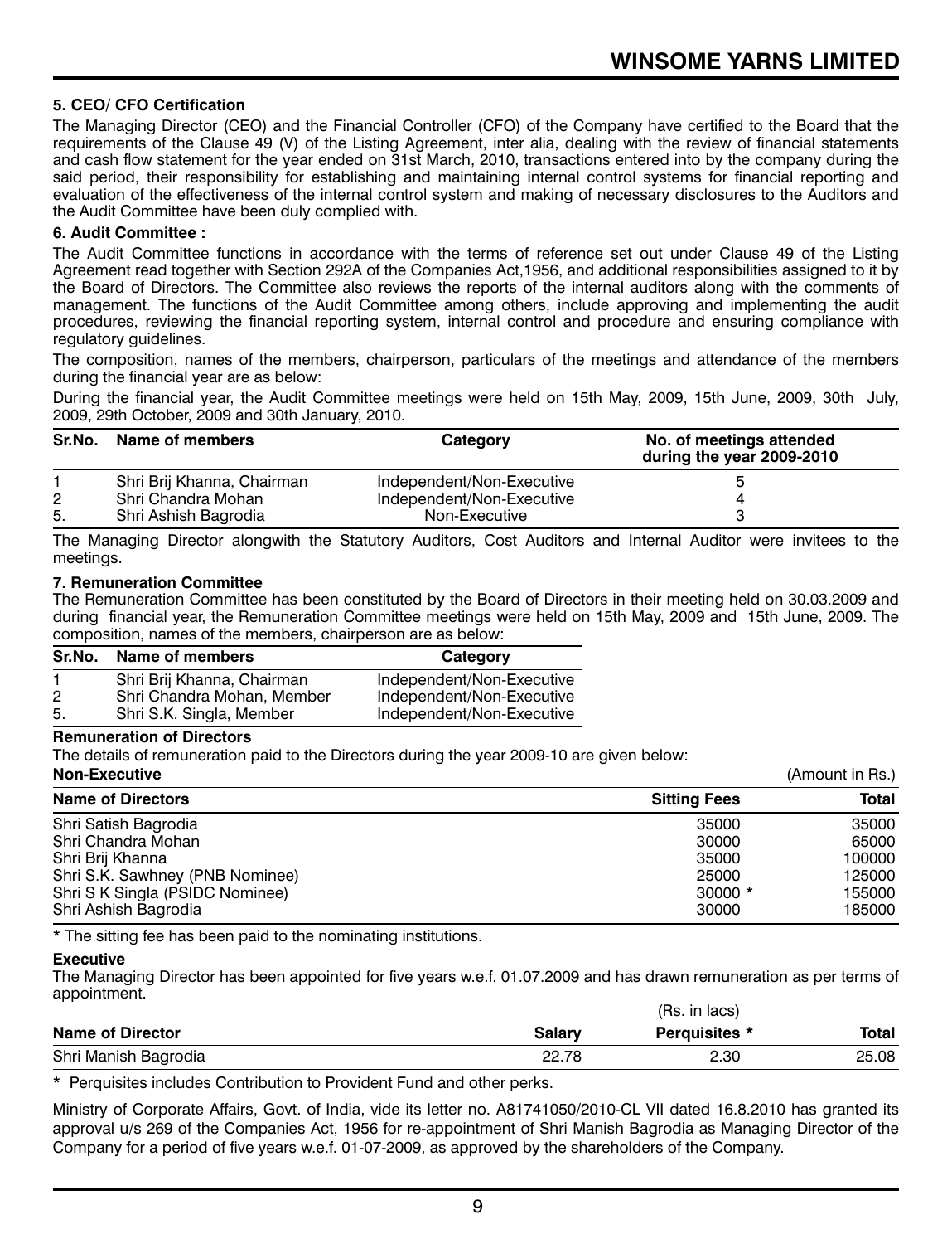### 5. CEO/ CFO Certification

The Managing Director (CEO) and the Financial Controller (CFO) of the Company have certified to the Board that the requirements of the Clause 49 (V) of the Listing Agreement, inter alia, dealing with the review of financial statements and cash flow statement for the year ended on 31st March, 2010, transactions entered into by the company during the said period, their responsibility for establishing and maintaining internal control systems for financial reporting and evaluation of the effectiveness of the internal control system and making of necessary disclosures to the Auditors and the Audit Committee have been duly complied with.

### 6. Audit Committee :

The Audit Committee functions in accordance with the terms of reference set out under Clause 49 of the Listing Agreement read together with Section 292A of the Companies Act,1956, and additional responsibilities assigned to it by the Board of Directors. The Committee also reviews the reports of the internal auditors along with the comments of management. The functions of the Audit Committee among others, include approving and implementing the audit procedures, reviewing the financial reporting system, internal control and procedure and ensuring compliance with regulatory guidelines.

The composition, names of the members, chairperson, particulars of the meetings and attendance of the members during the financial year are as below:

During the financial year, the Audit Committee meetings were held on 15th May, 2009, 15th June, 2009, 30th July, 2009, 29th October, 2009 and 30th January, 2010.

| Sr.No. | Name of members | Category | No. of meetings attended during the year 2009-2010 |
|---|---|---|---|
| 1 | Shri Brij Khanna, Chairman | Independent/Non-Executive | 5 |
| 2 | Shri Chandra Mohan | Independent/Non-Executive | 4 |
| 5. | Shri Ashish Bagrodia | Non-Executive | 3 |

The Managing Director alongwith the Statutory Auditors, Cost Auditors and Internal Auditor were invitees to the meetings.

### 7. Remuneration Committee

The Remuneration Committee has been constituted by the Board of Directors in their meeting held on 30.03.2009 and during financial year, the Remuneration Committee meetings were held on 15th May, 2009 and 15th June, 2009. The composition, names of the members, chairperson are as below:

| Sr.No. | Name of members | Category |
|---|---|---|
| 1 | Shri Brij Khanna, Chairman | Independent/Non-Executive |
| 2 | Shri Chandra Mohan, Member | Independent/Non-Executive |
| 5. | Shri S.K. Singla, Member | Independent/Non-Executive |

**Remuneration of Directors**

The details of remuneration paid to the Directors during the year 2009-10 are given below:

**Non-Executive** (Amount in Rs.)

| Name of Directors | Sitting Fees | Total |
|---|---|---|
| Shri Satish Bagrodia | 35000 | 35000 |
| Shri Chandra Mohan | 30000 | 65000 |
| Shri Brij Khanna | 35000 | 100000 |
| Shri S.K. Sawhney (PNB Nominee) | 25000 | 125000 |
| Shri S K Singla (PSIDC Nominee) | 30000 * | 155000 |
| Shri Ashish Bagrodia | 30000 | 185000 |

* The sitting fee has been paid to the nominating institutions.

**Executive**

The Managing Director has been appointed for five years w.e.f. 01.07.2009 and has drawn remuneration as per terms of appointment.

| | | (Rs. in lacs) | |
|---|---|---|---|
| **Name of Director** | **Salary** | **Perquisites *** | **Total** |
| Shri Manish Bagrodia | 22.78 | 2.30 | 25.08 |

* Perquisites includes Contribution to Provident Fund and other perks.

Ministry of Corporate Affairs, Govt. of India, vide its letter no. A81741050/2010-CL VII dated 16.8.2010 has granted its approval u/s 269 of the Companies Act, 1956 for re-appointment of Shri Manish Bagrodia as Managing Director of the Company for a period of five years w.e.f. 01-07-2009, as approved by the shareholders of the Company.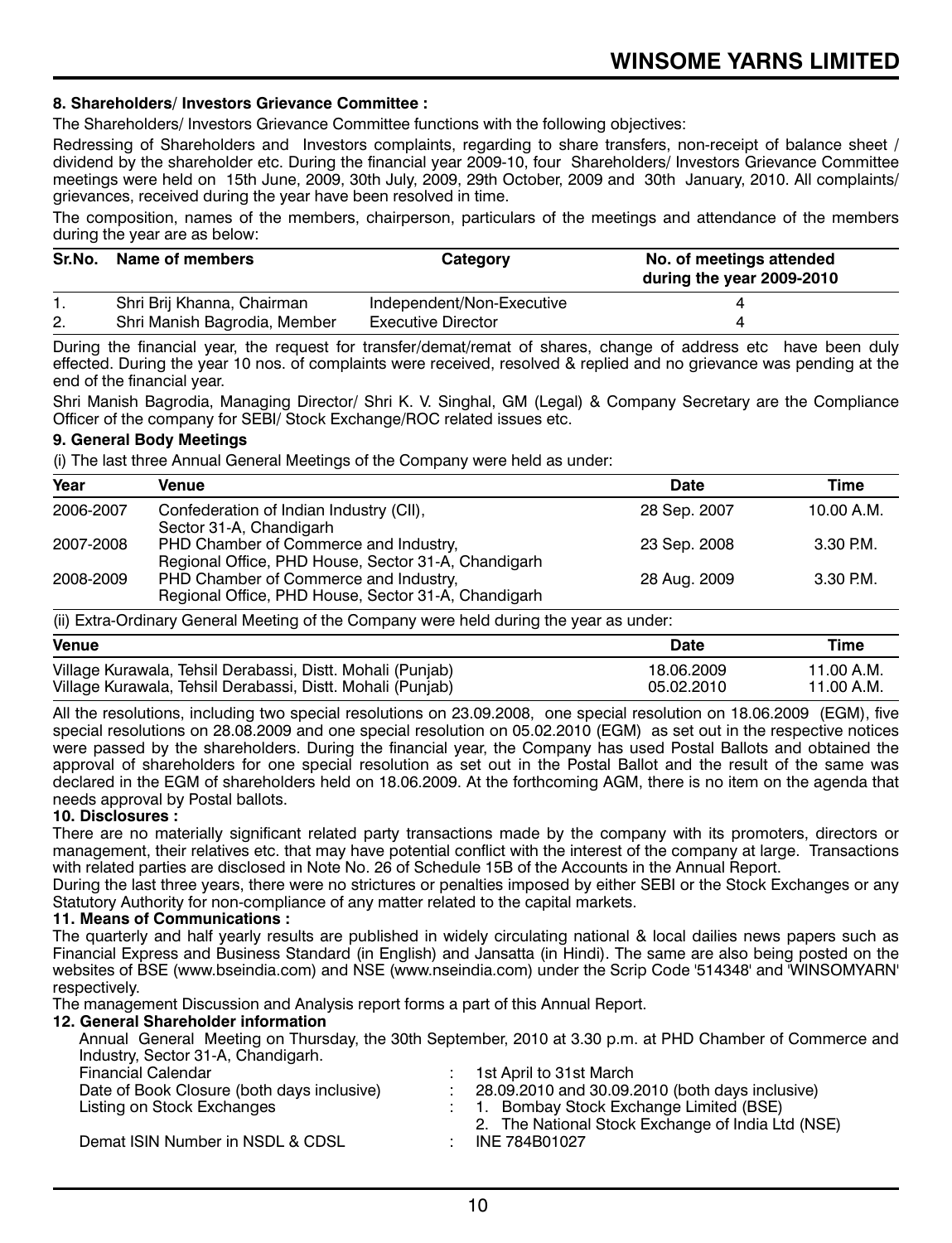### 8. Shareholders/ Investors Grievance Committee :

The Shareholders/ Investors Grievance Committee functions with the following objectives:

Redressing of Shareholders and Investors complaints, regarding to share transfers, non-receipt of balance sheet / dividend by the shareholder etc. During the financial year 2009-10, four Shareholders/ Investors Grievance Committee meetings were held on 15th June, 2009, 30th July, 2009, 29th October, 2009 and 30th January, 2010. All complaints/ grievances, received during the year have been resolved in time.

The composition, names of the members, chairperson, particulars of the meetings and attendance of the members during the year are as below:

| Sr.No. | Name of members | Category | No. of meetings attended during the year 2009-2010 |
|---|---|---|---|
| 1. | Shri Brij Khanna, Chairman | Independent/Non-Executive | 4 |
| 2. | Shri Manish Bagrodia, Member | Executive Director | 4 |

During the financial year, the request for transfer/demat/remat of shares, change of address etc have been duly effected. During the year 10 nos. of complaints were received, resolved & replied and no grievance was pending at the end of the financial year.

Shri Manish Bagrodia, Managing Director/ Shri K. V. Singhal, GM (Legal) & Company Secretary are the Compliance Officer of the company for SEBI/ Stock Exchange/ROC related issues etc.

### 9. General Body Meetings

(i) The last three Annual General Meetings of the Company were held as under:

| Year | Venue | Date | Time |
|---|---|---|---|
| 2006-2007 | Confederation of Indian Industry (CII), Sector 31-A, Chandigarh | 28 Sep. 2007 | 10.00 A.M. |
| 2007-2008 | PHD Chamber of Commerce and Industry, Regional Office, PHD House, Sector 31-A, Chandigarh | 23 Sep. 2008 | 3.30 P.M. |
| 2008-2009 | PHD Chamber of Commerce and Industry, Regional Office, PHD House, Sector 31-A, Chandigarh | 28 Aug. 2009 | 3.30 P.M. |

(ii) Extra-Ordinary General Meeting of the Company were held during the year as under:

| Venue | Date | Time |
|---|---|---|
| Village Kurawala, Tehsil Derabassi, Distt. Mohali (Punjab) | 18.06.2009 | 11.00 A.M. |
| Village Kurawala, Tehsil Derabassi, Distt. Mohali (Punjab) | 05.02.2010 | 11.00 A.M. |

All the resolutions, including two special resolutions on 23.09.2008, one special resolution on 18.06.2009 (EGM), five special resolutions on 28.08.2009 and one special resolution on 05.02.2010 (EGM) as set out in the respective notices were passed by the shareholders. During the financial year, the Company has used Postal Ballots and obtained the approval of shareholders for one special resolution as set out in the Postal Ballot and the result of the same was declared in the EGM of shareholders held on 18.06.2009. At the forthcoming AGM, there is no item on the agenda that needs approval by Postal ballots.

### 10. Disclosures :

There are no materially significant related party transactions made by the company with its promoters, directors or management, their relatives etc. that may have potential conflict with the interest of the company at large. Transactions with related parties are disclosed in Note No. 26 of Schedule 15B of the Accounts in the Annual Report.

During the last three years, there were no strictures or penalties imposed by either SEBI or the Stock Exchanges or any Statutory Authority for non-compliance of any matter related to the capital markets.

### 11. Means of Communications :

The quarterly and half yearly results are published in widely circulating national & local dailies news papers such as Financial Express and Business Standard (in English) and Jansatta (in Hindi). The same are also being posted on the websites of BSE (www.bseindia.com) and NSE (www.nseindia.com) under the Scrip Code '514348' and 'WINSOMYARN' respectively.

The management Discussion and Analysis report forms a part of this Annual Report.

### 12. General Shareholder information

Annual General Meeting on Thursday, the 30th September, 2010 at 3.30 p.m. at PHD Chamber of Commerce and Industry, Sector 31-A, Chandigarh.

| | | |
|---|---|---|
| Financial Calendar | : | 1st April to 31st March |
| Date of Book Closure (both days inclusive) | : | 28.09.2010 and 30.09.2010 (both days inclusive) |
| Listing on Stock Exchanges | : | 1. Bombay Stock Exchange Limited (BSE)<br>2. The National Stock Exchange of India Ltd (NSE) |
| Demat ISIN Number in NSDL & CDSL | : | INE 784B01027 |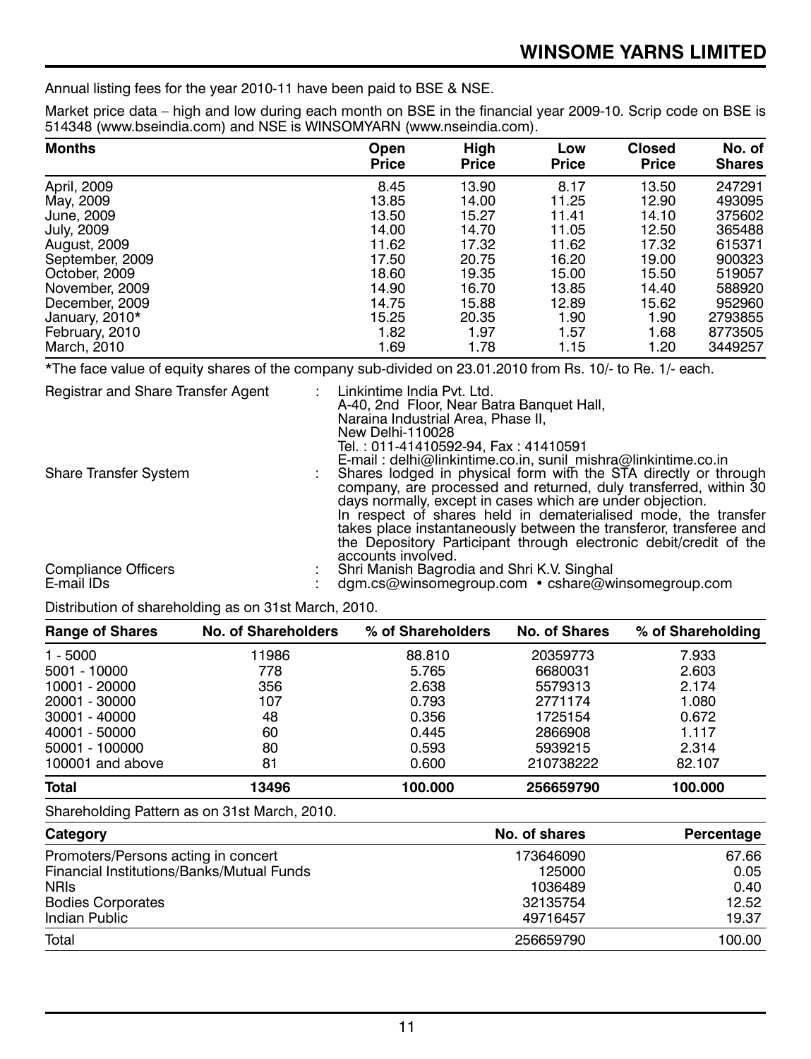Annual listing fees for the year 2010-11 have been paid to BSE & NSE.

Market price data – high and low during each month on BSE in the financial year 2009-10. Scrip code on BSE is 514348 (www.bseindia.com) and NSE is WINSOMYARN (www.nseindia.com).

| Months | Open Price | High Price | Low Price | Closed Price | No. of Shares |
|---|---|---|---|---|---|
| April, 2009 | 8.45 | 13.90 | 8.17 | 13.50 | 247291 |
| May, 2009 | 13.85 | 14.00 | 11.25 | 12.90 | 493095 |
| June, 2009 | 13.50 | 15.27 | 11.41 | 14.10 | 375602 |
| July, 2009 | 14.00 | 14.70 | 11.05 | 12.50 | 365488 |
| August, 2009 | 11.62 | 17.32 | 11.62 | 17.32 | 615371 |
| September, 2009 | 17.50 | 20.75 | 16.20 | 19.00 | 900323 |
| October, 2009 | 18.60 | 19.35 | 15.00 | 15.50 | 519057 |
| November, 2009 | 14.90 | 16.70 | 13.85 | 14.40 | 588920 |
| December, 2009 | 14.75 | 15.88 | 12.89 | 15.62 | 952960 |
| January, 2010* | 15.25 | 20.35 | 1.90 | 1.90 | 2793855 |
| February, 2010 | 1.82 | 1.97 | 1.57 | 1.68 | 8773505 |
| March, 2010 | 1.69 | 1.78 | 1.15 | 1.20 | 3449257 |

*The face value of equity shares of the company sub-divided on 23.01.2010 from Rs. 10/- to Re. 1/- each.

| | | |
|---|---|---|
| Registrar and Share Transfer Agent | : | Linkintime India Pvt. Ltd.<br>A-40, 2nd Floor, Near Batra Banquet Hall,<br>Naraina Industrial Area, Phase II,<br>New Delhi-110028<br>Tel. : 011-41410592-94, Fax : 41410591<br>E-mail : delhi@linkintime.co.in, sunil_mishra@linkintime.co.in |
| Share Transfer System | : | Shares lodged in physical form with the STA directly or through company, are processed and returned, duly transferred, within 30 days normally, except in cases which are under objection.<br>In respect of shares held in dematerialised mode, the transfer takes place instantaneously between the transferor, transferee and the Depository Participant through electronic debit/credit of the accounts involved. |
| Compliance Officers | : | Shri Manish Bagrodia and Shri K.V. Singhal |
| E-mail IDs | : | dgm.cs@winsomegroup.com • cshare@winsomegroup.com |

Distribution of shareholding as on 31st March, 2010.

| Range of Shares | No. of Shareholders | % of Shareholders | No. of Shares | % of Shareholding |
|---|---|---|---|---|
| 1 - 5000 | 11986 | 88.810 | 20359773 | 7.933 |
| 5001 - 10000 | 778 | 5.765 | 6680031 | 2.603 |
| 10001 - 20000 | 356 | 2.638 | 5579313 | 2.174 |
| 20001 - 30000 | 107 | 0.793 | 2771174 | 1.080 |
| 30001 - 40000 | 48 | 0.356 | 1725154 | 0.672 |
| 40001 - 50000 | 60 | 0.445 | 2866908 | 1.117 |
| 50001 - 100000 | 80 | 0.593 | 5939215 | 2.314 |
| 100001 and above | 81 | 0.600 | 210738222 | 82.107 |
| **Total** | **13496** | **100.000** | **256659790** | **100.000** |

Shareholding Pattern as on 31st March, 2010.

| Category | No. of shares | Percentage |
|---|---|---|
| Promoters/Persons acting in concert | 173646090 | 67.66 |
| Financial Institutions/Banks/Mutual Funds | 125000 | 0.05 |
| NRIs | 1036489 | 0.40 |
| Bodies Corporates | 32135754 | 12.52 |
| Indian Public | 49716457 | 19.37 |
| Total | 256659790 | 100.00 |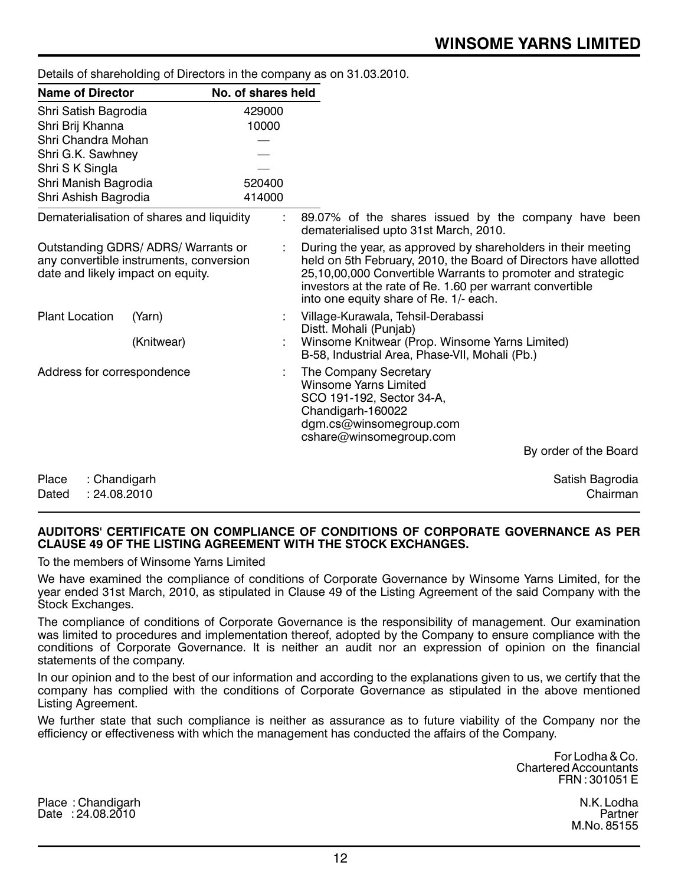Details of shareholding of Directors in the company as on 31.03.2010.

| Name of Director | No. of shares held |
| --- | --- |
| Shri Satish Bagrodia | 429000 |
| Shri Brij Khanna | 10000 |
| Shri Chandra Mohan | — |
| Shri G.K. Sawhney | — |
| Shri S K Singla | — |
| Shri Manish Bagrodia | 520400 |
| Shri Ashish Bagrodia | 414000 |

Dematerialisation of shares and liquidity : 89.07% of the shares issued by the company have been dematerialised upto 31st March, 2010.

Outstanding GDRS/ ADRS/ Warrants or any convertible instruments, conversion date and likely impact on equity. : During the year, as approved by shareholders in their meeting held on 5th February, 2010, the Board of Directors have allotted 25,10,00,000 Convertible Warrants to promoter and strategic investors at the rate of Re. 1.60 per warrant convertible into one equity share of Re. 1/- each.

Plant Location (Yarn) : Village-Kurawala, Tehsil-Derabassi Distt. Mohali (Punjab)

(Knitwear) : Winsome Knitwear (Prop. Winsome Yarns Limited) B-58, Industrial Area, Phase-VII, Mohali (Pb.)

Address for correspondence : The Company Secretary
Winsome Yarns Limited
SCO 191-192, Sector 34-A,
Chandigarh-160022
dgm.cs@winsomegroup.com
cshare@winsomegroup.com

By order of the Board

Place : Chandigarh
Dated : 24.08.2010

Satish Bagrodia
Chairman

**AUDITORS' CERTIFICATE ON COMPLIANCE OF CONDITIONS OF CORPORATE GOVERNANCE AS PER CLAUSE 49 OF THE LISTING AGREEMENT WITH THE STOCK EXCHANGES.**

To the members of Winsome Yarns Limited

We have examined the compliance of conditions of Corporate Governance by Winsome Yarns Limited, for the year ended 31st March, 2010, as stipulated in Clause 49 of the Listing Agreement of the said Company with the Stock Exchanges.

The compliance of conditions of Corporate Governance is the responsibility of management. Our examination was limited to procedures and implementation thereof, adopted by the Company to ensure compliance with the conditions of Corporate Governance. It is neither an audit nor an expression of opinion on the financial statements of the company.

In our opinion and to the best of our information and according to the explanations given to us, we certify that the company has complied with the conditions of Corporate Governance as stipulated in the above mentioned Listing Agreement.

We further state that such compliance is neither as assurance as to future viability of the Company nor the efficiency or effectiveness with which the management has conducted the affairs of the Company.

For Lodha & Co.
Chartered Accountants
FRN : 301051 E

Place : Chandigarh
Date : 24.08.2010

N.K. Lodha
Partner
M.No. 85155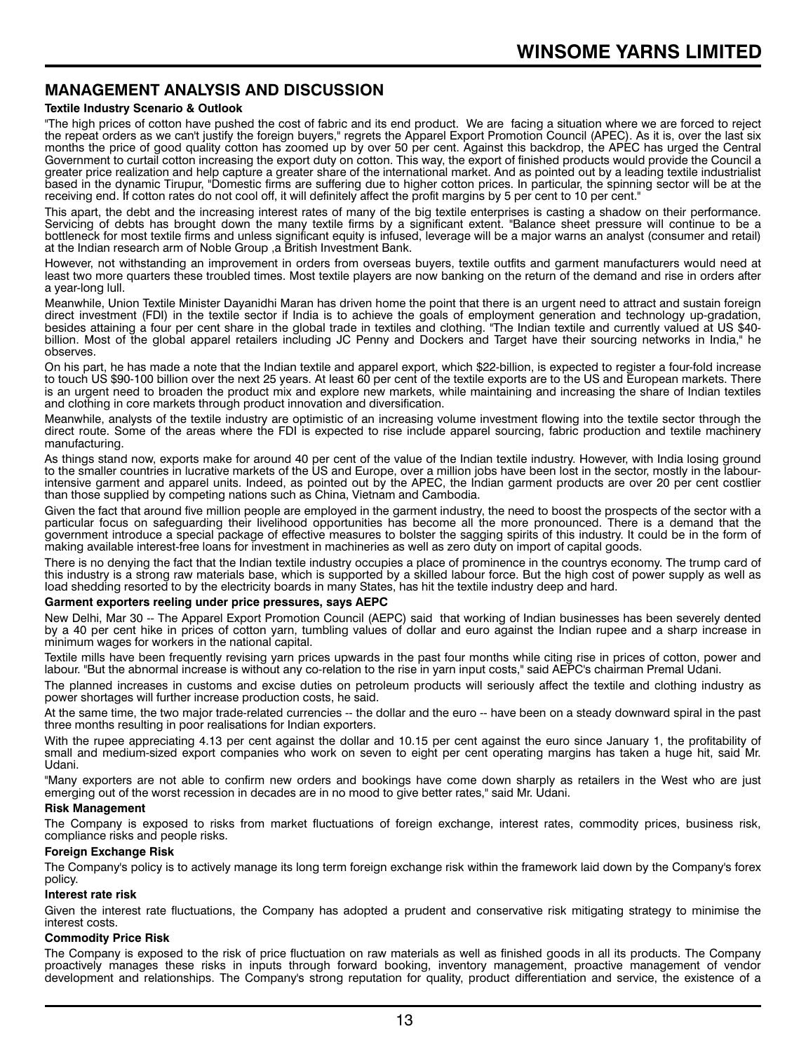## MANAGEMENT ANALYSIS AND DISCUSSION

**Textile Industry Scenario & Outlook**

"The high prices of cotton have pushed the cost of fabric and its end product. We are facing a situation where we are forced to reject the repeat orders as we can't justify the foreign buyers," regrets the Apparel Export Promotion Council (APEC). As it is, over the last six months the price of good quality cotton has zoomed up by over 50 per cent. Against this backdrop, the APEC has urged the Central Government to curtail cotton increasing the export duty on cotton. This way, the export of finished products would provide the Council a greater price realization and help capture a greater share of the international market. And as pointed out by a leading textile industrialist based in the dynamic Tirupur, "Domestic firms are suffering due to higher cotton prices. In particular, the spinning sector will be at the receiving end. If cotton rates do not cool off, it will definitely affect the profit margins by 5 per cent to 10 per cent."

This apart, the debt and the increasing interest rates of many of the big textile enterprises is casting a shadow on their performance. Servicing of debts has brought down the many textile firms by a significant extent. "Balance sheet pressure will continue to be a bottleneck for most textile firms and unless significant equity is infused, leverage will be a major warns an analyst (consumer and retail) at the Indian research arm of Noble Group ,a British Investment Bank.

However, not withstanding an improvement in orders from overseas buyers, textile outfits and garment manufacturers would need at least two more quarters these troubled times. Most textile players are now banking on the return of the demand and rise in orders after a year-long lull.

Meanwhile, Union Textile Minister Dayanidhi Maran has driven home the point that there is an urgent need to attract and sustain foreign direct investment (FDI) in the textile sector if India is to achieve the goals of employment generation and technology up-gradation, besides attaining a four per cent share in the global trade in textiles and clothing. "The Indian textile and currently valued at US $40-billion. Most of the global apparel retailers including JC Penny and Dockers and Target have their sourcing networks in India," he observes.

On his part, he has made a note that the Indian textile and apparel export, which $22-billion, is expected to register a four-fold increase to touch US $90-100 billion over the next 25 years. At least 60 per cent of the textile exports are to the US and European markets. There is an urgent need to broaden the product mix and explore new markets, while maintaining and increasing the share of Indian textiles and clothing in core markets through product innovation and diversification.

Meanwhile, analysts of the textile industry are optimistic of an increasing volume investment flowing into the textile sector through the direct route. Some of the areas where the FDI is expected to rise include apparel sourcing, fabric production and textile machinery manufacturing.

As things stand now, exports make for around 40 per cent of the value of the Indian textile industry. However, with India losing ground to the smaller countries in lucrative markets of the US and Europe, over a million jobs have been lost in the sector, mostly in the labour-intensive garment and apparel units. Indeed, as pointed out by the APEC, the Indian garment products are over 20 per cent costlier than those supplied by competing nations such as China, Vietnam and Cambodia.

Given the fact that around five million people are employed in the garment industry, the need to boost the prospects of the sector with a particular focus on safeguarding their livelihood opportunities has become all the more pronounced. There is a demand that the government introduce a special package of effective measures to bolster the sagging spirits of this industry. It could be in the form of making available interest-free loans for investment in machineries as well as zero duty on import of capital goods.

There is no denying the fact that the Indian textile industry occupies a place of prominence in the countrys economy. The trump card of this industry is a strong raw materials base, which is supported by a skilled labour force. But the high cost of power supply as well as load shedding resorted to by the electricity boards in many States, has hit the textile industry deep and hard.

**Garment exporters reeling under price pressures, says AEPC**

New Delhi, Mar 30 -- The Apparel Export Promotion Council (AEPC) said that working of Indian businesses has been severely dented by a 40 per cent hike in prices of cotton yarn, tumbling values of dollar and euro against the Indian rupee and a sharp increase in minimum wages for workers in the national capital.

Textile mills have been frequently revising yarn prices upwards in the past four months while citing rise in prices of cotton, power and labour. "But the abnormal increase is without any co-relation to the rise in yarn input costs," said AEPC's chairman Premal Udani.

The planned increases in customs and excise duties on petroleum products will seriously affect the textile and clothing industry as power shortages will further increase production costs, he said.

At the same time, the two major trade-related currencies -- the dollar and the euro -- have been on a steady downward spiral in the past three months resulting in poor realisations for Indian exporters.

With the rupee appreciating 4.13 per cent against the dollar and 10.15 per cent against the euro since January 1, the profitability of small and medium-sized export companies who work on seven to eight per cent operating margins has taken a huge hit, said Mr. Udani.

"Many exporters are not able to confirm new orders and bookings have come down sharply as retailers in the West who are just emerging out of the worst recession in decades are in no mood to give better rates," said Mr. Udani.

**Risk Management**

The Company is exposed to risks from market fluctuations of foreign exchange, interest rates, commodity prices, business risk, compliance risks and people risks.

**Foreign Exchange Risk**

The Company's policy is to actively manage its long term foreign exchange risk within the framework laid down by the Company's forex policy.

**Interest rate risk**

Given the interest rate fluctuations, the Company has adopted a prudent and conservative risk mitigating strategy to minimise the interest costs.

**Commodity Price Risk**

The Company is exposed to the risk of price fluctuation on raw materials as well as finished goods in all its products. The Company proactively manages these risks in inputs through forward booking, inventory management, proactive management of vendor development and relationships. The Company's strong reputation for quality, product differentiation and service, the existence of a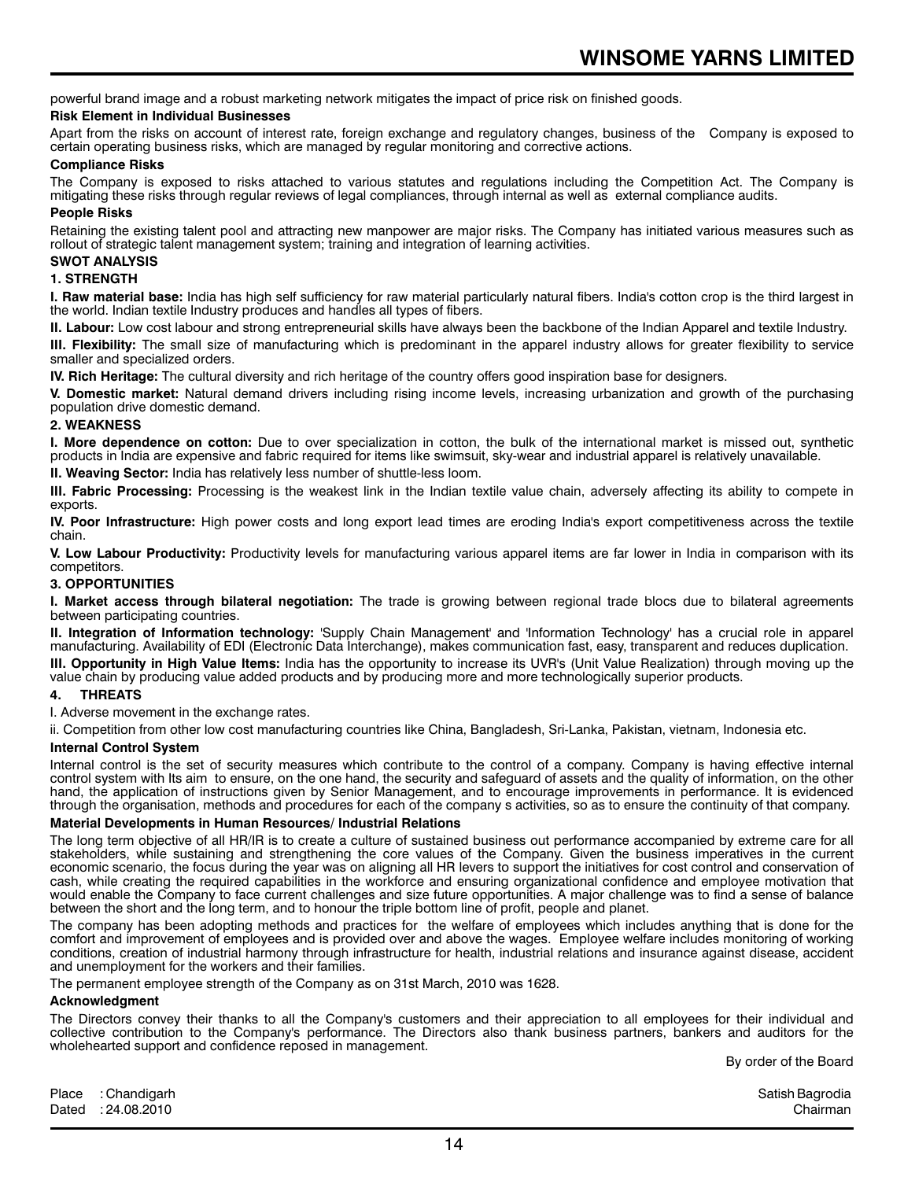powerful brand image and a robust marketing network mitigates the impact of price risk on finished goods.

**Risk Element in Individual Businesses**

Apart from the risks on account of interest rate, foreign exchange and regulatory changes, business of the Company is exposed to certain operating business risks, which are managed by regular monitoring and corrective actions.

**Compliance Risks**

The Company is exposed to risks attached to various statutes and regulations including the Competition Act. The Company is mitigating these risks through regular reviews of legal compliances, through internal as well as external compliance audits.

**People Risks**

Retaining the existing talent pool and attracting new manpower are major risks. The Company has initiated various measures such as rollout of strategic talent management system; training and integration of learning activities.

**SWOT ANALYSIS**

**1. STRENGTH**

**I. Raw material base:** India has high self sufficiency for raw material particularly natural fibers. India's cotton crop is the third largest in the world. Indian textile Industry produces and handles all types of fibers.

**II. Labour:** Low cost labour and strong entrepreneurial skills have always been the backbone of the Indian Apparel and textile Industry.

**III. Flexibility:** The small size of manufacturing which is predominant in the apparel industry allows for greater flexibility to service smaller and specialized orders.

**IV. Rich Heritage:** The cultural diversity and rich heritage of the country offers good inspiration base for designers.

**V. Domestic market:** Natural demand drivers including rising income levels, increasing urbanization and growth of the purchasing population drive domestic demand.

**2. WEAKNESS**

**I. More dependence on cotton:** Due to over specialization in cotton, the bulk of the international market is missed out, synthetic products in India are expensive and fabric required for items like swimsuit, sky-wear and industrial apparel is relatively unavailable.

**II. Weaving Sector:** India has relatively less number of shuttle-less loom.

**III. Fabric Processing:** Processing is the weakest link in the Indian textile value chain, adversely affecting its ability to compete in exports.

**IV. Poor Infrastructure:** High power costs and long export lead times are eroding India's export competitiveness across the textile chain.

**V. Low Labour Productivity:** Productivity levels for manufacturing various apparel items are far lower in India in comparison with its competitors.

**3. OPPORTUNITIES**

**I. Market access through bilateral negotiation:** The trade is growing between regional trade blocs due to bilateral agreements between participating countries.

**II. Integration of Information technology:** 'Supply Chain Management' and 'Information Technology' has a crucial role in apparel manufacturing. Availability of EDI (Electronic Data Interchange), makes communication fast, easy, transparent and reduces duplication.

**III. Opportunity in High Value Items:** India has the opportunity to increase its UVR's (Unit Value Realization) through moving up the value chain by producing value added products and by producing more and more technologically superior products.

**4. THREATS**

I. Adverse movement in the exchange rates.

ii. Competition from other low cost manufacturing countries like China, Bangladesh, Sri-Lanka, Pakistan, vietnam, Indonesia etc.

**Internal Control System**

Internal control is the set of security measures which contribute to the control of a company. Company is having effective internal control system with Its aim to ensure, on the one hand, the security and safeguard of assets and the quality of information, on the other hand, the application of instructions given by Senior Management, and to encourage improvements in performance. It is evidenced through the organisation, methods and procedures for each of the company s activities, so as to ensure the continuity of that company.

**Material Developments in Human Resources/ Industrial Relations**

The long term objective of all HR/IR is to create a culture of sustained business out performance accompanied by extreme care for all stakeholders, while sustaining and strengthening the core values of the Company. Given the business imperatives in the current economic scenario, the focus during the year was on aligning all HR levers to support the initiatives for cost control and conservation of cash, while creating the required capabilities in the workforce and ensuring organizational confidence and employee motivation that would enable the Company to face current challenges and size future opportunities. A major challenge was to find a sense of balance between the short and the long term, and to honour the triple bottom line of profit, people and planet.

The company has been adopting methods and practices for the welfare of employees which includes anything that is done for the comfort and improvement of employees and is provided over and above the wages. Employee welfare includes monitoring of working conditions, creation of industrial harmony through infrastructure for health, industrial relations and insurance against disease, accident and unemployment for the workers and their families.

The permanent employee strength of the Company as on 31st March, 2010 was 1628.

**Acknowledgment**

The Directors convey their thanks to all the Company's customers and their appreciation to all employees for their individual and collective contribution to the Company's performance. The Directors also thank business partners, bankers and auditors for the wholehearted support and confidence reposed in management.

By order of the Board

Place : Chandigarh
Dated : 24.08.2010

Satish Bagrodia
Chairman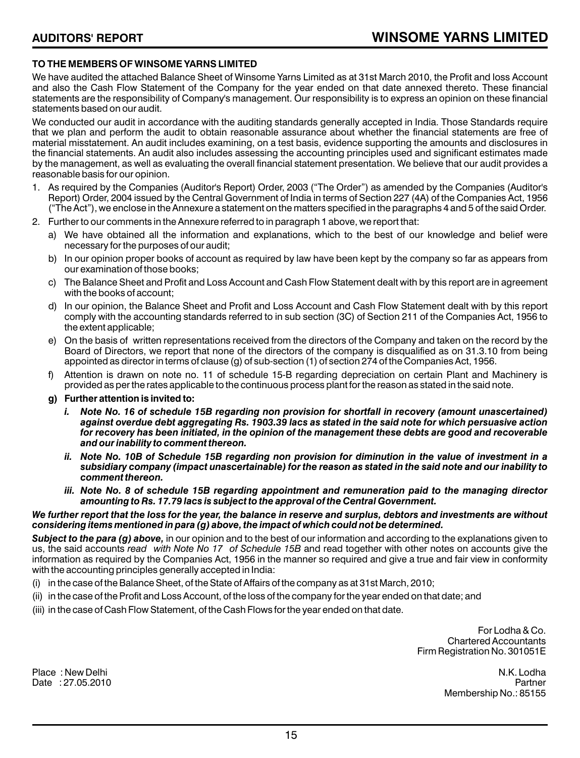# AUDITORS' REPORT

## TO THE MEMBERS OF WINSOME YARNS LIMITED

We have audited the attached Balance Sheet of Winsome Yarns Limited as at 31st March 2010, the Profit and loss Account and also the Cash Flow Statement of the Company for the year ended on that date annexed thereto. These financial statements are the responsibility of Company's management. Our responsibility is to express an opinion on these financial statements based on our audit.

We conducted our audit in accordance with the auditing standards generally accepted in India. Those Standards require that we plan and perform the audit to obtain reasonable assurance about whether the financial statements are free of material misstatement. An audit includes examining, on a test basis, evidence supporting the amounts and disclosures in the financial statements. An audit also includes assessing the accounting principles used and significant estimates made by the management, as well as evaluating the overall financial statement presentation. We believe that our audit provides a reasonable basis for our opinion.

1. As required by the Companies (Auditor's Report) Order, 2003 ("The Order") as amended by the Companies (Auditor's Report) Order, 2004 issued by the Central Government of India in terms of Section 227 (4A) of the Companies Act, 1956 ("The Act"), we enclose in the Annexure a statement on the matters specified in the paragraphs 4 and 5 of the said Order.
2. Further to our comments in the Annexure referred to in paragraph 1 above, we report that:
   a) We have obtained all the information and explanations, which to the best of our knowledge and belief were necessary for the purposes of our audit;
   b) In our opinion proper books of account as required by law have been kept by the company so far as appears from our examination of those books;
   c) The Balance Sheet and Profit and Loss Account and Cash Flow Statement dealt with by this report are in agreement with the books of account;
   d) In our opinion, the Balance Sheet and Profit and Loss Account and Cash Flow Statement dealt with by this report comply with the accounting standards referred to in sub section (3C) of Section 211 of the Companies Act, 1956 to the extent applicable;
   e) On the basis of written representations received from the directors of the Company and taken on the record by the Board of Directors, we report that none of the directors of the company is disqualified as on 31.3.10 from being appointed as director in terms of clause (g) of sub-section (1) of section 274 of the Companies Act, 1956.
   f) Attention is drawn on note no. 11 of schedule 15-B regarding depreciation on certain Plant and Machinery is provided as per the rates applicable to the continuous process plant for the reason as stated in the said note.
   **g) Further attention is invited to:**
      ***i. Note No. 16 of schedule 15B regarding non provision for shortfall in recovery (amount unascertained) against overdue debt aggregating Rs. 1903.39 lacs as stated in the said note for which persuasive action for recovery has been initiated, in the opinion of the management these debts are good and recoverable and our inability to comment thereon.***
      ***ii. Note No. 10B of Schedule 15B regarding non provision for diminution in the value of investment in a subsidiary company (impact unascertainable) for the reason as stated in the said note and our inability to comment thereon.***
      ***iii. Note No. 8 of schedule 15B regarding appointment and remuneration paid to the managing director amounting to Rs. 17.79 lacs is subject to the approval of the Central Government.***

***We further report that the loss for the year, the balance in reserve and surplus, debtors and investments are without considering items mentioned in para (g) above, the impact of which could not be determined.***

***Subject to the para (g) above,*** in our opinion and to the best of our information and according to the explanations given to us, the said accounts *read with Note No 17 of Schedule 15B* and read together with other notes on accounts give the information as required by the Companies Act, 1956 in the manner so required and give a true and fair view in conformity with the accounting principles generally accepted in India:

(i) in the case of the Balance Sheet, of the State of Affairs of the company as at 31st March, 2010;

(ii) in the case of the Profit and Loss Account, of the loss of the company for the year ended on that date; and

(iii) in the case of Cash Flow Statement, of the Cash Flows for the year ended on that date.

For Lodha & Co.
Chartered Accountants
Firm Registration No. 301051E

Place : New Delhi
Date : 27.05.2010

N.K. Lodha
Partner
Membership No.: 85155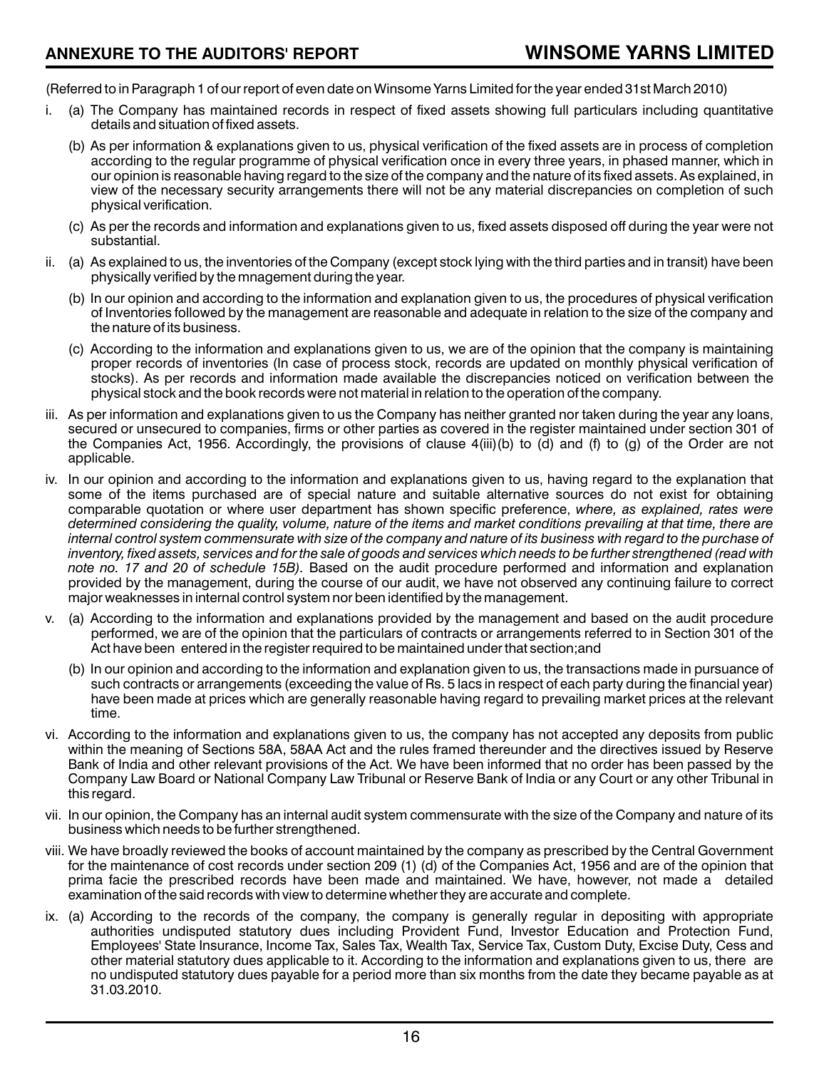## ANNEXURE TO THE AUDITORS' REPORT

(Referred to in Paragraph 1 of our report of even date on Winsome Yarns Limited for the year ended 31st March 2010)

i. (a) The Company has maintained records in respect of fixed assets showing full particulars including quantitative details and situation of fixed assets.

   (b) As per information & explanations given to us, physical verification of the fixed assets are in process of completion according to the regular programme of physical verification once in every three years, in phased manner, which in our opinion is reasonable having regard to the size of the company and the nature of its fixed assets. As explained, in view of the necessary security arrangements there will not be any material discrepancies on completion of such physical verification.

   (c) As per the records and information and explanations given to us, fixed assets disposed off during the year were not substantial.

ii. (a) As explained to us, the inventories of the Company (except stock lying with the third parties and in transit) have been physically verified by the mnagement during the year.

   (b) In our opinion and according to the information and explanation given to us, the procedures of physical verification of Inventories followed by the management are reasonable and adequate in relation to the size of the company and the nature of its business.

   (c) According to the information and explanations given to us, we are of the opinion that the company is maintaining proper records of inventories (In case of process stock, records are updated on monthly physical verification of stocks). As per records and information made available the discrepancies noticed on verification between the physical stock and the book records were not material in relation to the operation of the company.

iii. As per information and explanations given to us the Company has neither granted nor taken during the year any loans, secured or unsecured to companies, firms or other parties as covered in the register maintained under section 301 of the Companies Act, 1956. Accordingly, the provisions of clause 4(iii)(b) to (d) and (f) to (g) of the Order are not applicable.

iv. In our opinion and according to the information and explanations given to us, having regard to the explanation that some of the items purchased are of special nature and suitable alternative sources do not exist for obtaining comparable quotation or where user department has shown specific preference, *where, as explained, rates were determined considering the quality, volume, nature of the items and market conditions prevailing at that time, there are internal control system commensurate with size of the company and nature of its business with regard to the purchase of inventory, fixed assets, services and for the sale of goods and services which needs to be further strengthened (read with note no. 17 and 20 of schedule 15B).* Based on the audit procedure performed and information and explanation provided by the management, during the course of our audit, we have not observed any continuing failure to correct major weaknesses in internal control system nor been identified by the management.

v. (a) According to the information and explanations provided by the management and based on the audit procedure performed, we are of the opinion that the particulars of contracts or arrangements referred to in Section 301 of the Act have been entered in the register required to be maintained under that section;and

   (b) In our opinion and according to the information and explanation given to us, the transactions made in pursuance of such contracts or arrangements (exceeding the value of Rs. 5 lacs in respect of each party during the financial year) have been made at prices which are generally reasonable having regard to prevailing market prices at the relevant time.

vi. According to the information and explanations given to us, the company has not accepted any deposits from public within the meaning of Sections 58A, 58AA Act and the rules framed thereunder and the directives issued by Reserve Bank of India and other relevant provisions of the Act. We have been informed that no order has been passed by the Company Law Board or National Company Law Tribunal or Reserve Bank of India or any Court or any other Tribunal in this regard.

vii. In our opinion, the Company has an internal audit system commensurate with the size of the Company and nature of its business which needs to be further strengthened.

viii. We have broadly reviewed the books of account maintained by the company as prescribed by the Central Government for the maintenance of cost records under section 209 (1) (d) of the Companies Act, 1956 and are of the opinion that prima facie the prescribed records have been made and maintained. We have, however, not made a detailed examination of the said records with view to determine whether they are accurate and complete.

ix. (a) According to the records of the company, the company is generally regular in depositing with appropriate authorities undisputed statutory dues including Provident Fund, Investor Education and Protection Fund, Employees' State Insurance, Income Tax, Sales Tax, Wealth Tax, Service Tax, Custom Duty, Excise Duty, Cess and other material statutory dues applicable to it. According to the information and explanations given to us, there are no undisputed statutory dues payable for a period more than six months from the date they became payable as at 31.03.2010.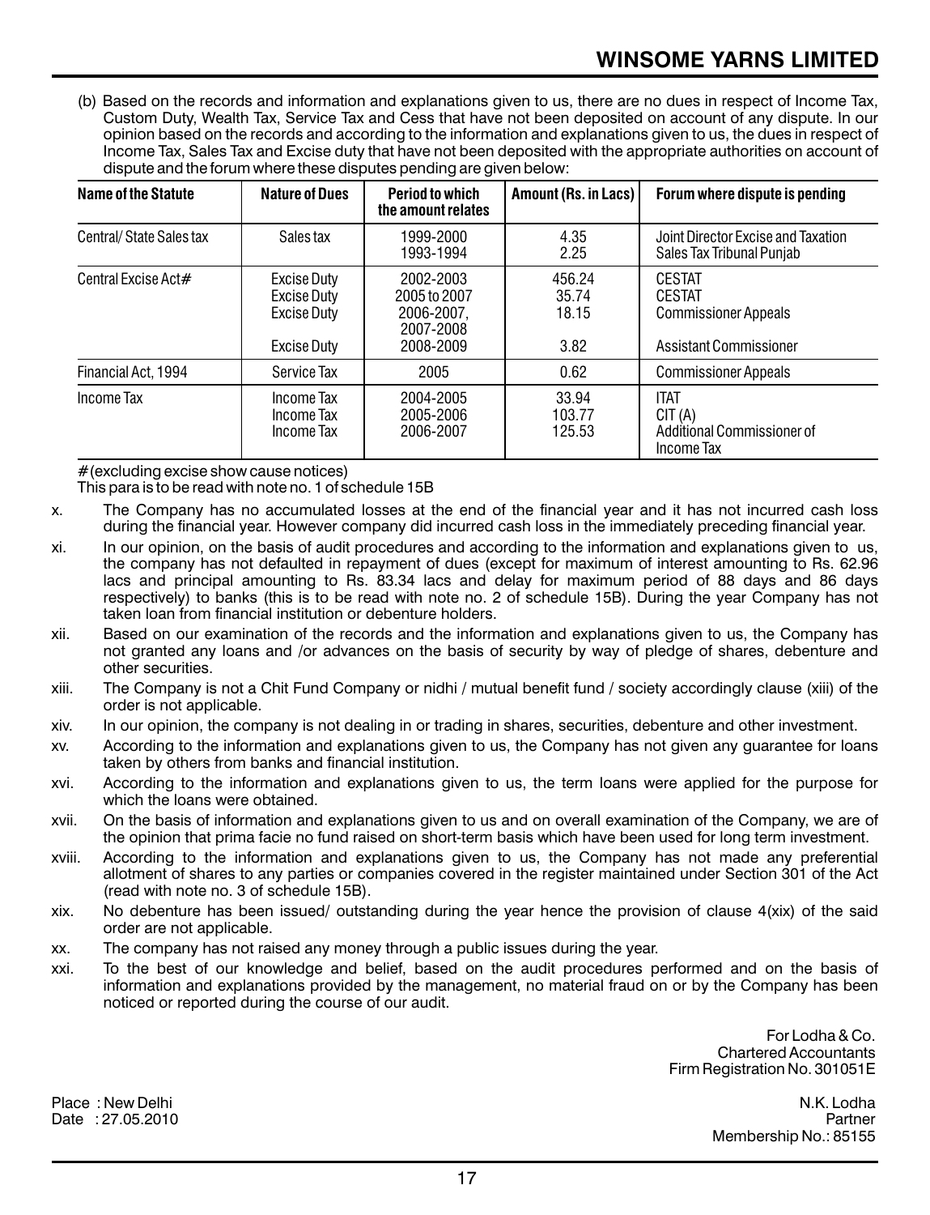(b) Based on the records and information and explanations given to us, there are no dues in respect of Income Tax, Custom Duty, Wealth Tax, Service Tax and Cess that have not been deposited on account of any dispute. In our opinion based on the records and according to the information and explanations given to us, the dues in respect of Income Tax, Sales Tax and Excise duty that have not been deposited with the appropriate authorities on account of dispute and the forum where these disputes pending are given below:

| Name of the Statute | Nature of Dues | Period to which the amount relates | Amount (Rs. in Lacs) | Forum where dispute is pending |
|---|---|---|---|---|
| Central/ State Sales tax | Sales tax | 1999-2000<br>1993-1994 | 4.35<br>2.25 | Joint Director Excise and Taxation<br>Sales Tax Tribunal Punjab |
| Central Excise Act# | Excise Duty<br>Excise Duty<br>Excise Duty<br><br>Excise Duty | 2002-2003<br>2005 to 2007<br>2006-2007,<br>2007-2008<br>2008-2009 | 456.24<br>35.74<br>18.15<br><br>3.82 | CESTAT<br>CESTAT<br>Commissioner Appeals<br><br>Assistant Commissioner |
| Financial Act, 1994 | Service Tax | 2005 | 0.62 | Commissioner Appeals |
| Income Tax | Income Tax<br>Income Tax<br>Income Tax | 2004-2005<br>2005-2006<br>2006-2007 | 33.94<br>103.77<br>125.53 | ITAT<br>CIT (A)<br>Additional Commissioner of Income Tax |

# (excluding excise show cause notices)
This para is to be read with note no. 1 of schedule 15B

x. The Company has no accumulated losses at the end of the financial year and it has not incurred cash loss during the financial year. However company did incurred cash loss in the immediately preceding financial year.

xi. In our opinion, on the basis of audit procedures and according to the information and explanations given to us, the company has not defaulted in repayment of dues (except for maximum of interest amounting to Rs. 62.96 lacs and principal amounting to Rs. 83.34 lacs and delay for maximum period of 88 days and 86 days respectively) to banks (this is to be read with note no. 2 of schedule 15B). During the year Company has not taken loan from financial institution or debenture holders.

xii. Based on our examination of the records and the information and explanations given to us, the Company has not granted any loans and /or advances on the basis of security by way of pledge of shares, debenture and other securities.

xiii. The Company is not a Chit Fund Company or nidhi / mutual benefit fund / society accordingly clause (xiii) of the order is not applicable.

xiv. In our opinion, the company is not dealing in or trading in shares, securities, debenture and other investment.

xv. According to the information and explanations given to us, the Company has not given any guarantee for loans taken by others from banks and financial institution.

xvi. According to the information and explanations given to us, the term loans were applied for the purpose for which the loans were obtained.

xvii. On the basis of information and explanations given to us and on overall examination of the Company, we are of the opinion that prima facie no fund raised on short-term basis which have been used for long term investment.

xviii. According to the information and explanations given to us, the Company has not made any preferential allotment of shares to any parties or companies covered in the register maintained under Section 301 of the Act (read with note no. 3 of schedule 15B).

xix. No debenture has been issued/ outstanding during the year hence the provision of clause 4(xix) of the said order are not applicable.

xx. The company has not raised any money through a public issues during the year.

xxi. To the best of our knowledge and belief, based on the audit procedures performed and on the basis of information and explanations provided by the management, no material fraud on or by the Company has been noticed or reported during the course of our audit.

For Lodha & Co.
Chartered Accountants
Firm Registration No. 301051E

Place : New Delhi
Date : 27.05.2010

N.K. Lodha
Partner
Membership No.: 85155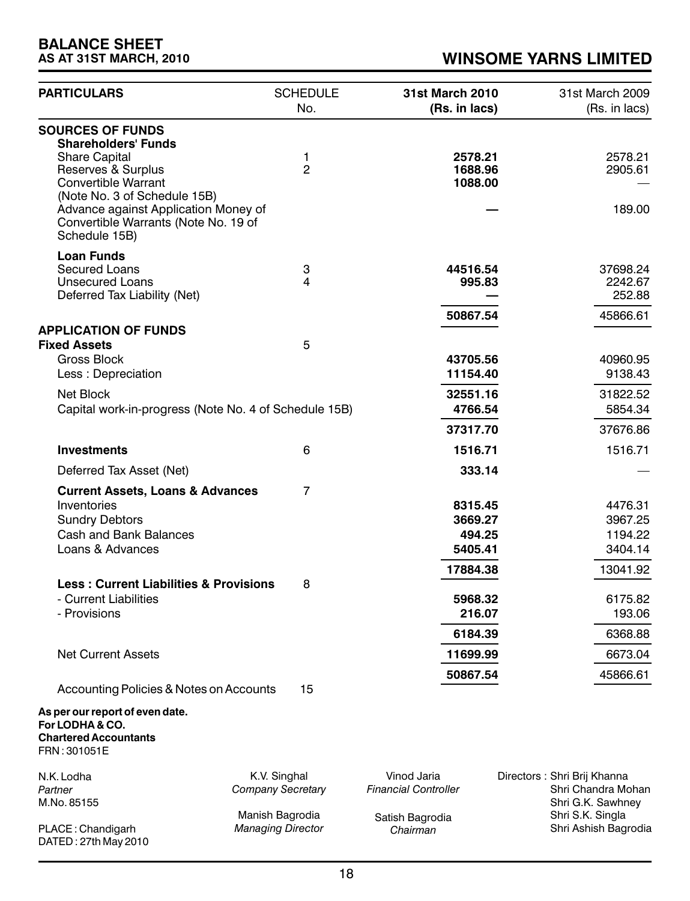# BALANCE SHEET
## AS AT 31ST MARCH, 2010

## WINSOME YARNS LIMITED

| PARTICULARS | SCHEDULE No. | 31st March 2010 (Rs. in lacs) | 31st March 2009 (Rs. in lacs) |
|---|---|---|---|
| **SOURCES OF FUNDS** | | | |
| **Shareholders' Funds** | | | |
| Share Capital | 1 | **2578.21** | 2578.21 |
| Reserves & Surplus | 2 | **1688.96** | 2905.61 |
| Convertible Warrant (Note No. 3 of Schedule 15B) | | **1088.00** | — |
| Advance against Application Money of Convertible Warrants (Note No. 19 of Schedule 15B) | | **—** | 189.00 |
| **Loan Funds** | | | |
| Secured Loans | 3 | **44516.54** | 37698.24 |
| Unsecured Loans | 4 | **995.83** | 2242.67 |
| Deferred Tax Liability (Net) | | **—** | 252.88 |
| | | **50867.54** | 45866.61 |
| **APPLICATION OF FUNDS** | | | |
| **Fixed Assets** | 5 | | |
| Gross Block | | **43705.56** | 40960.95 |
| Less : Depreciation | | **11154.40** | 9138.43 |
| Net Block | | **32551.16** | 31822.52 |
| Capital work-in-progress (Note No. 4 of Schedule 15B) | | **4766.54** | 5854.34 |
| | | **37317.70** | 37676.86 |
| **Investments** | 6 | **1516.71** | 1516.71 |
| Deferred Tax Asset (Net) | | **333.14** | — |
| **Current Assets, Loans & Advances** | 7 | | |
| Inventories | | **8315.45** | 4476.31 |
| Sundry Debtors | | **3669.27** | 3967.25 |
| Cash and Bank Balances | | **494.25** | 1194.22 |
| Loans & Advances | | **5405.41** | 3404.14 |
| | | **17884.38** | 13041.92 |
| **Less : Current Liabilities & Provisions** | 8 | | |
| - Current Liabilities | | **5968.32** | 6175.82 |
| - Provisions | | **216.07** | 193.06 |
| | | **6184.39** | 6368.88 |
| Net Current Assets | | **11699.99** | 6673.04 |
| | | **50867.54** | 45866.61 |
| Accounting Policies & Notes on Accounts | 15 | | |

**As per our report of even date.**
**For LODHA & CO.**
**Chartered Accountants**
FRN : 301051E

N.K. Lodha
*Partner*
M.No. 85155

PLACE : Chandigarh
DATED : 27th May 2010

K.V. Singhal
*Company Secretary*

Manish Bagrodia
*Managing Director*

Vinod Jaria
*Financial Controller*

Satish Bagrodia
*Chairman*

Directors : Shri Brij Khanna
Shri Chandra Mohan
Shri G.K. Sawhney
Shri S.K. Singla
Shri Ashish Bagrodia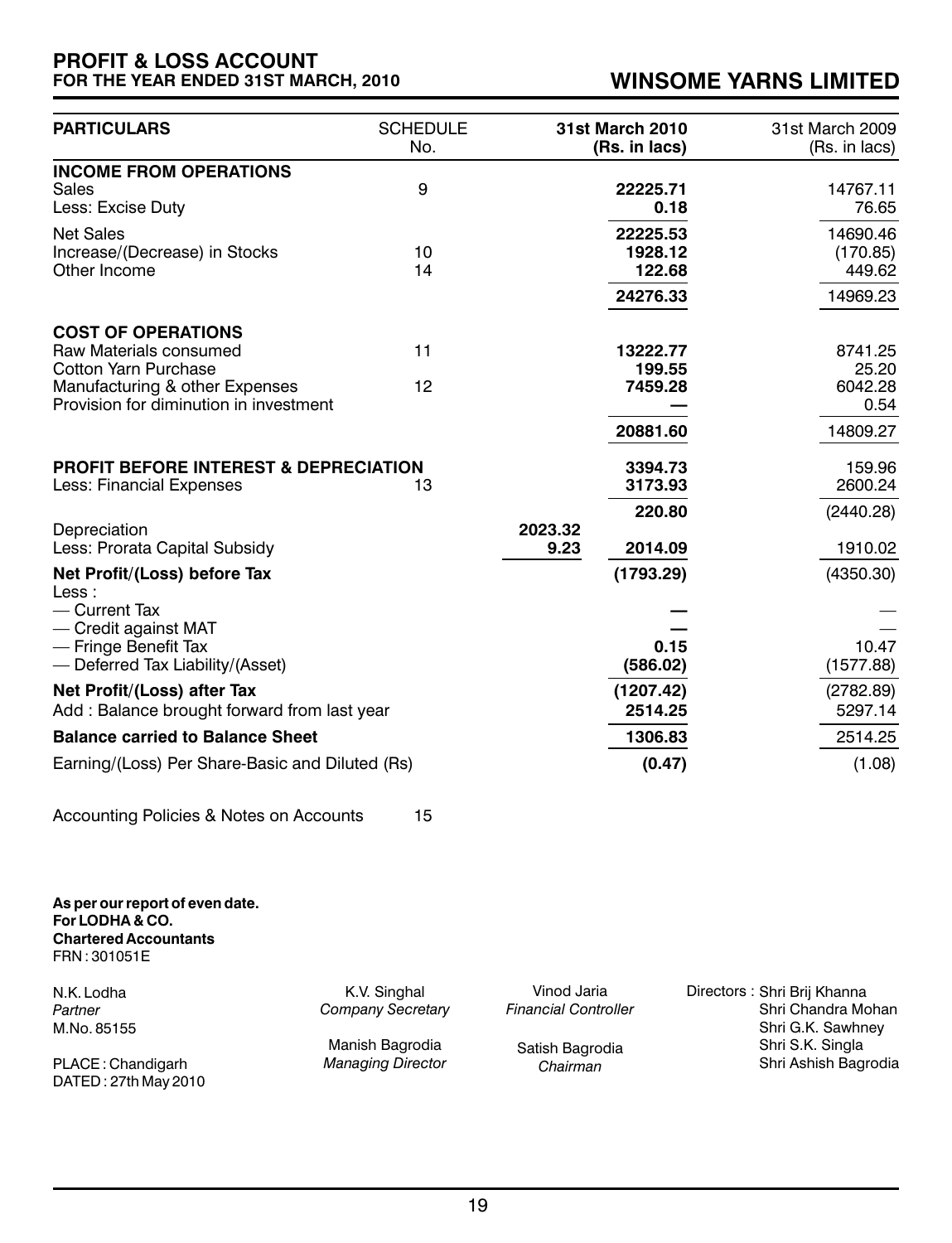# PROFIT & LOSS ACCOUNT
## FOR THE YEAR ENDED 31ST MARCH, 2010

## WINSOME YARNS LIMITED

| PARTICULARS | SCHEDULE No. | | 31st March 2010 (Rs. in lacs) | 31st March 2009 (Rs. in lacs) |
|---|---|---|---|---|
| **INCOME FROM OPERATIONS** | | | | |
| Sales | 9 | | **22225.71** | 14767.11 |
| Less: Excise Duty | | | **0.18** | 76.65 |
| Net Sales | | | **22225.53** | 14690.46 |
| Increase/(Decrease) in Stocks | 10 | | **1928.12** | (170.85) |
| Other Income | 14 | | **122.68** | 449.62 |
| | | | **24276.33** | 14969.23 |
| **COST OF OPERATIONS** | | | | |
| Raw Materials consumed | 11 | | **13222.77** | 8741.25 |
| Cotton Yarn Purchase | | | **199.55** | 25.20 |
| Manufacturing & other Expenses | 12 | | **7459.28** | 6042.28 |
| Provision for diminution in investment | | | **—** | 0.54 |
| | | | **20881.60** | 14809.27 |
| **PROFIT BEFORE INTEREST & DEPRECIATION** | | | **3394.73** | 159.96 |
| Less: Financial Expenses | 13 | | **3173.93** | 2600.24 |
| | | | **220.80** | (2440.28) |
| Depreciation | | **2023.32** | | |
| Less: Prorata Capital Subsidy | | **9.23** | **2014.09** | 1910.02 |
| **Net Profit/(Loss) before Tax** | | | **(1793.29)** | (4350.30) |
| Less : | | | | |
| — Current Tax | | | **—** | — |
| — Credit against MAT | | | **—** | — |
| — Fringe Benefit Tax | | | **0.15** | 10.47 |
| — Deferred Tax Liability/(Asset) | | | **(586.02)** | (1577.88) |
| **Net Profit/(Loss) after Tax** | | | **(1207.42)** | (2782.89) |
| Add : Balance brought forward from last year | | | **2514.25** | 5297.14 |
| **Balance carried to Balance Sheet** | | | **1306.83** | 2514.25 |
| Earning/(Loss) Per Share-Basic and Diluted (Rs) | | | **(0.47)** | (1.08) |

Accounting Policies & Notes on Accounts 15

**As per our report of even date.**
**For LODHA & CO.**
**Chartered Accountants**
FRN : 301051E

N.K. Lodha
*Partner*
M.No. 85155

PLACE : Chandigarh
DATED : 27th May 2010

K.V. Singhal
*Company Secretary*

Manish Bagrodia
*Managing Director*

Vinod Jaria
*Financial Controller*

Satish Bagrodia
*Chairman*

Directors : Shri Brij Khanna
Shri Chandra Mohan
Shri G.K. Sawhney
Shri S.K. Singla
Shri Ashish Bagrodia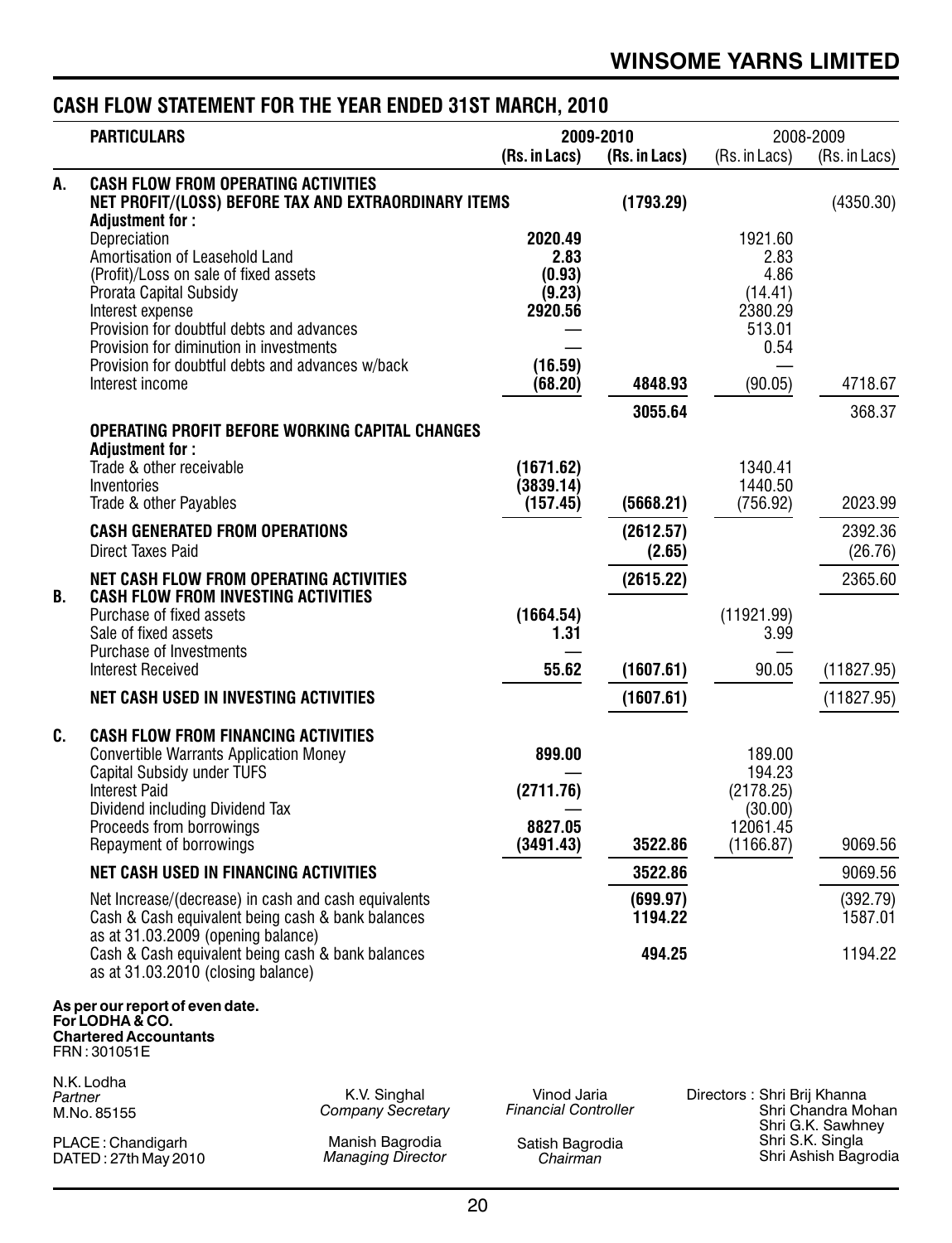## WINSOME YARNS LIMITED

## CASH FLOW STATEMENT FOR THE YEAR ENDED 31ST MARCH, 2010

| | PARTICULARS | 2009-2010 (Rs. in Lacs) | 2009-2010 (Rs. in Lacs) | 2008-2009 (Rs. in Lacs) | 2008-2009 (Rs. in Lacs) |
|---|---|---|---|---|---|
| **A.** | **CASH FLOW FROM OPERATING ACTIVITIES** | | | | |
| | **NET PROFIT/(LOSS) BEFORE TAX AND EXTRAORDINARY ITEMS** | | **(1793.29)** | | (4350.30) |
| | **Adjustment for :** | | | | |
| | Depreciation | **2020.49** | | 1921.60 | |
| | Amortisation of Leasehold Land | **2.83** | | 2.83 | |
| | (Profit)/Loss on sale of fixed assets | **(0.93)** | | 4.86 | |
| | Prorata Capital Subsidy | **(9.23)** | | (14.41) | |
| | Interest expense | **2920.56** | | 2380.29 | |
| | Provision for doubtful debts and advances | — | | 513.01 | |
| | Provision for diminution in investments | — | | 0.54 | |
| | Provision for doubtful debts and advances w/back | **(16.59)** | | — | |
| | Interest income | **(68.20)** | **4848.93** | (90.05) | 4718.67 |
| | | | **3055.64** | | 368.37 |
| | **OPERATING PROFIT BEFORE WORKING CAPITAL CHANGES** | | | | |
| | **Adjustment for :** | | | | |
| | Trade & other receivable | **(1671.62)** | | 1340.41 | |
| | Inventories | **(3839.14)** | | 1440.50 | |
| | Trade & other Payables | **(157.45)** | **(5668.21)** | (756.92) | 2023.99 |
| | **CASH GENERATED FROM OPERATIONS** | | **(2612.57)** | | 2392.36 |
| | Direct Taxes Paid | | **(2.65)** | | (26.76) |
| | **NET CASH FLOW FROM OPERATING ACTIVITIES** | | **(2615.22)** | | 2365.60 |
| **B.** | **CASH FLOW FROM INVESTING ACTIVITIES** | | | | |
| | Purchase of fixed assets | **(1664.54)** | | (11921.99) | |
| | Sale of fixed assets | **1.31** | | 3.99 | |
| | Purchase of Investments | — | | — | |
| | Interest Received | **55.62** | **(1607.61)** | 90.05 | (11827.95) |
| | **NET CASH USED IN INVESTING ACTIVITIES** | | **(1607.61)** | | (11827.95) |
| **C.** | **CASH FLOW FROM FINANCING ACTIVITIES** | | | | |
| | Convertible Warrants Application Money | **899.00** | | 189.00 | |
| | Capital Subsidy under TUFS | — | | 194.23 | |
| | Interest Paid | **(2711.76)** | | (2178.25) | |
| | Dividend including Dividend Tax | — | | (30.00) | |
| | Proceeds from borrowings | **8827.05** | | 12061.45 | |
| | Repayment of borrowings | **(3491.43)** | **3522.86** | (1166.87) | 9069.56 |
| | **NET CASH USED IN FINANCING ACTIVITIES** | | **3522.86** | | 9069.56 |
| | Net Increase/(decrease) in cash and cash equivalents | | **(699.97)** | | (392.79) |
| | Cash & Cash equivalent being cash & bank balances as at 31.03.2009 (opening balance) | | **1194.22** | | 1587.01 |
| | Cash & Cash equivalent being cash & bank balances as at 31.03.2010 (closing balance) | | **494.25** | | 1194.22 |

**As per our report of even date.**
**For LODHA & CO.**
**Chartered Accountants**
FRN : 301051E

N.K. Lodha
*Partner*
M.No. 85155

PLACE : Chandigarh
DATED : 27th May 2010

K.V. Singhal
*Company Secretary*

Manish Bagrodia
*Managing Director*

Vinod Jaria
*Financial Controller*

Satish Bagrodia
*Chairman*

Directors : Shri Brij Khanna
Shri Chandra Mohan
Shri G.K. Sawhney
Shri S.K. Singla
Shri Ashish Bagrodia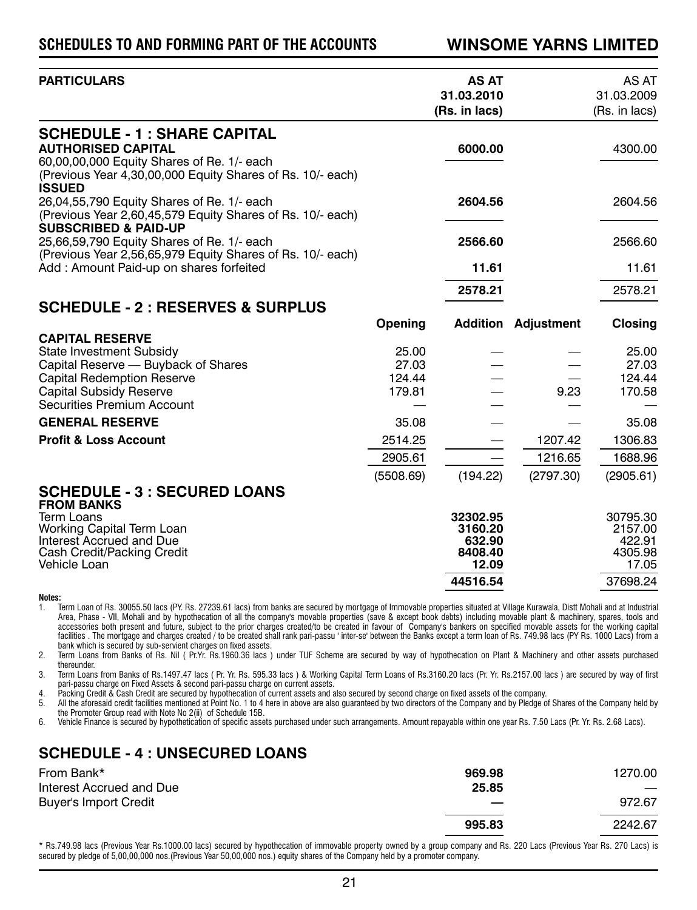| PARTICULARS | | AS AT 31.03.2010 (Rs. in lacs) | | AS AT 31.03.2009 (Rs. in lacs) |
|---|---|---|---|---|

## SCHEDULE - 1 : SHARE CAPITAL

| PARTICULARS | AS AT 31.03.2010 (Rs. in lacs) | AS AT 31.03.2009 (Rs. in lacs) |
|---|---|---|
| **AUTHORISED CAPITAL** | **6000.00** | 4300.00 |
| 60,00,00,000 Equity Shares of Re. 1/- each (Previous Year 4,30,00,000 Equity Shares of Rs. 10/- each) | | |
| **ISSUED** | | |
| 26,04,55,790 Equity Shares of Re. 1/- each (Previous Year 2,60,45,579 Equity Shares of Rs. 10/- each) | **2604.56** | 2604.56 |
| **SUBSCRIBED & PAID-UP** | | |
| 25,66,59,790 Equity Shares of Re. 1/- each (Previous Year 2,56,65,979 Equity Shares of Rs. 10/- each) | **2566.60** | 2566.60 |
| Add : Amount Paid-up on shares forfeited | **11.61** | 11.61 |
| | **2578.21** | 2578.21 |

## SCHEDULE - 2 : RESERVES & SURPLUS

| | Opening | Addition | Adjustment | Closing |
|---|---|---|---|---|
| **CAPITAL RESERVE** | | | | |
| State Investment Subsidy | 25.00 | — | — | 25.00 |
| Capital Reserve — Buyback of Shares | 27.03 | — | — | 27.03 |
| Capital Redemption Reserve | 124.44 | — | — | 124.44 |
| Capital Subsidy Reserve | 179.81 | — | 9.23 | 170.58 |
| Securities Premium Account | — | — | — | — |
| **GENERAL RESERVE** | 35.08 | — | — | 35.08 |
| **Profit & Loss Account** | 2514.25 | — | 1207.42 | 1306.83 |
| | 2905.61 | — | 1216.65 | 1688.96 |
| | (5508.69) | (194.22) | (2797.30) | (2905.61) |

## SCHEDULE - 3 : SECURED LOANS

| FROM BANKS | AS AT 31.03.2010 (Rs. in lacs) | AS AT 31.03.2009 (Rs. in lacs) |
|---|---|---|
| Term Loans | **32302.95** | 30795.30 |
| Working Capital Term Loan | **3160.20** | 2157.00 |
| Interest Accrued and Due | **632.90** | 422.91 |
| Cash Credit/Packing Credit | **8408.40** | 4305.98 |
| Vehicle Loan | **12.09** | 17.05 |
| | **44516.54** | 37698.24 |

**Notes:**

1. Term Loan of Rs. 30055.50 lacs (PY. Rs. 27239.61 lacs) from banks are secured by mortgage of Immovable properties situated at Village Kurawala, Distt Mohali and at Industrial Area, Phase - VII, Mohali and by hypothecation of all the company's movable properties (save & except book debts) including movable plant & machinery, spares, tools and accessories both present and future, subject to the prior charges created/to be created in favour of Company's bankers on specified movable assets for the working capital facilities . The mortgage and charges created / to be created shall rank pari-passu ' inter-se' between the Banks except a term loan of Rs. 749.98 lacs (PY Rs. 1000 Lacs) from a bank which is secured by sub-servient charges on fixed assets.
2. Term Loans from Banks of Rs. Nil ( Pr.Yr. Rs.1960.36 lacs ) under TUF Scheme are secured by way of hypothecation on Plant & Machinery and other assets purchased thereunder.
3. Term Loans from Banks of Rs.1497.47 lacs ( Pr. Yr. Rs. 595.33 lacs ) & Working Capital Term Loans of Rs.3160.20 lacs (Pr. Yr. Rs.2157.00 lacs ) are secured by way of first pari-passu charge on Fixed Assets & second pari-passu charge on current assets.
4. Packing Credit & Cash Credit are secured by hypothecation of current assets and also secured by second charge on fixed assets of the company.
5. All the aforesaid credit facilities mentioned at Point No. 1 to 4 here in above are also guaranteed by two directors of the Company and by Pledge of Shares of the Company held by the Promoter Group read with Note No 2(ii) of Schedule 15B.
6. Vehicle Finance is secured by hypothetication of specific assets purchased under such arrangements. Amount repayable within one year Rs. 7.50 Lacs (Pr. Yr. Rs. 2.68 Lacs).

## SCHEDULE - 4 : UNSECURED LOANS

| | AS AT 31.03.2010 (Rs. in lacs) | AS AT 31.03.2009 (Rs. in lacs) |
|---|---|---|
| From Bank* | **969.98** | 1270.00 |
| Interest Accrued and Due | **25.85** | — |
| Buyer's Import Credit | **—** | 972.67 |
| | **995.83** | 2242.67 |

* Rs.749.98 lacs (Previous Year Rs.1000.00 lacs) secured by hypothecation of immovable property owned by a group company and Rs. 220 Lacs (Previous Year Rs. 270 Lacs) is secured by pledge of 5,00,00,000 nos.(Previous Year 50,00,000 nos.) equity shares of the Company held by a promoter company.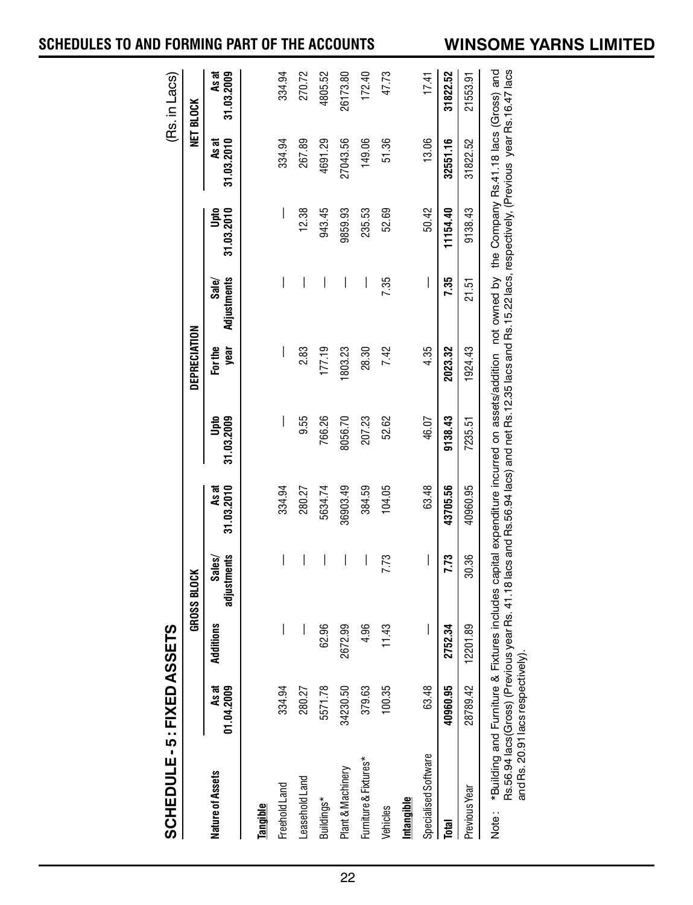## SCHEDULE - 5 : FIXED ASSETS

(Rs. in Lacs)

| Nature of Assets | GROSS BLOCK | | | | DEPRECIATION | | | | NET BLOCK | |
|---|---|---|---|---|---|---|---|---|---|---|
| | As at 01.04.2009 | Additions | Sales/ adjustments | As at 31.03.2010 | Upto 31.03.2009 | For the year | Sale/ Adjustments | Upto 31.03.2010 | As at 31.03.2010 | As at 31.03.2009 |
| **Tangible** | | | | | | | | | | |
| Freehold Land | 334.94 | — | — | 334.94 | — | — | — | — | 334.94 | 334.94 |
| Leasehold Land | 280.27 | — | — | 280.27 | 9.55 | 2.83 | — | 12.38 | 267.89 | 270.72 |
| Buildings* | 5571.78 | 62.96 | — | 5634.74 | 766.26 | 177.19 | — | 943.45 | 4691.29 | 4805.52 |
| Plant & Machinery | 34230.50 | 2672.99 | — | 36903.49 | 8056.70 | 1803.23 | — | 9859.93 | 27043.56 | 26173.80 |
| Furniture & Fixtures* | 379.63 | 4.96 | — | 384.59 | 207.23 | 28.30 | — | 235.53 | 149.06 | 172.40 |
| Vehicles | 100.35 | 11.43 | 7.73 | 104.05 | 52.62 | 7.42 | 7.35 | 52.69 | 51.36 | 47.73 |
| **Intangible** | | | | | | | | | | |
| Specialised Software | 63.48 | — | — | 63.48 | 46.07 | 4.35 | — | 50.42 | 13.06 | 17.41 |
| **Total** | **40960.95** | **2752.34** | **7.73** | **43705.56** | **9138.43** | **2023.32** | **7.35** | **11154.40** | **32551.16** | **31822.52** |
| Previous Year | 28789.42 | 12201.89 | 30.36 | 40960.95 | 7235.51 | 1924.43 | 21.51 | 9138.43 | 31822.52 | 21553.91 |

Note : *Building and Furniture & Fixtures includes capital expenditure incurred on assets/addition not owned by the Company Rs.41.18 lacs (Gross) and Rs.56.94 lacs(Gross) (Previous year Rs. 41.18 lacs and Rs.56.94 lacs) and net Rs.12.35 lacs and Rs.15.22 lacs, respectively, (Previous year Rs.16.47 lacs and Rs. 20.91 lacs respectively).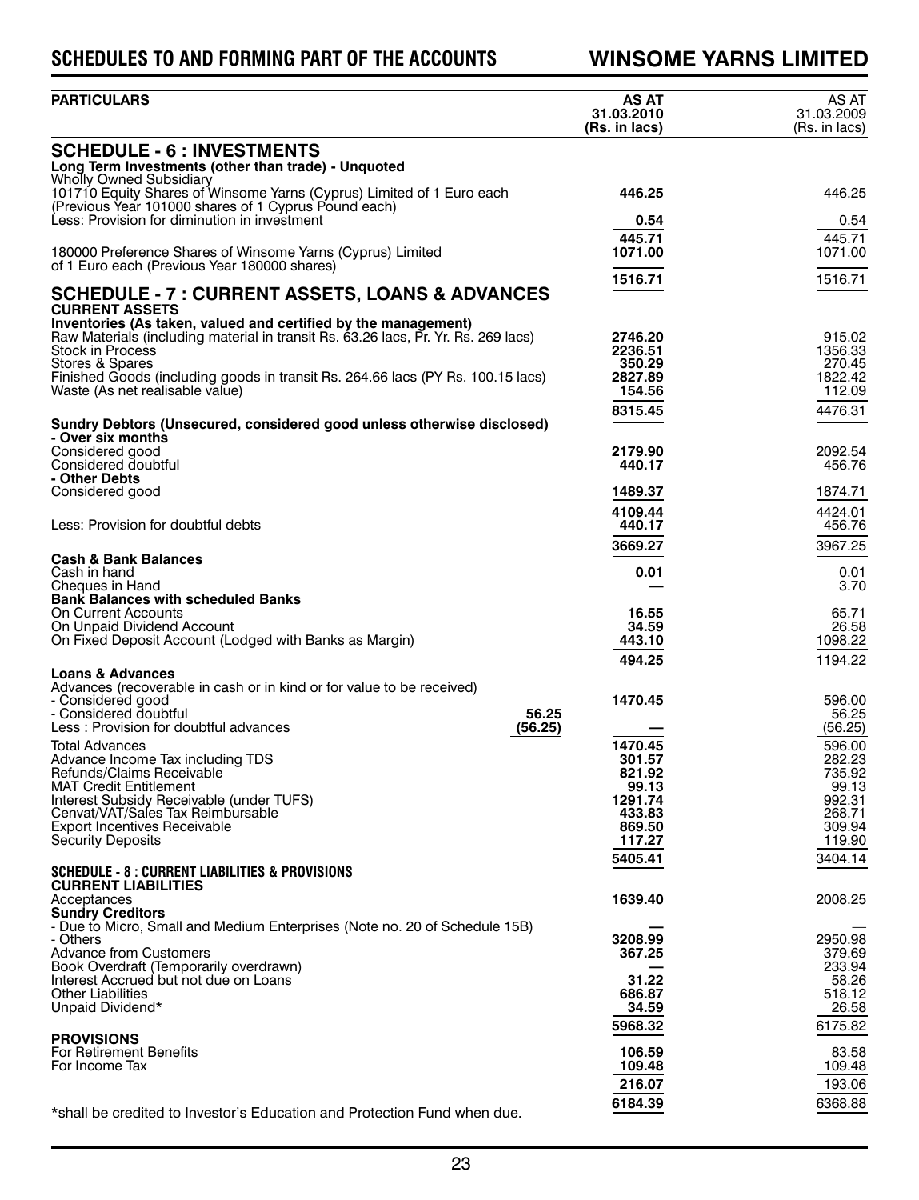## SCHEDULES TO AND FORMING PART OF THE ACCOUNTS

| PARTICULARS | | AS AT 31.03.2010 (Rs. in lacs) | AS AT 31.03.2009 (Rs. in lacs) |
|---|---|---|---|
| **SCHEDULE - 6 : INVESTMENTS** | | | |
| **Long Term Investments (other than trade) - Unquoted** | | | |
| Wholly Owned Subsidiary | | | |
| 101710 Equity Shares of Winsome Yarns (Cyprus) Limited of 1 Euro each (Previous Year 101000 shares of 1 Cyprus Pound each) | | **446.25** | 446.25 |
| Less: Provision for diminution in investment | | **0.54** | 0.54 |
| | | **445.71** | 445.71 |
| 180000 Preference Shares of Winsome Yarns (Cyprus) Limited of 1 Euro each (Previous Year 180000 shares) | | **1071.00** | 1071.00 |
| | | **1516.71** | 1516.71 |
| **SCHEDULE - 7 : CURRENT ASSETS, LOANS & ADVANCES** | | | |
| **CURRENT ASSETS** | | | |
| **Inventories (As taken, valued and certified by the management)** | | | |
| Raw Materials (including material in transit Rs. 63.26 lacs, Pr. Yr. Rs. 269 lacs) | | **2746.20** | 915.02 |
| Stock in Process | | **2236.51** | 1356.33 |
| Stores & Spares | | **350.29** | 270.45 |
| Finished Goods (including goods in transit Rs. 264.66 lacs (PY Rs. 100.15 lacs) | | **2827.89** | 1822.42 |
| Waste (As net realisable value) | | **154.56** | 112.09 |
| | | **8315.45** | 4476.31 |
| **Sundry Debtors (Unsecured, considered good unless otherwise disclosed)** | | | |
| **- Over six months** | | | |
| Considered good | | **2179.90** | 2092.54 |
| Considered doubtful | | **440.17** | 456.76 |
| **- Other Debts** | | | |
| Considered good | | **1489.37** | 1874.71 |
| | | **4109.44** | 4424.01 |
| Less: Provision for doubtful debts | | **440.17** | 456.76 |
| | | **3669.27** | 3967.25 |
| **Cash & Bank Balances** | | | |
| Cash in hand | | **0.01** | 0.01 |
| Cheques in Hand | | **—** | 3.70 |
| **Bank Balances with scheduled Banks** | | | |
| On Current Accounts | | **16.55** | 65.71 |
| On Unpaid Dividend Account | | **34.59** | 26.58 |
| On Fixed Deposit Account (Lodged with Banks as Margin) | | **443.10** | 1098.22 |
| | | **494.25** | 1194.22 |
| **Loans & Advances** | | | |
| Advances (recoverable in cash or in kind or for value to be received) | | | |
| - Considered good | | **1470.45** | 596.00 |
| - Considered doubtful | **56.25** | | 56.25 |
| Less : Provision for doubtful advances | **(56.25)** | **—** | (56.25) |
| Total Advances | | **1470.45** | 596.00 |
| Advance Income Tax including TDS | | **301.57** | 282.23 |
| Refunds/Claims Receivable | | **821.92** | 735.92 |
| MAT Credit Entitlement | | **99.13** | 99.13 |
| Interest Subsidy Receivable (under TUFS) | | **1291.74** | 992.31 |
| Cenvat/VAT/Sales Tax Reimbursable | | **433.83** | 268.71 |
| Export Incentives Receivable | | **869.50** | 309.94 |
| Security Deposits | | **117.27** | 119.90 |
| | | **5405.41** | 3404.14 |
| **SCHEDULE - 8 : CURRENT LIABILITIES & PROVISIONS** | | | |
| **CURRENT LIABILITIES** | | | |
| Acceptances | | **1639.40** | 2008.25 |
| **Sundry Creditors** | | | |
| - Due to Micro, Small and Medium Enterprises (Note no. 20 of Schedule 15B) | | **—** | — |
| - Others | | **3208.99** | 2950.98 |
| Advance from Customers | | **367.25** | 379.69 |
| Book Overdraft (Temporarily overdrawn) | | **—** | 233.94 |
| Interest Accrued but not due on Loans | | **31.22** | 58.26 |
| Other Liabilities | | **686.87** | 518.12 |
| Unpaid Dividend* | | **34.59** | 26.58 |
| | | **5968.32** | 6175.82 |
| **PROVISIONS** | | | |
| For Retirement Benefits | | **106.59** | 83.58 |
| For Income Tax | | **109.48** | 109.48 |
| | | **216.07** | 193.06 |
| | | **6184.39** | 6368.88 |

*shall be credited to Investor's Education and Protection Fund when due.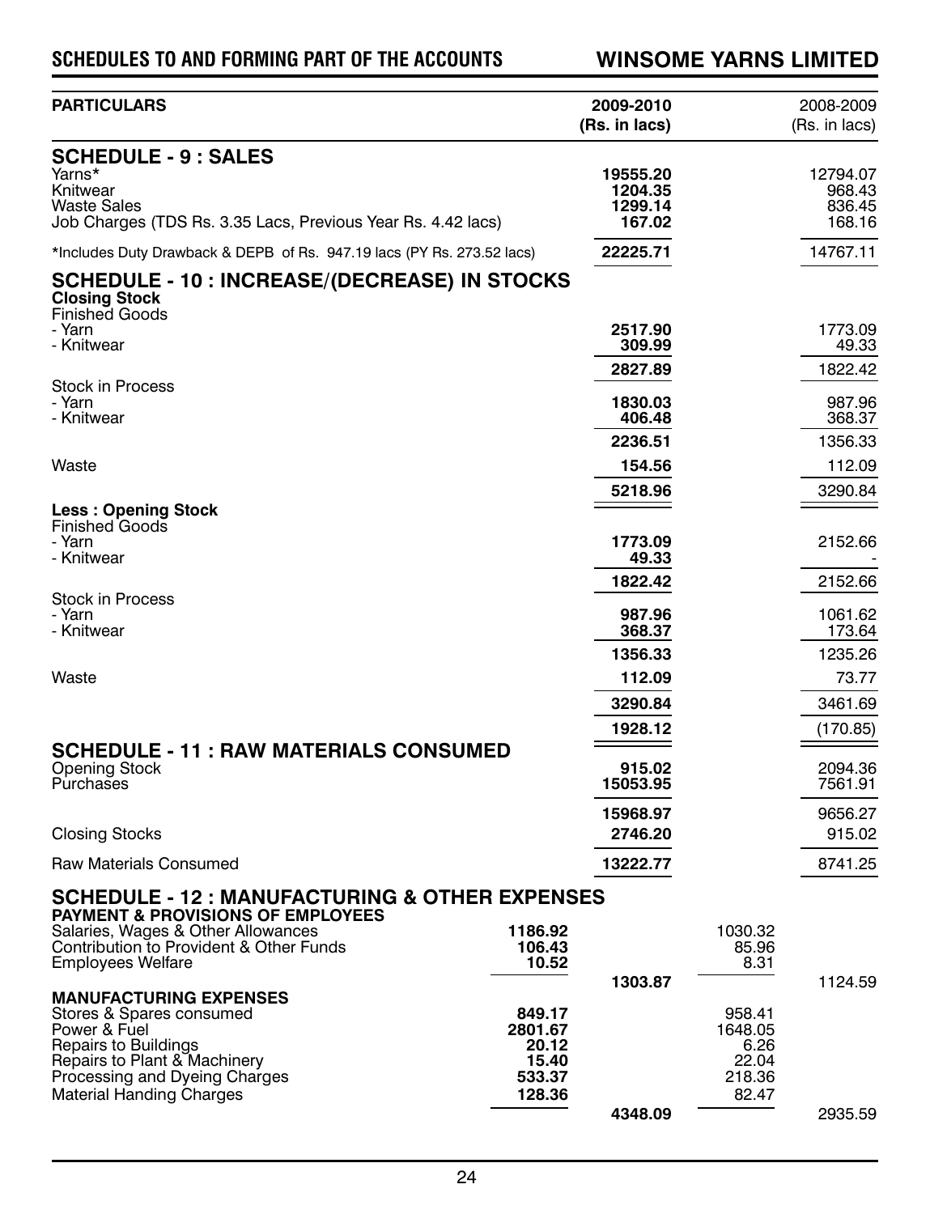## SCHEDULES TO AND FORMING PART OF THE ACCOUNTS — WINSOME YARNS LIMITED

| PARTICULARS | | 2009-2010 (Rs. in lacs) | | 2008-2009 (Rs. in lacs) |
|---|---|---|---|---|
| **SCHEDULE - 9 : SALES** | | | | |
| Yarns* | | **19555.20** | | 12794.07 |
| Knitwear | | **1204.35** | | 968.43 |
| Waste Sales | | **1299.14** | | 836.45 |
| Job Charges (TDS Rs. 3.35 Lacs, Previous Year Rs. 4.42 lacs) | | **167.02** | | 168.16 |
| *Includes Duty Drawback & DEPB of Rs. 947.19 lacs (PY Rs. 273.52 lacs) | | **22225.71** | | 14767.11 |
| **SCHEDULE - 10 : INCREASE/(DECREASE) IN STOCKS** | | | | |
| **Closing Stock** | | | | |
| Finished Goods | | | | |
| - Yarn | | **2517.90** | | 1773.09 |
| - Knitwear | | **309.99** | | 49.33 |
| | | **2827.89** | | 1822.42 |
| Stock in Process | | | | |
| - Yarn | | **1830.03** | | 987.96 |
| - Knitwear | | **406.48** | | 368.37 |
| | | **2236.51** | | 1356.33 |
| Waste | | **154.56** | | 112.09 |
| | | **5218.96** | | 3290.84 |
| **Less : Opening Stock** | | | | |
| Finished Goods | | | | |
| - Yarn | | **1773.09** | | 2152.66 |
| - Knitwear | | **49.33** | | - |
| | | **1822.42** | | 2152.66 |
| Stock in Process | | | | |
| - Yarn | | **987.96** | | 1061.62 |
| - Knitwear | | **368.37** | | 173.64 |
| | | **1356.33** | | 1235.26 |
| Waste | | **112.09** | | 73.77 |
| | | **3290.84** | | 3461.69 |
| | | **1928.12** | | (170.85) |
| **SCHEDULE - 11 : RAW MATERIALS CONSUMED** | | | | |
| Opening Stock | | **915.02** | | 2094.36 |
| Purchases | | **15053.95** | | 7561.91 |
| | | **15968.97** | | 9656.27 |
| Closing Stocks | | **2746.20** | | 915.02 |
| Raw Materials Consumed | | **13222.77** | | 8741.25 |
| **SCHEDULE - 12 : MANUFACTURING & OTHER EXPENSES** | | | | |
| **PAYMENT & PROVISIONS OF EMPLOYEES** | | | | |
| Salaries, Wages & Other Allowances | **1186.92** | | 1030.32 | |
| Contribution to Provident & Other Funds | **106.43** | | 85.96 | |
| Employees Welfare | **10.52** | | 8.31 | |
| | | **1303.87** | | 1124.59 |
| **MANUFACTURING EXPENSES** | | | | |
| Stores & Spares consumed | **849.17** | | 958.41 | |
| Power & Fuel | **2801.67** | | 1648.05 | |
| Repairs to Buildings | **20.12** | | 6.26 | |
| Repairs to Plant & Machinery | **15.40** | | 22.04 | |
| Processing and Dyeing Charges | **533.37** | | 218.36 | |
| Material Handing Charges | **128.36** | | 82.47 | |
| | | **4348.09** | | 2935.59 |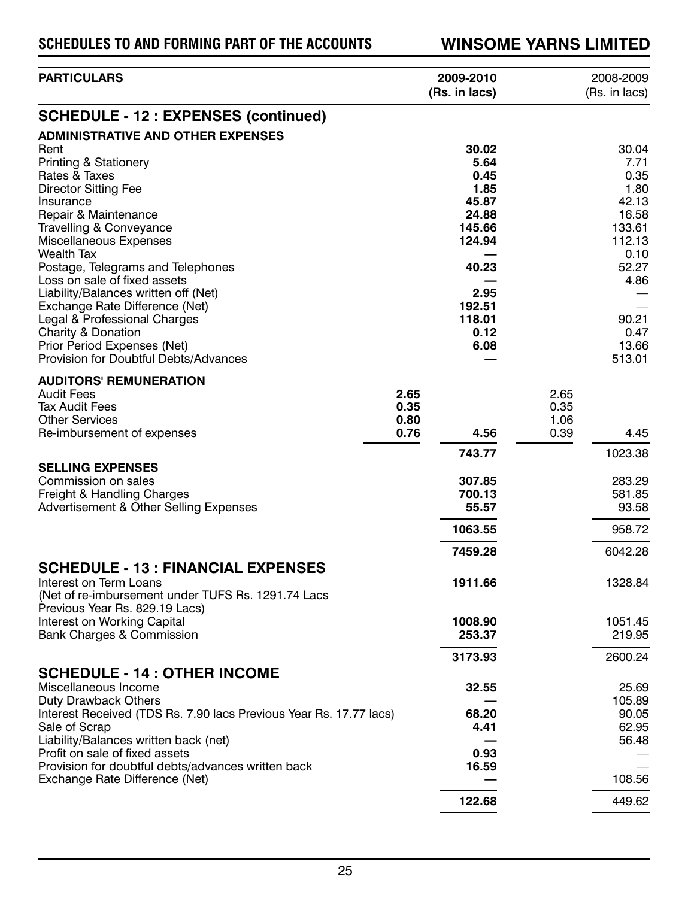## SCHEDULES TO AND FORMING PART OF THE ACCOUNTS

| PARTICULARS | | 2009-2010 (Rs. in lacs) | | 2008-2009 (Rs. in lacs) |
|---|---|---|---|---|
| **SCHEDULE - 12 : EXPENSES (continued)** | | | | |
| **ADMINISTRATIVE AND OTHER EXPENSES** | | | | |
| Rent | | **30.02** | | 30.04 |
| Printing & Stationery | | **5.64** | | 7.71 |
| Rates & Taxes | | **0.45** | | 0.35 |
| Director Sitting Fee | | **1.85** | | 1.80 |
| Insurance | | **45.87** | | 42.13 |
| Repair & Maintenance | | **24.88** | | 16.58 |
| Travelling & Conveyance | | **145.66** | | 133.61 |
| Miscellaneous Expenses | | **124.94** | | 112.13 |
| Wealth Tax | | **—** | | 0.10 |
| Postage, Telegrams and Telephones | | **40.23** | | 52.27 |
| Loss on sale of fixed assets | | **—** | | 4.86 |
| Liability/Balances written off (Net) | | **2.95** | | — |
| Exchange Rate Difference (Net) | | **192.51** | | — |
| Legal & Professional Charges | | **118.01** | | 90.21 |
| Charity & Donation | | **0.12** | | 0.47 |
| Prior Period Expenses (Net) | | **6.08** | | 13.66 |
| Provision for Doubtful Debts/Advances | | **—** | | 513.01 |
| **AUDITORS' REMUNERATION** | | | | |
| Audit Fees | **2.65** | | 2.65 | |
| Tax Audit Fees | **0.35** | | 0.35 | |
| Other Services | **0.80** | | 1.06 | |
| Re-imbursement of expenses | **0.76** | **4.56** | 0.39 | 4.45 |
| | | **743.77** | | 1023.38 |
| **SELLING EXPENSES** | | | | |
| Commission on sales | | **307.85** | | 283.29 |
| Freight & Handling Charges | | **700.13** | | 581.85 |
| Advertisement & Other Selling Expenses | | **55.57** | | 93.58 |
| | | **1063.55** | | 958.72 |
| | | **7459.28** | | 6042.28 |

## SCHEDULE - 13 : FINANCIAL EXPENSES

| PARTICULARS | 2009-2010 (Rs. in lacs) | 2008-2009 (Rs. in lacs) |
|---|---|---|
| Interest on Term Loans (Net of re-imbursement under TUFS Rs. 1291.74 Lacs Previous Year Rs. 829.19 Lacs) | **1911.66** | 1328.84 |
| Interest on Working Capital | **1008.90** | 1051.45 |
| Bank Charges & Commission | **253.37** | 219.95 |
| | **3173.93** | 2600.24 |

## SCHEDULE - 14 : OTHER INCOME

| PARTICULARS | 2009-2010 (Rs. in lacs) | 2008-2009 (Rs. in lacs) |
|---|---|---|
| Miscellaneous Income | **32.55** | 25.69 |
| Duty Drawback Others | **—** | 105.89 |
| Interest Received (TDS Rs. 7.90 lacs Previous Year Rs. 17.77 lacs) | **68.20** | 90.05 |
| Sale of Scrap | **4.41** | 62.95 |
| Liability/Balances written back (net) | **—** | 56.48 |
| Profit on sale of fixed assets | **0.93** | — |
| Provision for doubtful debts/advances written back | **16.59** | — |
| Exchange Rate Difference (Net) | **—** | 108.56 |
| | **122.68** | 449.62 |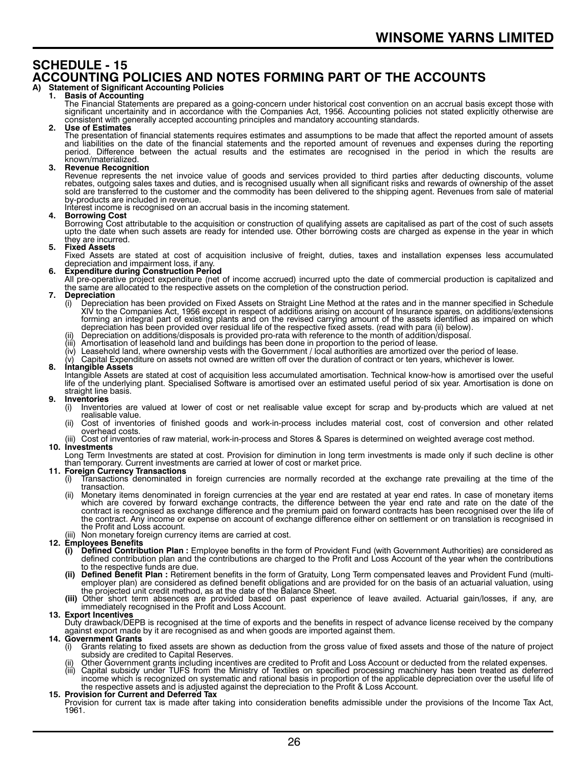# SCHEDULE - 15

# ACCOUNTING POLICIES AND NOTES FORMING PART OF THE ACCOUNTS

## A) Statement of Significant Accounting Policies

**1. Basis of Accounting**

The Financial Statements are prepared as a going-concern under historical cost convention on an accrual basis except those with significant uncertainity and in accordance with the Companies Act, 1956. Accounting policies not stated explicitly otherwise are consistent with generally accepted accounting principles and mandatory accounting standards.

**2. Use of Estimates**

The presentation of financial statements requires estimates and assumptions to be made that affect the reported amount of assets and liabilities on the date of the financial statements and the reported amount of revenues and expenses during the reporting period. Difference between the actual results and the estimates are recognised in the period in which the results are known/materialized.

**3. Revenue Recognition**

Revenue represents the net invoice value of goods and services provided to third parties after deducting discounts, volume rebates, outgoing sales taxes and duties, and is recognised usually when all significant risks and rewards of ownership of the asset sold are transferred to the customer and the commodity has been delivered to the shipping agent. Revenues from sale of material by-products are included in revenue.

Interest income is recognised on an accrual basis in the incoming statement.

**4. Borrowing Cost**

Borrowing Cost attributable to the acquisition or construction of qualifying assets are capitalised as part of the cost of such assets upto the date when such assets are ready for intended use. Other borrowing costs are charged as expense in the year in which they are incurred.

**5. Fixed Assets**

Fixed Assets are stated at cost of acquisition inclusive of freight, duties, taxes and installation expenses less accumulated depreciation and impairment loss, if any.

**6. Expenditure during Construction Period**

All pre-operative project expenditure (net of income accrued) incurred upto the date of commercial production is capitalized and the same are allocated to the respective assets on the completion of the construction period.

**7. Depreciation**

(i) Depreciation has been provided on Fixed Assets on Straight Line Method at the rates and in the manner specified in Schedule XIV to the Companies Act, 1956 except in respect of additions arising on account of Insurance spares, on additions/extensions forming an integral part of existing plants and on the revised carrying amount of the assets identified as impaired on which depreciation has been provided over residual life of the respective fixed assets. (read with para (ii) below).

(ii) Depreciation on additions/disposals is provided pro-rata with reference to the month of addition/disposal.

(iii) Amortisation of leasehold land and buildings has been done in proportion to the period of lease.

(iv) Leasehold land, where ownership vests with the Government / local authorities are amortized over the period of lease.

(v) Capital Expenditure on assets not owned are written off over the duration of contract or ten years, whichever is lower.

**8. Intangible Assets**

Intangible Assets are stated at cost of acquisition less accumulated amortisation. Technical know-how is amortised over the useful life of the underlying plant. Specialised Software is amortised over an estimated useful period of six year. Amortisation is done on straight line basis.

**9. Inventories**

(i) Inventories are valued at lower of cost or net realisable value except for scrap and by-products which are valued at net realisable value.

(ii) Cost of inventories of finished goods and work-in-process includes material cost, cost of conversion and other related overhead costs.

(iii) Cost of inventories of raw material, work-in-process and Stores & Spares is determined on weighted average cost method.

**10. Investments**

Long Term Investments are stated at cost. Provision for diminution in long term investments is made only if such decline is other than temporary. Current investments are carried at lower of cost or market price.

**11. Foreign Currency Transactions**

(i) Transactions denominated in foreign currencies are normally recorded at the exchange rate prevailing at the time of the transaction.

(ii) Monetary items denominated in foreign currencies at the year end are restated at year end rates. In case of monetary items which are covered by forward exchange contracts, the difference between the year end rate and rate on the date of the contract is recognised as exchange difference and the premium paid on forward contracts has been recognised over the life of the contract. Any income or expense on account of exchange difference either on settlement or on translation is recognised in the Profit and Loss account.

(iii) Non monetary foreign currency items are carried at cost.

**12. Employees Benefits**

**(i) Defined Contribution Plan :** Employee benefits in the form of Provident Fund (with Government Authorities) are considered as defined contribution plan and the contributions are charged to the Profit and Loss Account of the year when the contributions to the respective funds are due.

**(ii) Defined Benefit Plan :** Retirement benefits in the form of Gratuity, Long Term compensated leaves and Provident Fund (multi-employer plan) are considered as defined benefit obligations and are provided for on the basis of an actuarial valuation, using the projected unit credit method, as at the date of the Balance Sheet.

**(iii)** Other short term absences are provided based on past experience of leave availed. Actuarial gain/losses, if any, are immediately recognised in the Profit and Loss Account.

**13. Export Incentives**

Duty drawback/DEPB is recognised at the time of exports and the benefits in respect of advance license received by the company against export made by it are recognised as and when goods are imported against them.

**14. Government Grants**

(i) Grants relating to fixed assets are shown as deduction from the gross value of fixed assets and those of the nature of project subsidy are credited to Capital Reserves.

(ii) Other Government grants including incentives are credited to Profit and Loss Account or deducted from the related expenses.

(iii) Capital subsidy under TUFS from the Ministry of Textiles on specified processing machinery has been treated as deferred income which is recognized on systematic and rational basis in proportion of the applicable depreciation over the useful life of the respective assets and is adjusted against the depreciation to the Profit & Loss Account.

**15. Provision for Current and Deferred Tax**

Provision for current tax is made after taking into consideration benefits admissible under the provisions of the Income Tax Act, 1961.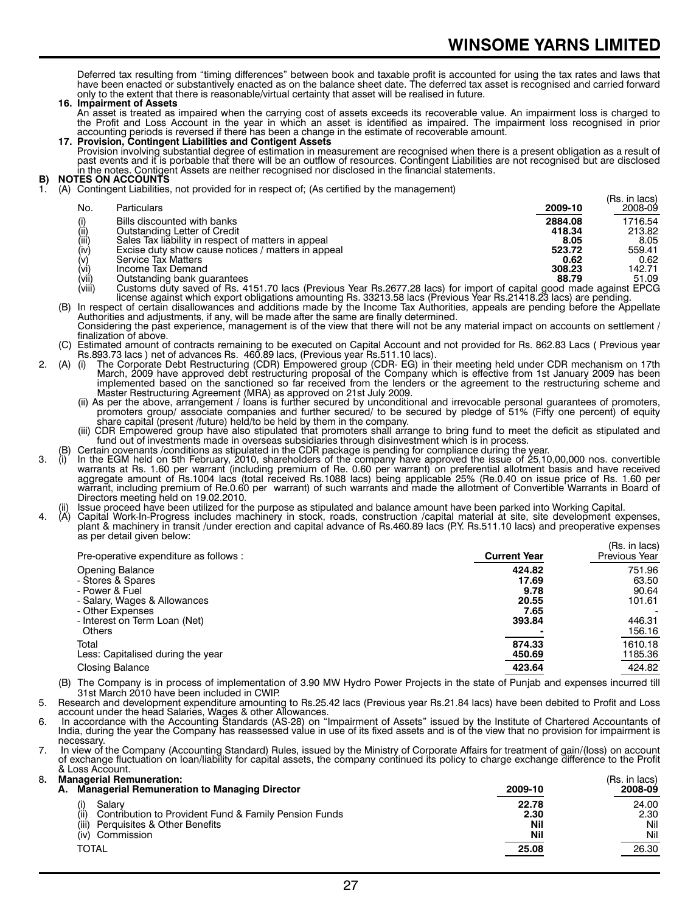Deferred tax resulting from "timing differences" between book and taxable profit is accounted for using the tax rates and laws that have been enacted or substantively enacted as on the balance sheet date. The deferred tax asset is recognised and carried forward only to the extent that there is reasonable/virtual certainty that asset will be realised in future.

**16. Impairment of Assets**

An asset is treated as impaired when the carrying cost of assets exceeds its recoverable value. An impairment loss is charged to the Profit and Loss Account in the year in which an asset is identified as impaired. The impairment loss recognised in prior accounting periods is reversed if there has been a change in the estimate of recoverable amount.

**17. Provision, Contingent Liabilities and Contigent Assets**

Provision involving substantial degree of estimation in measurement are recognised when there is a present obligation as a result of past events and it is porbable that there will be an outflow of resources. Contingent Liabilities are not recognised but are disclosed in the notes. Contigent Assets are neither recognised nor disclosed in the financial statements.

## B) NOTES ON ACCOUNTS

1. (A) Contingent Liabilities, not provided for in respect of; (As certified by the management)

(Rs. in lacs)

| No. | Particulars | 2009-10 | 2008-09 |
|---|---|---|---|
| (i) | Bills discounted with banks | **2884.08** | 1716.54 |
| (ii) | Outstanding Letter of Credit | **418.34** | 213.82 |
| (iii) | Sales Tax liability in respect of matters in appeal | **8.05** | 8.05 |
| (iv) | Excise duty show cause notices / matters in appeal | **523.72** | 559.41 |
| (v) | Service Tax Matters | **0.62** | 0.62 |
| (vi) | Income Tax Demand | **308.23** | 142.71 |
| (vii) | Outstanding bank guarantees | **88.79** | 51.09 |
| (viii) | Customs duty saved of Rs. 4151.70 lacs (Previous Year Rs.2677.28 lacs) for import of capital good made against EPCG license against which export obligations amounting Rs. 33213.58 lacs (Previous Year Rs.21418.23 lacs) are pending. | | |

(B) In respect of certain disallowances and additions made by the Income Tax Authorities, appeals are pending before the Appellate Authorities and adjustments, if any, will be made after the same are finally determined.
Considering the past experience, management is of the view that there will not be any material impact on accounts on settlement / finalization of above.

(C) Estimated amount of contracts remaining to be executed on Capital Account and not provided for Rs. 862.83 Lacs ( Previous year Rs.893.73 lacs ) net of advances Rs. 460.89 lacs, (Previous year Rs.511.10 lacs).

2. (A) (i) The Corporate Debt Restructuring (CDR) Empowered group (CDR- EG) in their meeting held under CDR mechanism on 17th March, 2009 have approved debt restructuring proposal of the Company which is effective from 1st January 2009 has been implemented based on the sanctioned so far received from the lenders or the agreement to the restructuring scheme and Master Restructuring Agreement (MRA) as approved on 21st July 2009.

(ii) As per the above, arrangement / loans is further secured by unconditional and irrevocable personal guarantees of promoters, promoters group/ associate companies and further secured/ to be secured by pledge of 51% (Fifty one percent) of equity share capital (present /future) held/to be held by them in the company.

(iii) CDR Empowered group have also stipulated that promoters shall arrange to bring fund to meet the deficit as stipulated and fund out of investments made in overseas subsidiaries through disinvestment which is in process.

(B) Certain covenants /conditions as stipulated in the CDR package is pending for compliance during the year.

3. (i) In the EGM held on 5th February, 2010, shareholders of the company have approved the issue of 25,10,00,000 nos. convertible warrants at Rs. 1.60 per warrant (including premium of Re. 0.60 per warrant) on preferential allotment basis and have received aggregate amount of Rs.1004 lacs (total received Rs.1088 lacs) being applicable 25% (Re.0.40 on issue price of Rs. 1.60 per warrant, including premium of Re.0.60 per warrant) of such warrants and made the allotment of Convertible Warrants in Board of Directors meeting held on 19.02.2010.

(ii) Issue proceed have been utilized for the purpose as stipulated and balance amount have been parked into Working Capital.

4. (A) Capital Work-In-Progress includes machinery in stock, construction /capital material at site, site development expenses, plant & machinery in transit /under erection and capital advance of Rs.460.89 lacs (P.Y. Rs.511.10 lacs) and preoperative expenses as per detail given below:

(Rs. in lacs)

| Pre-operative expenditure as follows : | Current Year | Previous Year |
|---|---|---|
| Opening Balance | **424.82** | 751.96 |
| - Stores & Spares | **17.69** | 63.50 |
| - Power & Fuel | **9.78** | 90.64 |
| - Salary, Wages & Allowances | **20.55** | 101.61 |
| - Other Expenses | **7.65** | - |
| - Interest on Term Loan (Net) | **393.84** | 446.31 |
| Others | **-** | 156.16 |
| Total | **874.33** | 1610.18 |
| Less: Capitalised during the year | **450.69** | 1185.36 |
| Closing Balance | **423.64** | 424.82 |

(B) The Company is in process of implementation of 3.90 MW Hydro Power Projects in the state of Punjab and expenses incurred till 31st March 2010 have been included in CWIP.

5. Research and development expenditure amounting to Rs.25.42 lacs (Previous year Rs.21.84 lacs) have been debited to Profit and Loss account under the head Salaries, Wages & other Allowances.

6. In accordance with the Accounting Standards (AS-28) on "Impairment of Assets" issued by the Institute of Chartered Accountants of India, during the year the Company has reassessed value in use of its fixed assets and is of the view that no provision for impairment is necessary.

7. In view of the Company (Accounting Standard) Rules, issued by the Ministry of Corporate Affairs for treatment of gain/(loss) on account of exchange fluctuation on loan/liability for capital assets, the company continued its policy to charge exchange difference to the Profit & Loss Account.

8. **Managerial Remuneration:**

(Rs. in lacs)

| A. Managerial Remuneration to Managing Director | 2009-10 | 2008-09 |
|---|---|---|
| (i) Salary | **22.78** | 24.00 |
| (ii) Contribution to Provident Fund & Family Pension Funds | **2.30** | 2.30 |
| (iii) Perquisites & Other Benefits | **Nil** | Nil |
| (iv) Commission | **Nil** | Nil |
| TOTAL | **25.08** | 26.30 |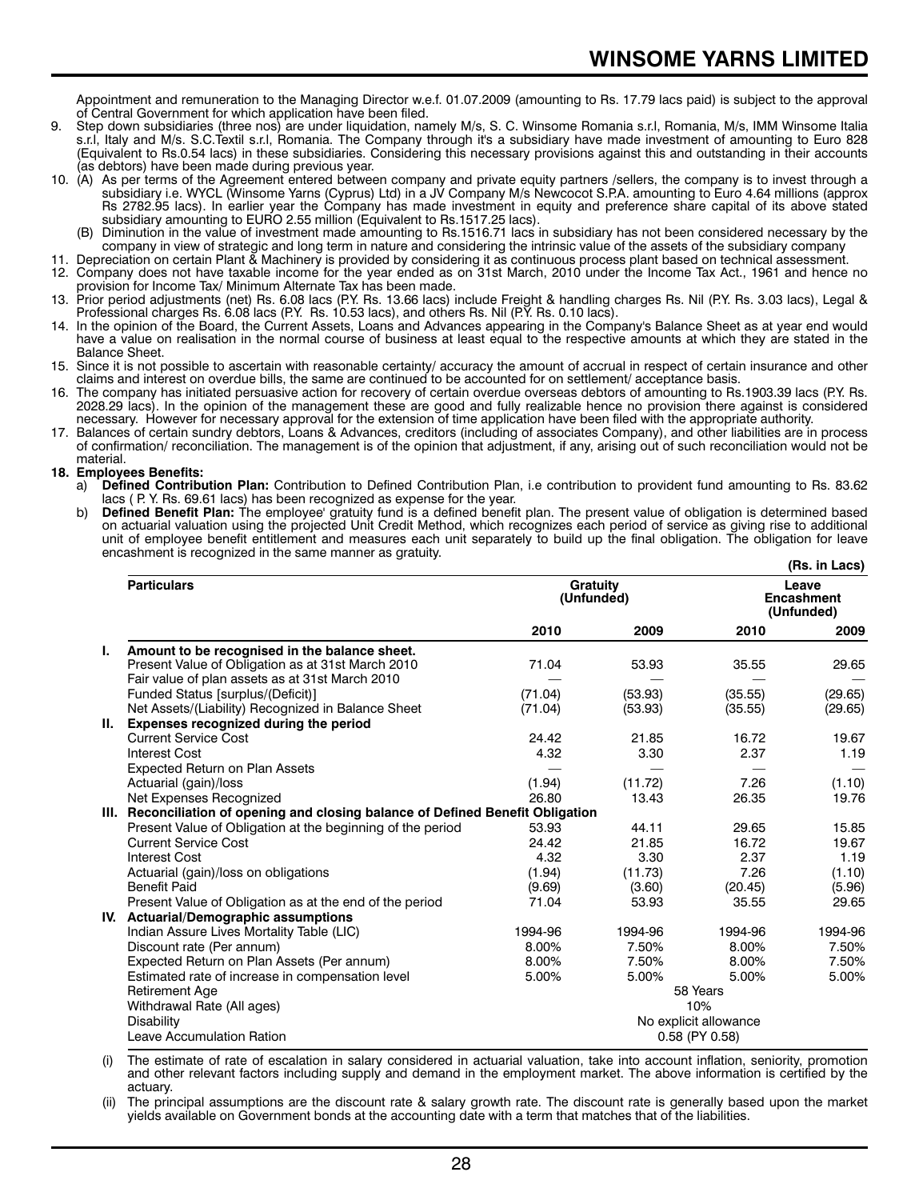Appointment and remuneration to the Managing Director w.e.f. 01.07.2009 (amounting to Rs. 17.79 lacs paid) is subject to the approval of Central Government for which application have been filed.

9. Step down subsidiaries (three nos) are under liquidation, namely M/s, S. C. Winsome Romania s.r.l, Romania, M/s, IMM Winsome Italia s.r.l, Italy and M/s. S.C.Textil s.r.l, Romania. The Company through it's a subsidiary have made investment of amounting to Euro 828 (Equivalent to Rs.0.54 lacs) in these subsidiaries. Considering this necessary provisions against this and outstanding in their accounts (as debtors) have been made during previous year.
10. (A) As per terms of the Agreement entered between company and private equity partners /sellers, the company is to invest through a subsidiary i.e. WYCL (Winsome Yarns (Cyprus) Ltd) in a JV Company M/s Newcocot S.P.A. amounting to Euro 4.64 millions (approx Rs 2782.95 lacs). In earlier year the Company has made investment in equity and preference share capital of its above stated subsidiary amounting to EURO 2.55 million (Equivalent to Rs.1517.25 lacs).
    (B) Diminution in the value of investment made amounting to Rs.1516.71 lacs in subsidiary has not been considered necessary by the company in view of strategic and long term in nature and considering the intrinsic value of the assets of the subsidiary company
11. Depreciation on certain Plant & Machinery is provided by considering it as continuous process plant based on technical assessment.
12. Company does not have taxable income for the year ended as on 31st March, 2010 under the Income Tax Act., 1961 and hence no provision for Income Tax/ Minimum Alternate Tax has been made.
13. Prior period adjustments (net) Rs. 6.08 lacs (P.Y. Rs. 13.66 lacs) include Freight & handling charges Rs. Nil (P.Y. Rs. 3.03 lacs), Legal & Professional charges Rs. 6.08 lacs (P.Y. Rs. 10.53 lacs), and others Rs. Nil (P.Y. Rs. 0.10 lacs).
14. In the opinion of the Board, the Current Assets, Loans and Advances appearing in the Company's Balance Sheet as at year end would have a value on realisation in the normal course of business at least equal to the respective amounts at which they are stated in the Balance Sheet.
15. Since it is not possible to ascertain with reasonable certainty/ accuracy the amount of accrual in respect of certain insurance and other claims and interest on overdue bills, the same are continued to be accounted for on settlement/ acceptance basis.
16. The company has initiated persuasive action for recovery of certain overdue overseas debtors of amounting to Rs.1903.39 lacs (P.Y. Rs. 2028.29 lacs). In the opinion of the management these are good and fully realizable hence no provision there against is considered necessary. However for necessary approval for the extension of time application have been filed with the appropriate authority.
17. Balances of certain sundry debtors, Loans & Advances, creditors (including of associates Company), and other liabilities are in process of confirmation/ reconciliation. The management is of the opinion that adjustment, if any, arising out of such reconciliation would not be material.
18. **Employees Benefits:**
    a) **Defined Contribution Plan:** Contribution to Defined Contribution Plan, i.e contribution to provident fund amounting to Rs. 83.62 lacs ( P. Y. Rs. 69.61 lacs) has been recognized as expense for the year.
    b) **Defined Benefit Plan:** The employee' gratuity fund is a defined benefit plan. The present value of obligation is determined based on actuarial valuation using the projected Unit Credit Method, which recognizes each period of service as giving rise to additional unit of employee benefit entitlement and measures each unit separately to build up the final obligation. The obligation for leave encashment is recognized in the same manner as gratuity.

**(Rs. in Lacs)**

| | **Particulars** | **Gratuity (Unfunded)** | | **Leave Encashment (Unfunded)** | |
|---|---|---|---|---|---|
| | | **2010** | **2009** | **2010** | **2009** |
| **I.** | **Amount to be recognised in the balance sheet.** | | | | |
| | Present Value of Obligation as at 31st March 2010 | 71.04 | 53.93 | 35.55 | 29.65 |
| | Fair value of plan assets as at 31st March 2010 | — | — | — | — |
| | Funded Status [surplus/(Deficit)] | (71.04) | (53.93) | (35.55) | (29.65) |
| | Net Assets/(Liability) Recognized in Balance Sheet | (71.04) | (53.93) | (35.55) | (29.65) |
| **II.** | **Expenses recognized during the period** | | | | |
| | Current Service Cost | 24.42 | 21.85 | 16.72 | 19.67 |
| | Interest Cost | 4.32 | 3.30 | 2.37 | 1.19 |
| | Expected Return on Plan Assets | — | — | — | — |
| | Actuarial (gain)/loss | (1.94) | (11.72) | 7.26 | (1.10) |
| | Net Expenses Recognized | 26.80 | 13.43 | 26.35 | 19.76 |
| **III.** | **Reconciliation of opening and closing balance of Defined Benefit Obligation** | | | | |
| | Present Value of Obligation at the beginning of the period | 53.93 | 44.11 | 29.65 | 15.85 |
| | Current Service Cost | 24.42 | 21.85 | 16.72 | 19.67 |
| | Interest Cost | 4.32 | 3.30 | 2.37 | 1.19 |
| | Actuarial (gain)/loss on obligations | (1.94) | (11.73) | 7.26 | (1.10) |
| | Benefit Paid | (9.69) | (3.60) | (20.45) | (5.96) |
| | Present Value of Obligation as at the end of the period | 71.04 | 53.93 | 35.55 | 29.65 |
| **IV.** | **Actuarial/Demographic assumptions** | | | | |
| | Indian Assure Lives Mortality Table (LIC) | 1994-96 | 1994-96 | 1994-96 | 1994-96 |
| | Discount rate (Per annum) | 8.00% | 7.50% | 8.00% | 7.50% |
| | Expected Return on Plan Assets (Per annum) | 8.00% | 7.50% | 8.00% | 7.50% |
| | Estimated rate of increase in compensation level | 5.00% | 5.00% | 5.00% | 5.00% |
| | Retirement Age | 58 Years | | | |
| | Withdrawal Rate (All ages) | 10% | | | |
| | Disability | No explicit allowance | | | |
| | Leave Accumulation Ration | 0.58 (PY 0.58) | | | |

(i) The estimate of rate of escalation in salary considered in actuarial valuation, take into account inflation, seniority, promotion and other relevant factors including supply and demand in the employment market. The above information is certified by the actuary.

(ii) The principal assumptions are the discount rate & salary growth rate. The discount rate is generally based upon the market yields available on Government bonds at the accounting date with a term that matches that of the liabilities.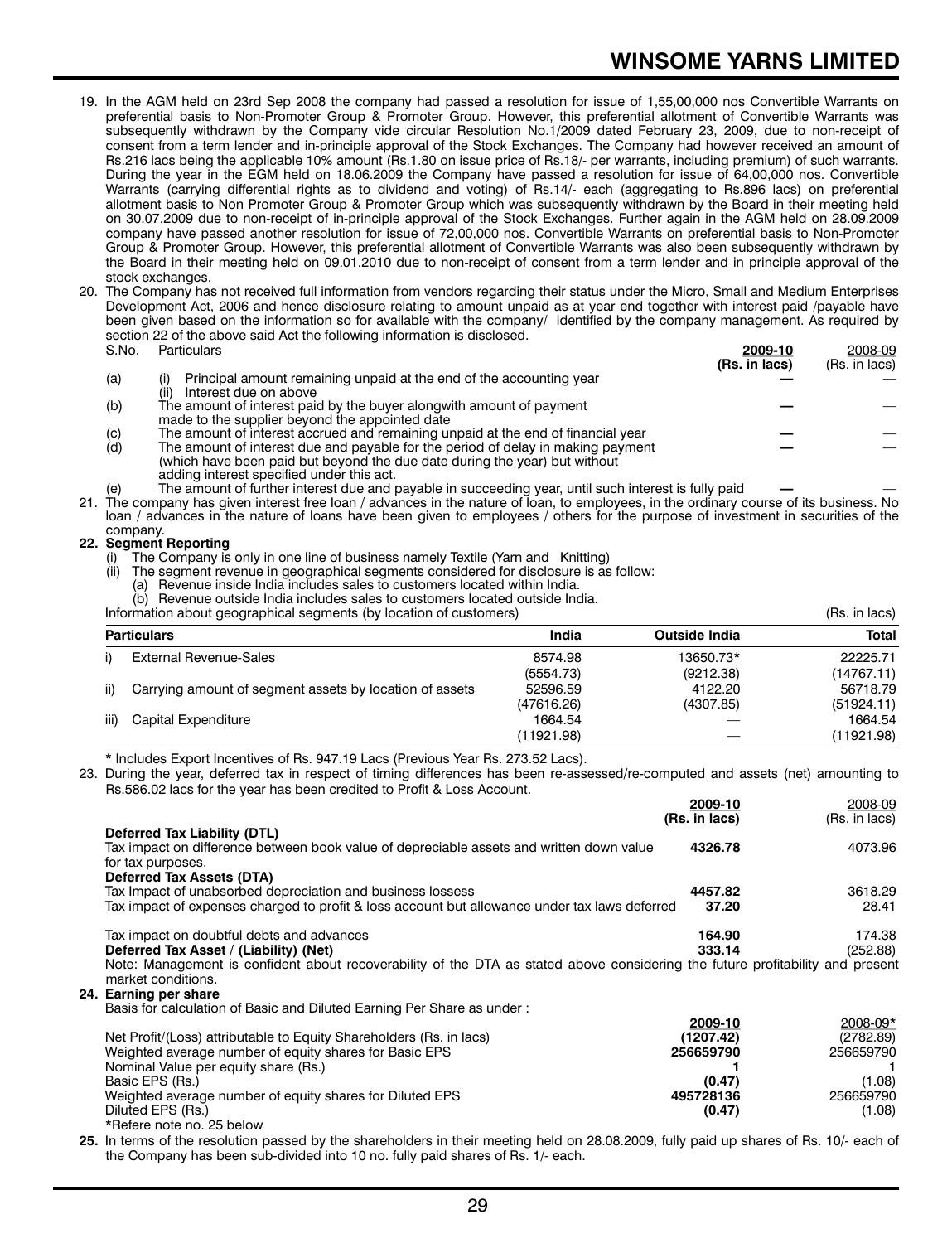19. In the AGM held on 23rd Sep 2008 the company had passed a resolution for issue of 1,55,00,000 nos Convertible Warrants on preferential basis to Non-Promoter Group & Promoter Group. However, this preferential allotment of Convertible Warrants was subsequently withdrawn by the Company vide circular Resolution No.1/2009 dated February 23, 2009, due to non-receipt of consent from a term lender and in-principle approval of the Stock Exchanges. The Company had however received an amount of Rs.216 lacs being the applicable 10% amount (Rs.1.80 on issue price of Rs.18/- per warrants, including premium) of such warrants. During the year in the EGM held on 18.06.2009 the Company have passed a resolution for issue of 64,00,000 nos. Convertible Warrants (carrying differential rights as to dividend and voting) of Rs.14/- each (aggregating to Rs.896 lacs) on preferential allotment basis to Non Promoter Group & Promoter Group which was subsequently withdrawn by the Board in their meeting held on 30.07.2009 due to non-receipt of in-principle approval of the Stock Exchanges. Further again in the AGM held on 28.09.2009 company have passed another resolution for issue of 72,00,000 nos. Convertible Warrants on preferential basis to Non-Promoter Group & Promoter Group. However, this preferential allotment of Convertible Warrants was also been subsequently withdrawn by the Board in their meeting held on 09.01.2010 due to non-receipt of consent from a term lender and in principle approval of the stock exchanges.

20. The Company has not received full information from vendors regarding their status under the Micro, Small and Medium Enterprises Development Act, 2006 and hence disclosure relating to amount unpaid as at year end together with interest paid /payable have been given based on the information so for available with the company/ identified by the company management. As required by section 22 of the above said Act the following information is disclosed.

| S.No. | Particulars | 2009-10 (Rs. in lacs) | 2008-09 (Rs. in lacs) |
|---|---|---|---|
| (a) | (i) Principal amount remaining unpaid at the end of the accounting year<br>(ii) Interest due on above | — | — |
| (b) | The amount of interest paid by the buyer alongwith amount of payment made to the supplier beyond the appointed date | — | — |
| (c) | The amount of interest accrued and remaining unpaid at the end of financial year | — | — |
| (d) | The amount of interest due and payable for the period of delay in making payment (which have been paid but beyond the due date during the year) but without adding interest specified under this act. | — | — |
| (e) | The amount of further interest due and payable in succeeding year, until such interest is fully paid | — | — |

21. The company has given interest free loan / advances in the nature of loan, to employees, in the ordinary course of its business. No loan / advances in the nature of loans have been given to employees / others for the purpose of investment in securities of the company.

**22. Segment Reporting**

(i) The Company is only in one line of business namely Textile (Yarn and Knitting)

(ii) The segment revenue in geographical segments considered for disclosure is as follow:

(a) Revenue inside India includes sales to customers located within India.

(b) Revenue outside India includes sales to customers located outside India.

Information about geographical segments (by location of customers) (Rs. in lacs)

| | Particulars | India | Outside India | Total |
|---|---|---|---|---|
| i) | External Revenue-Sales | 8574.98<br>(5554.73) | 13650.73*<br>(9212.38) | 22225.71<br>(14767.11) |
| ii) | Carrying amount of segment assets by location of assets | 52596.59<br>(47616.26) | 4122.20<br>(4307.85) | 56718.79<br>(51924.11) |
| iii) | Capital Expenditure | 1664.54<br>(11921.98) | —<br>— | 1664.54<br>(11921.98) |

\* Includes Export Incentives of Rs. 947.19 Lacs (Previous Year Rs. 273.52 Lacs).

23. During the year, deferred tax in respect of timing differences has been re-assessed/re-computed and assets (net) amounting to Rs.586.02 lacs for the year has been credited to Profit & Loss Account.

| | 2009-10 (Rs. in lacs) | 2008-09 (Rs. in lacs) |
|---|---|---|
| **Deferred Tax Liability (DTL)** | | |
| Tax impact on difference between book value of depreciable assets and written down value for tax purposes. | **4326.78** | 4073.96 |
| **Deferred Tax Assets (DTA)** | | |
| Tax Impact of unabsorbed depreciation and business lossess | **4457.82** | 3618.29 |
| Tax impact of expenses charged to profit & loss account but allowance under tax laws deferred | **37.20** | 28.41 |
| Tax impact on doubtful debts and advances | **164.90** | 174.38 |
| **Deferred Tax Asset / (Liability) (Net)** | **333.14** | (252.88) |

Note: Management is confident about recoverability of the DTA as stated above considering the future profitability and present market conditions.

**24. Earning per share**

Basis for calculation of Basic and Diluted Earning Per Share as under :

| | 2009-10 | 2008-09* |
|---|---|---|
| Net Profit/(Loss) attributable to Equity Shareholders (Rs. in lacs) | **(1207.42)** | (2782.89) |
| Weighted average number of equity shares for Basic EPS | **256659790** | 256659790 |
| Nominal Value per equity share (Rs.) | **1** | 1 |
| Basic EPS (Rs.) | **(0.47)** | (1.08) |
| Weighted average number of equity shares for Diluted EPS | **495728136** | 256659790 |
| Diluted EPS (Rs.) | **(0.47)** | (1.08) |

\*Refere note no. 25 below

**25.** In terms of the resolution passed by the shareholders in their meeting held on 28.08.2009, fully paid up shares of Rs. 10/- each of the Company has been sub-divided into 10 no. fully paid shares of Rs. 1/- each.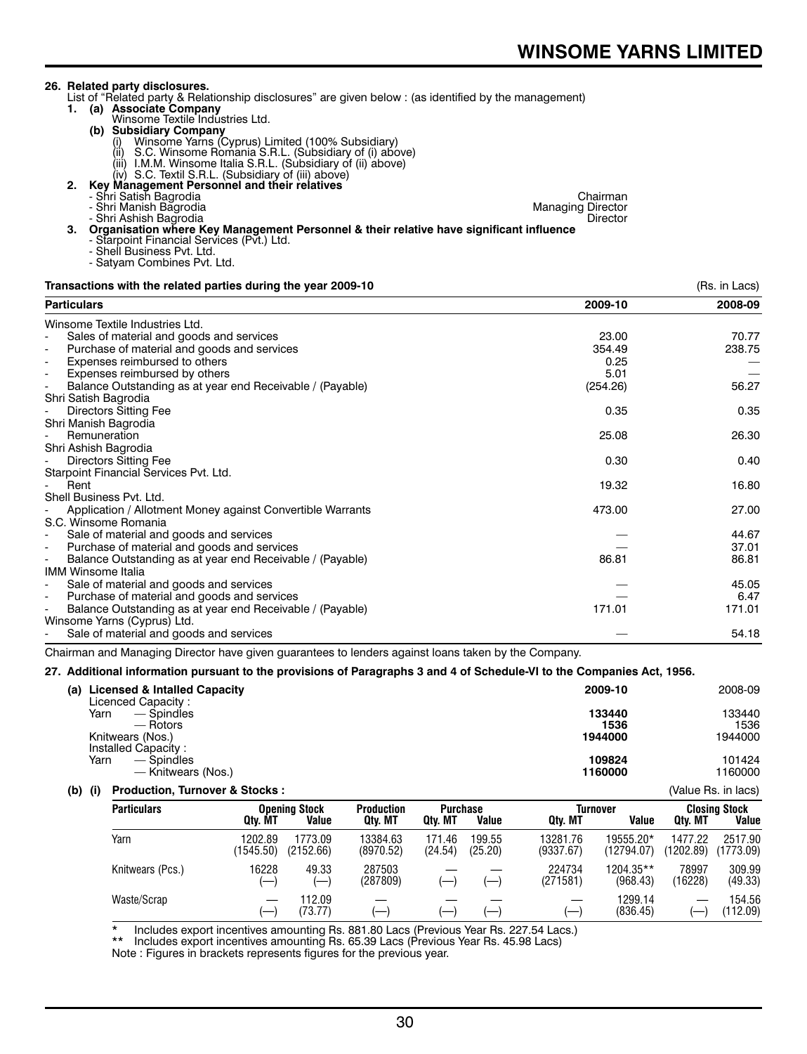## 26. Related party disclosures.

List of "Related party & Relationship disclosures" are given below : (as identified by the management)

1. **(a) Associate Company**
   Winsome Textile Industries Ltd.

   **(b) Subsidiary Company**
   - (i) Winsome Yarns (Cyprus) Limited (100% Subsidiary)
   - (ii) S.C. Winsome Romania S.R.L. (Subsidiary of (i) above)
   - (iii) I.M.M. Winsome Italia S.R.L. (Subsidiary of (ii) above)
   - (iv) S.C. Textil S.R.L. (Subsidiary of (iii) above)

2. **Key Management Personnel and their relatives**
   - Shri Satish Bagrodia — Chairman
   - Shri Manish Bagrodia — Managing Director
   - Shri Ashish Bagrodia — Director

3. **Organisation where Key Management Personnel & their relative have significant influence**
   - Starpoint Financial Services (Pvt.) Ltd.
   - Shell Business Pvt. Ltd.
   - Satyam Combines Pvt. Ltd.

**Transactions with the related parties during the year 2009-10** (Rs. in Lacs)

| Particulars | 2009-10 | 2008-09 |
|---|---|---|
| Winsome Textile Industries Ltd. | | |
| - Sales of material and goods and services | 23.00 | 70.77 |
| - Purchase of material and goods and services | 354.49 | 238.75 |
| - Expenses reimbursed to others | 0.25 | — |
| - Expenses reimbursed by others | 5.01 | — |
| - Balance Outstanding as at year end Receivable / (Payable) | (254.26) | 56.27 |
| Shri Satish Bagrodia | | |
| - Directors Sitting Fee | 0.35 | 0.35 |
| Shri Manish Bagrodia | | |
| - Remuneration | 25.08 | 26.30 |
| Shri Ashish Bagrodia | | |
| - Directors Sitting Fee | 0.30 | 0.40 |
| Starpoint Financial Services Pvt. Ltd. | | |
| - Rent | 19.32 | 16.80 |
| Shell Business Pvt. Ltd. | | |
| - Application / Allotment Money against Convertible Warrants | 473.00 | 27.00 |
| S.C. Winsome Romania | | |
| - Sale of material and goods and services | — | 44.67 |
| - Purchase of material and goods and services | — | 37.01 |
| - Balance Outstanding as at year end Receivable / (Payable) | 86.81 | 86.81 |
| IMM Winsome Italia | | |
| - Sale of material and goods and services | — | 45.05 |
| - Purchase of material and goods and services | — | 6.47 |
| - Balance Outstanding as at year end Receivable / (Payable) | 171.01 | 171.01 |
| Winsome Yarns (Cyprus) Ltd. | | |
| - Sale of material and goods and services | — | 54.18 |

Chairman and Managing Director have given guarantees to lenders against loans taken by the Company.

## 27. Additional information pursuant to the provisions of Paragraphs 3 and 4 of Schedule-VI to the Companies Act, 1956.

**(a) Licensed & Intalled Capacity**

| | 2009-10 | 2008-09 |
|---|---|---|
| Licenced Capacity : | | |
| Yarn — Spindles | 133440 | 133440 |
| — Rotors | 1536 | 1536 |
| Knitwears (Nos.) | 1944000 | 1944000 |
| Installed Capacity : | | |
| Yarn — Spindles | 109824 | 101424 |
| — Knitwears (Nos.) | 1160000 | 1160000 |

**(b) (i) Production, Turnover & Stocks :** (Value Rs. in lacs)

| Particulars | Opening Stock Qty. MT | Opening Stock Value | Production Qty. MT | Purchase Qty. MT | Purchase Value | Turnover Qty. MT | Turnover Value | Closing Stock Qty. MT | Closing Stock Value |
|---|---|---|---|---|---|---|---|---|---|
| Yarn | 1202.89 (1545.50) | 1773.09 (2152.66) | 13384.63 (8970.52) | 171.46 (24.54) | 199.55 (25.20) | 13281.76 (9337.67) | 19555.20* (12794.07) | 1477.22 (1202.89) | 2517.90 (1773.09) |
| Knitwears (Pcs.) | 16228 (—) | 49.33 (—) | 287503 (287809) | — (—) | — (—) | 224734 (271581) | 1204.35** (968.43) | 78997 (16228) | 309.99 (49.33) |
| Waste/Scrap | — (—) | 112.09 (73.77) | — (—) | — (—) | — (—) | — (—) | 1299.14 (836.45) | — (—) | 154.56 (112.09) |

\* Includes export incentives amounting Rs. 881.80 Lacs (Previous Year Rs. 227.54 Lacs.)

\*\* Includes export incentives amounting Rs. 65.39 Lacs (Previous Year Rs. 45.98 Lacs)

Note : Figures in brackets represents figures for the previous year.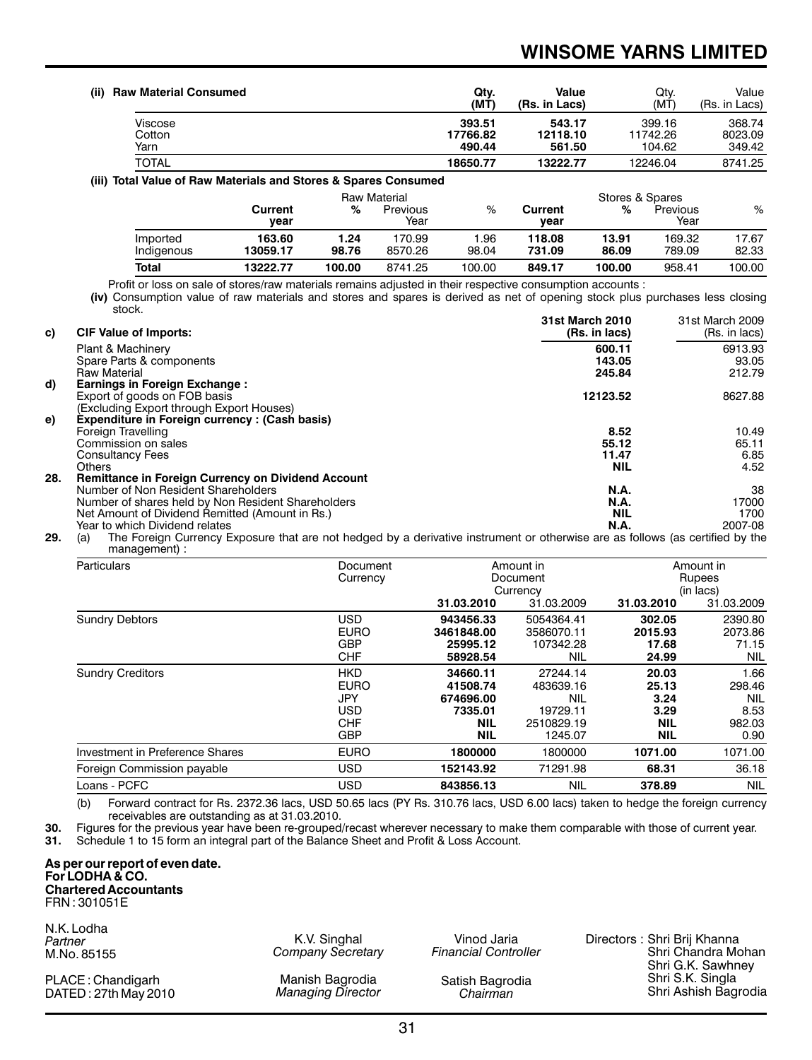**(ii) Raw Material Consumed**

| | Qty. (MT) | Value (Rs. in Lacs) | Qty. (MT) | Value (Rs. in Lacs) |
|---|---|---|---|---|
| Viscose | **393.51** | **543.17** | 399.16 | 368.74 |
| Cotton | **17766.82** | **12118.10** | 11742.26 | 8023.09 |
| Yarn | **490.44** | **561.50** | 104.62 | 349.42 |
| TOTAL | **18650.77** | **13222.77** | 12246.04 | 8741.25 |

**(iii) Total Value of Raw Materials and Stores & Spares Consumed**

| | Raw Material | | | | Stores & Spares | | | |
|---|---|---|---|---|---|---|---|---|
| | **Current year** | **%** | Previous Year | % | **Current year** | **%** | Previous Year | % |
| Imported | **163.60** | **1.24** | 170.99 | 1.96 | **118.08** | **13.91** | 169.32 | 17.67 |
| Indigenous | **13059.17** | **98.76** | 8570.26 | 98.04 | **731.09** | **86.09** | 789.09 | 82.33 |
| **Total** | **13222.77** | **100.00** | 8741.25 | 100.00 | **849.17** | **100.00** | 958.41 | 100.00 |

Profit or loss on sale of stores/raw materials remains adjusted in their respective consumption accounts :

**(iv)** Consumption value of raw materials and stores and spares is derived as net of opening stock plus purchases less closing stock.

| | | **31st March 2010 (Rs. in lacs)** | 31st March 2009 (Rs. in lacs) |
|---|---|---|---|
| **c)** | **CIF Value of Imports:** | | |
| | Plant & Machinery | **600.11** | 6913.93 |
| | Spare Parts & components | **143.05** | 93.05 |
| | Raw Material | **245.84** | 212.79 |
| **d)** | **Earnings in Foreign Exchange :** | | |
| | Export of goods on FOB basis (Excluding Export through Export Houses) | **12123.52** | 8627.88 |
| **e)** | **Expenditure in Foreign currency : (Cash basis)** | | |
| | Foreign Travelling | **8.52** | 10.49 |
| | Commission on sales | **55.12** | 65.11 |
| | Consultancy Fees | **11.47** | 6.85 |
| | Others | **NIL** | 4.52 |
| **28.** | **Remittance in Foreign Currency on Dividend Account** | | |
| | Number of Non Resident Shareholders | **N.A.** | 38 |
| | Number of shares held by Non Resident Shareholders | **N.A.** | 17000 |
| | Net Amount of Dividend Remitted (Amount in Rs.) | **NIL** | 1700 |
| | Year to which Dividend relates | **N.A.** | 2007-08 |

**29.** (a) The Foreign Currency Exposure that are not hedged by a derivative instrument or otherwise are as follows (as certified by the management) :

| Particulars | Document Currency | Amount in Document Currency | | Amount in Rupees (in lacs) | |
|---|---|---|---|---|---|
| | | **31.03.2010** | 31.03.2009 | **31.03.2010** | 31.03.2009 |
| Sundry Debtors | USD | **943456.33** | 5054364.41 | **302.05** | 2390.80 |
| | EURO | **3461848.00** | 3586070.11 | **2015.93** | 2073.86 |
| | GBP | **25995.12** | 107342.28 | **17.68** | 71.15 |
| | CHF | **58928.54** | NIL | **24.99** | NIL |
| Sundry Creditors | HKD | **34660.11** | 27244.14 | **20.03** | 1.66 |
| | EURO | **41508.74** | 483639.16 | **25.13** | 298.46 |
| | JPY | **674696.00** | NIL | **3.24** | NIL |
| | USD | **7335.01** | 19729.11 | **3.29** | 8.53 |
| | CHF | **NIL** | 2510829.19 | **NIL** | 982.03 |
| | GBP | **NIL** | 1245.07 | **NIL** | 0.90 |
| Investment in Preference Shares | EURO | **1800000** | 1800000 | **1071.00** | 1071.00 |
| Foreign Commission payable | USD | **152143.92** | 71291.98 | **68.31** | 36.18 |
| Loans - PCFC | USD | **843856.13** | NIL | **378.89** | NIL |

(b) Forward contract for Rs. 2372.36 lacs, USD 50.65 lacs (PY Rs. 310.76 lacs, USD 6.00 lacs) taken to hedge the foreign currency receivables are outstanding as at 31.03.2010.

**30.** Figures for the previous year have been re-grouped/recast wherever necessary to make them comparable with those of current year.

**31.** Schedule 1 to 15 form an integral part of the Balance Sheet and Profit & Loss Account.

**As per our report of even date.**
**For LODHA & CO.**
**Chartered Accountants**
FRN : 301051E

N.K. Lodha
*Partner*
M.No. 85155

PLACE : Chandigarh
DATED : 27th May 2010

K.V. Singhal
*Company Secretary*

Manish Bagrodia
*Managing Director*

Vinod Jaria
*Financial Controller*

Satish Bagrodia
*Chairman*

Directors : Shri Brij Khanna
Shri Chandra Mohan
Shri G.K. Sawhney
Shri S.K. Singla
Shri Ashish Bagrodia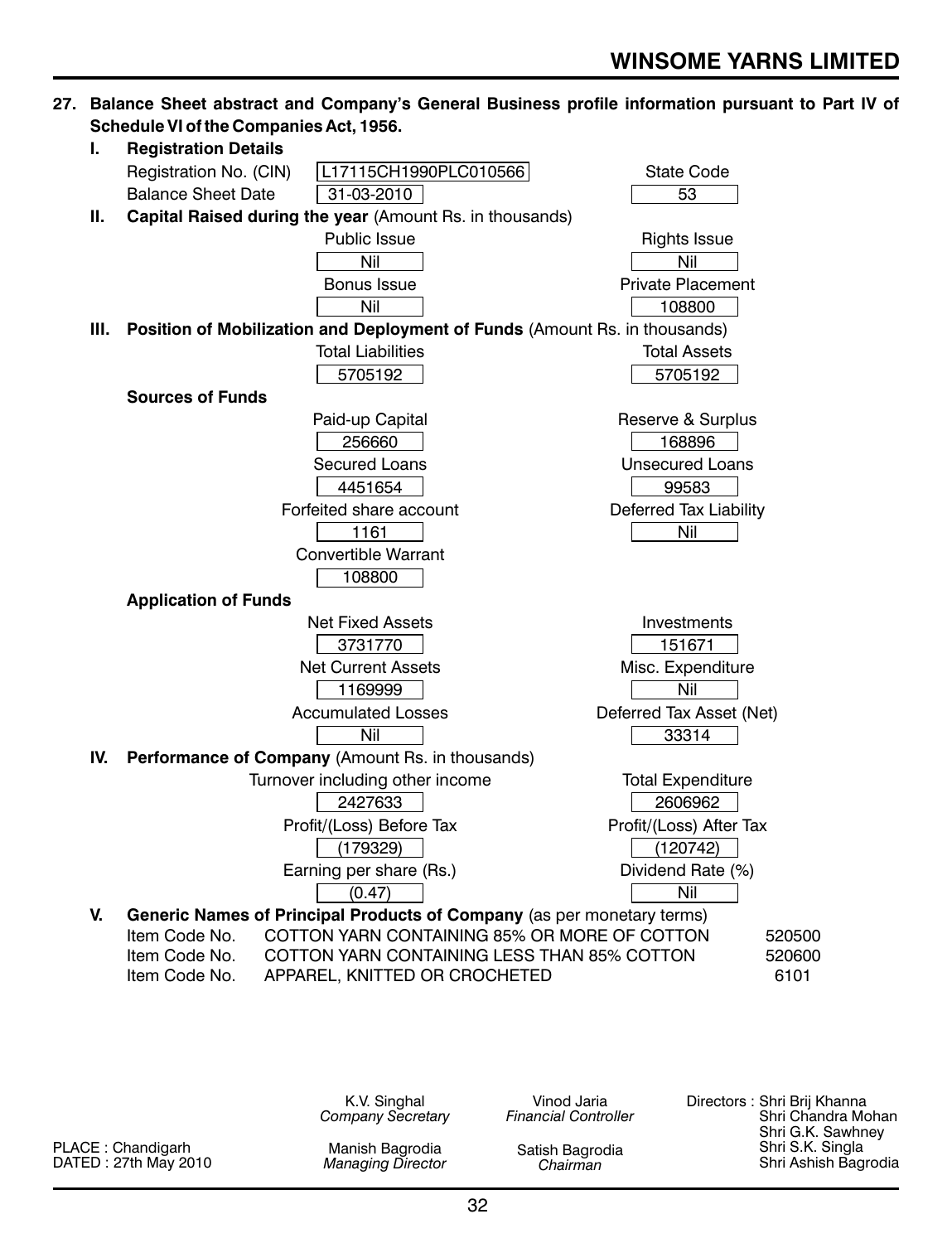**27. Balance Sheet abstract and Company's General Business profile information pursuant to Part IV of Schedule VI of the Companies Act, 1956.**

**I. Registration Details**

| | | | |
|---|---|---|---|
| Registration No. (CIN) | L17115CH1990PLC010566 | State Code | 53 |
| Balance Sheet Date | 31-03-2010 | | |

**II. Capital Raised during the year** (Amount Rs. in thousands)

| Public Issue | Rights Issue |
|---|---|
| Nil | Nil |
| **Bonus Issue** | **Private Placement** |
| Nil | 108800 |

**III. Position of Mobilization and Deployment of Funds** (Amount Rs. in thousands)

| Total Liabilities | Total Assets |
|---|---|
| 5705192 | 5705192 |

**Sources of Funds**

| Paid-up Capital | Reserve & Surplus |
|---|---|
| 256660 | 168896 |
| **Secured Loans** | **Unsecured Loans** |
| 4451654 | 99583 |
| **Forfeited share account** | **Deferred Tax Liability** |
| 1161 | Nil |
| **Convertible Warrant** | |
| 108800 | |

**Application of Funds**

| Net Fixed Assets | Investments |
|---|---|
| 3731770 | 151671 |
| **Net Current Assets** | **Misc. Expenditure** |
| 1169999 | Nil |
| **Accumulated Losses** | **Deferred Tax Asset (Net)** |
| Nil | 33314 |

**IV. Performance of Company** (Amount Rs. in thousands)

| Turnover including other income | Total Expenditure |
|---|---|
| 2427633 | 2606962 |
| **Profit/(Loss) Before Tax** | **Profit/(Loss) After Tax** |
| (179329) | (120742) |
| **Earning per share (Rs.)** | **Dividend Rate (%)** |
| (0.47) | Nil |

**V. Generic Names of Principal Products of Company** (as per monetary terms)

| | | |
|---|---|---|
| Item Code No. | COTTON YARN CONTAINING 85% OR MORE OF COTTON | 520500 |
| Item Code No. | COTTON YARN CONTAINING LESS THAN 85% COTTON | 520600 |
| Item Code No. | APPAREL, KNITTED OR CROCHETED | 6101 |

PLACE : Chandigarh
DATED : 27th May 2010

K.V. Singhal
*Company Secretary*

Vinod Jaria
*Financial Controller*

Manish Bagrodia
*Managing Director*

Satish Bagrodia
*Chairman*

Directors : Shri Brij Khanna
Shri Chandra Mohan
Shri G.K. Sawhney
Shri S.K. Singla
Shri Ashish Bagrodia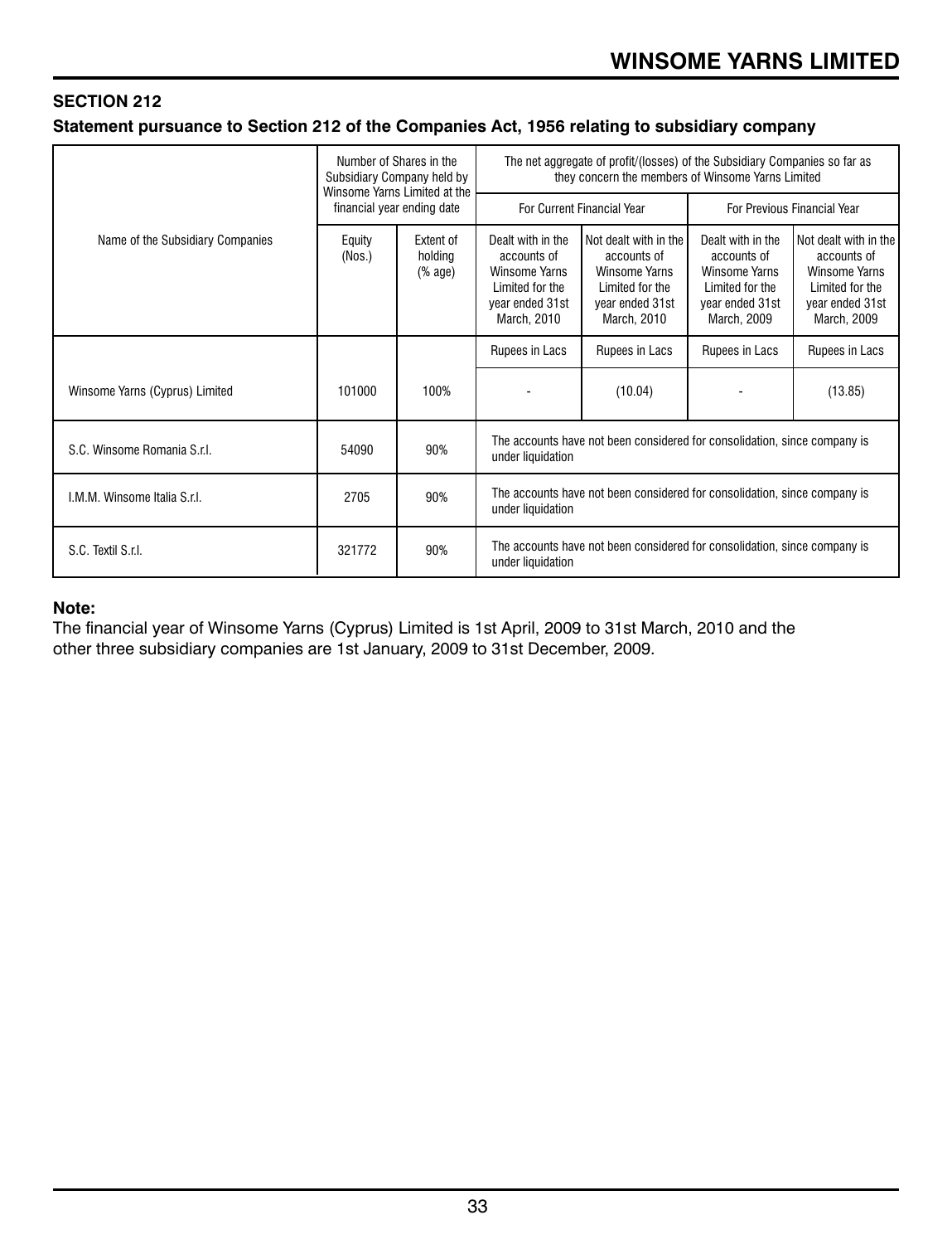## SECTION 212

### Statement pursuance to Section 212 of the Companies Act, 1956 relating to subsidiary company

| Name of the Subsidiary Companies | Number of Shares in the Subsidiary Company held by Winsome Yarns Limited at the financial year ending date | | The net aggregate of profit/(losses) of the Subsidiary Companies so far as they concern the members of Winsome Yarns Limited | | | |
|---|---|---|---|---|---|---|
| | | | For Current Financial Year | | For Previous Financial Year | |
| | Equity (Nos.) | Extent of holding (% age) | Dealt with in the accounts of Winsome Yarns Limited for the year ended 31st March, 2010 | Not dealt with in the accounts of Winsome Yarns Limited for the year ended 31st March, 2010 | Dealt with in the accounts of Winsome Yarns Limited for the year ended 31st March, 2009 | Not dealt with in the accounts of Winsome Yarns Limited for the year ended 31st March, 2009 |
| | | | Rupees in Lacs | Rupees in Lacs | Rupees in Lacs | Rupees in Lacs |
| Winsome Yarns (Cyprus) Limited | 101000 | 100% | - | (10.04) | - | (13.85) |
| S.C. Winsome Romania S.r.l. | 54090 | 90% | The accounts have not been considered for consolidation, since company is under liquidation | | | |
| I.M.M. Winsome Italia S.r.l. | 2705 | 90% | The accounts have not been considered for consolidation, since company is under liquidation | | | |
| S.C. Textil S.r.l. | 321772 | 90% | The accounts have not been considered for consolidation, since company is under liquidation | | | |

**Note:**

The financial year of Winsome Yarns (Cyprus) Limited is 1st April, 2009 to 31st March, 2010 and the other three subsidiary companies are 1st January, 2009 to 31st December, 2009.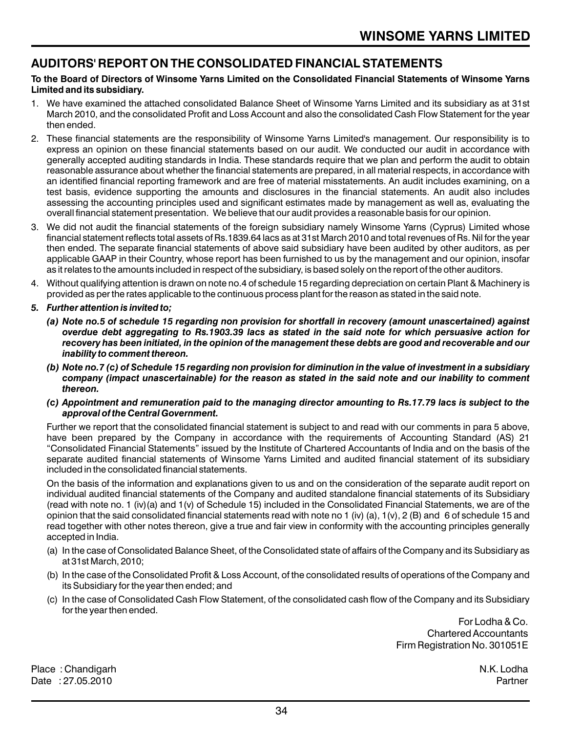## AUDITORS' REPORT ON THE CONSOLIDATED FINANCIAL STATEMENTS

**To the Board of Directors of Winsome Yarns Limited on the Consolidated Financial Statements of Winsome Yarns Limited and its subsidiary.**

1. We have examined the attached consolidated Balance Sheet of Winsome Yarns Limited and its subsidiary as at 31st March 2010, and the consolidated Profit and Loss Account and also the consolidated Cash Flow Statement for the year then ended.
2. These financial statements are the responsibility of Winsome Yarns Limited's management. Our responsibility is to express an opinion on these financial statements based on our audit. We conducted our audit in accordance with generally accepted auditing standards in India. These standards require that we plan and perform the audit to obtain reasonable assurance about whether the financial statements are prepared, in all material respects, in accordance with an identified financial reporting framework and are free of material misstatements. An audit includes examining, on a test basis, evidence supporting the amounts and disclosures in the financial statements. An audit also includes assessing the accounting principles used and significant estimates made by management as well as, evaluating the overall financial statement presentation. We believe that our audit provides a reasonable basis for our opinion.
3. We did not audit the financial statements of the foreign subsidiary namely Winsome Yarns (Cyprus) Limited whose financial statement reflects total assets of Rs.1839.64 lacs as at 31st March 2010 and total revenues of Rs. Nil for the year then ended. The separate financial statements of above said subsidiary have been audited by other auditors, as per applicable GAAP in their Country, whose report has been furnished to us by the management and our opinion, insofar as it relates to the amounts included in respect of the subsidiary, is based solely on the report of the other auditors.
4. Without qualifying attention is drawn on note no.4 of schedule 15 regarding depreciation on certain Plant & Machinery is provided as per the rates applicable to the continuous process plant for the reason as stated in the said note.
5. ***Further attention is invited to;***
   - ***(a) Note no.5 of schedule 15 regarding non provision for shortfall in recovery (amount unascertained) against overdue debt aggregating to Rs.1903.39 lacs as stated in the said note for which persuasive action for recovery has been initiated, in the opinion of the management these debts are good and recoverable and our inability to comment thereon.***
   - ***(b) Note no.7 (c) of Schedule 15 regarding non provision for diminution in the value of investment in a subsidiary company (impact unascertainable) for the reason as stated in the said note and our inability to comment thereon.***
   - ***(c) Appointment and remuneration paid to the managing director amounting to Rs.17.79 lacs is subject to the approval of the Central Government.***

   Further we report that the consolidated financial statement is subject to and read with our comments in para 5 above, have been prepared by the Company in accordance with the requirements of Accounting Standard (AS) 21 "Consolidated Financial Statements" issued by the Institute of Chartered Accountants of India and on the basis of the separate audited financial statements of Winsome Yarns Limited and audited financial statement of its subsidiary included in the consolidated financial statements.

   On the basis of the information and explanations given to us and on the consideration of the separate audit report on individual audited financial statements of the Company and audited standalone financial statements of its Subsidiary (read with note no. 1 (iv)(a) and 1(v) of Schedule 15) included in the Consolidated Financial Statements, we are of the opinion that the said consolidated financial statements read with note no 1 (iv) (a), 1(v), 2 (B) and 6 of schedule 15 and read together with other notes thereon, give a true and fair view in conformity with the accounting principles generally accepted in India.

   (a) In the case of Consolidated Balance Sheet, of the Consolidated state of affairs of the Company and its Subsidiary as at 31st March, 2010;

   (b) In the case of the Consolidated Profit & Loss Account, of the consolidated results of operations of the Company and its Subsidiary for the year then ended; and

   (c) In the case of Consolidated Cash Flow Statement, of the consolidated cash flow of the Company and its Subsidiary for the year then ended.

For Lodha & Co.
Chartered Accountants
Firm Registration No. 301051E

Place : Chandigarh
Date : 27.05.2010

N.K. Lodha
Partner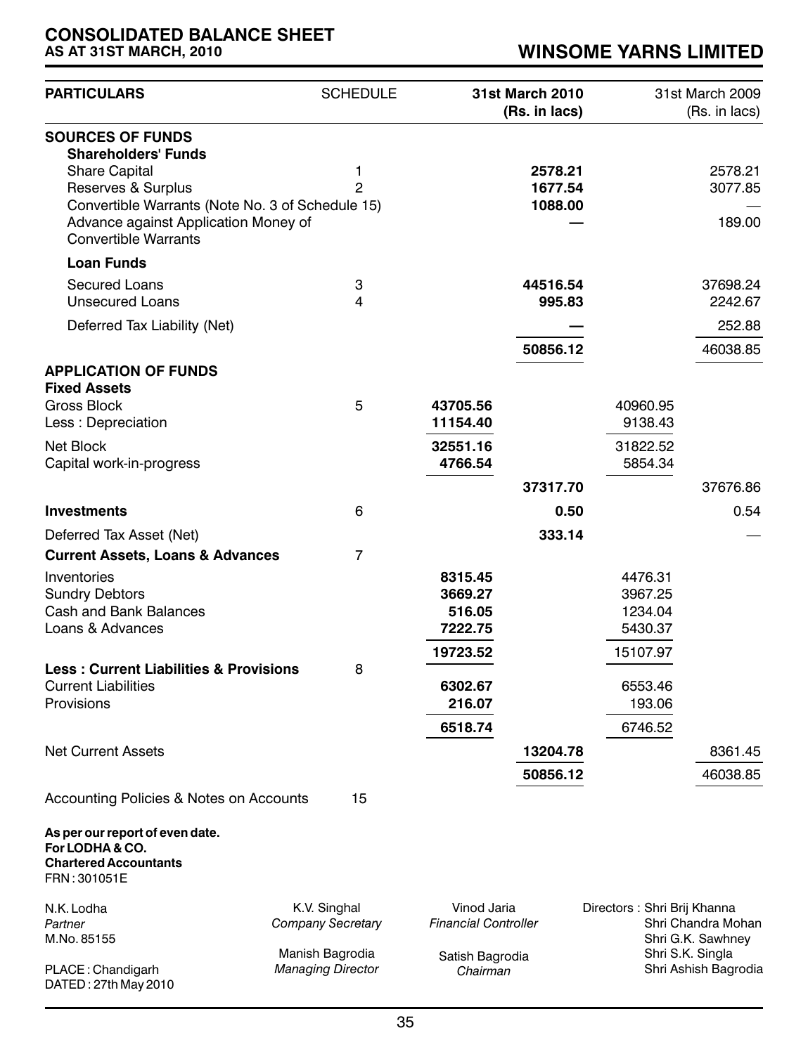# CONSOLIDATED BALANCE SHEET
## AS AT 31ST MARCH, 2010

## WINSOME YARNS LIMITED

| PARTICULARS | SCHEDULE | 31st March 2010 (Rs. in lacs) | | 31st March 2009 (Rs. in lacs) | |
|---|---|---|---|---|---|
| **SOURCES OF FUNDS** | | | | | |
| **Shareholders' Funds** | | | | | |
| Share Capital | 1 | | **2578.21** | | 2578.21 |
| Reserves & Surplus | 2 | | **1677.54** | | 3077.85 |
| Convertible Warrants (Note No. 3 of Schedule 15) | | | **1088.00** | | — |
| Advance against Application Money of Convertible Warrants | | | **—** | | 189.00 |
| **Loan Funds** | | | | | |
| Secured Loans | 3 | | **44516.54** | | 37698.24 |
| Unsecured Loans | 4 | | **995.83** | | 2242.67 |
| Deferred Tax Liability (Net) | | | **—** | | 252.88 |
| | | | **50856.12** | | 46038.85 |
| **APPLICATION OF FUNDS** | | | | | |
| **Fixed Assets** | | | | | |
| Gross Block | 5 | **43705.56** | | 40960.95 | |
| Less : Depreciation | | **11154.40** | | 9138.43 | |
| Net Block | | **32551.16** | | 31822.52 | |
| Capital work-in-progress | | **4766.54** | | 5854.34 | |
| | | | **37317.70** | | 37676.86 |
| **Investments** | 6 | | **0.50** | | 0.54 |
| Deferred Tax Asset (Net) | | | **333.14** | | — |
| **Current Assets, Loans & Advances** | 7 | | | | |
| Inventories | | **8315.45** | | 4476.31 | |
| Sundry Debtors | | **3669.27** | | 3967.25 | |
| Cash and Bank Balances | | **516.05** | | 1234.04 | |
| Loans & Advances | | **7222.75** | | 5430.37 | |
| | | **19723.52** | | 15107.97 | |
| **Less : Current Liabilities & Provisions** | 8 | | | | |
| Current Liabilities | | **6302.67** | | 6553.46 | |
| Provisions | | **216.07** | | 193.06 | |
| | | **6518.74** | | 6746.52 | |
| Net Current Assets | | | **13204.78** | | 8361.45 |
| | | | **50856.12** | | 46038.85 |
| Accounting Policies & Notes on Accounts | 15 | | | | |

**As per our report of even date.**
**For LODHA & CO.**
**Chartered Accountants**
FRN : 301051E

N.K. Lodha
*Partner*
M.No. 85155

PLACE : Chandigarh
DATED : 27th May 2010

K.V. Singhal
*Company Secretary*

Manish Bagrodia
*Managing Director*

Vinod Jaria
*Financial Controller*

Satish Bagrodia
*Chairman*

Directors : Shri Brij Khanna
Shri Chandra Mohan
Shri G.K. Sawhney
Shri S.K. Singla
Shri Ashish Bagrodia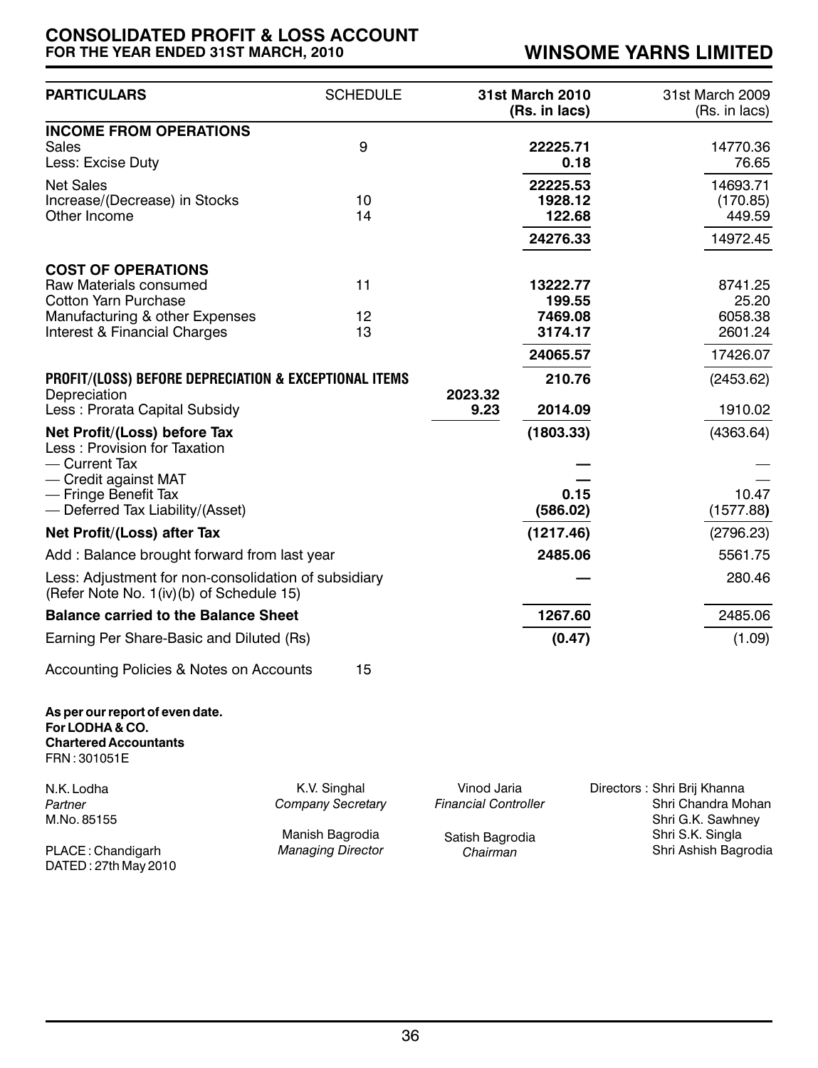# CONSOLIDATED PROFIT & LOSS ACCOUNT
## FOR THE YEAR ENDED 31ST MARCH, 2010

## WINSOME YARNS LIMITED

| PARTICULARS | SCHEDULE | | 31st March 2010 (Rs. in lacs) | 31st March 2009 (Rs. in lacs) |
|---|---|---|---|---|
| **INCOME FROM OPERATIONS** | | | | |
| Sales | 9 | | **22225.71** | 14770.36 |
| Less: Excise Duty | | | **0.18** | 76.65 |
| Net Sales | | | **22225.53** | 14693.71 |
| Increase/(Decrease) in Stocks | 10 | | **1928.12** | (170.85) |
| Other Income | 14 | | **122.68** | 449.59 |
| | | | **24276.33** | 14972.45 |
| **COST OF OPERATIONS** | | | | |
| Raw Materials consumed | 11 | | **13222.77** | 8741.25 |
| Cotton Yarn Purchase | | | **199.55** | 25.20 |
| Manufacturing & other Expenses | 12 | | **7469.08** | 6058.38 |
| Interest & Financial Charges | 13 | | **3174.17** | 2601.24 |
| | | | **24065.57** | 17426.07 |
| **PROFIT/(LOSS) BEFORE DEPRECIATION & EXCEPTIONAL ITEMS** | | | **210.76** | (2453.62) |
| Depreciation | | **2023.32** | | |
| Less : Prorata Capital Subsidy | | **9.23** | **2014.09** | 1910.02 |
| **Net Profit/(Loss) before Tax** | | | **(1803.33)** | (4363.64) |
| Less : Provision for Taxation | | | | |
| — Current Tax | | | **—** | — |
| — Credit against MAT | | | **—** | — |
| — Fringe Benefit Tax | | | **0.15** | 10.47 |
| — Deferred Tax Liability/(Asset) | | | **(586.02)** | (1577.88) |
| **Net Profit/(Loss) after Tax** | | | **(1217.46)** | (2796.23) |
| Add : Balance brought forward from last year | | | **2485.06** | 5561.75 |
| Less: Adjustment for non-consolidation of subsidiary (Refer Note No. 1(iv)(b) of Schedule 15) | | | **—** | 280.46 |
| **Balance carried to the Balance Sheet** | | | **1267.60** | 2485.06 |
| Earning Per Share-Basic and Diluted (Rs) | | | **(0.47)** | (1.09) |
| Accounting Policies & Notes on Accounts | 15 | | | |

**As per our report of even date.**
**For LODHA & CO.**
**Chartered Accountants**
FRN : 301051E

N.K. Lodha
*Partner*
M.No. 85155

PLACE : Chandigarh
DATED : 27th May 2010

K.V. Singhal
*Company Secretary*

Manish Bagrodia
*Managing Director*

Vinod Jaria
*Financial Controller*

Satish Bagrodia
*Chairman*

Directors : Shri Brij Khanna
Shri Chandra Mohan
Shri G.K. Sawhney
Shri S.K. Singla
Shri Ashish Bagrodia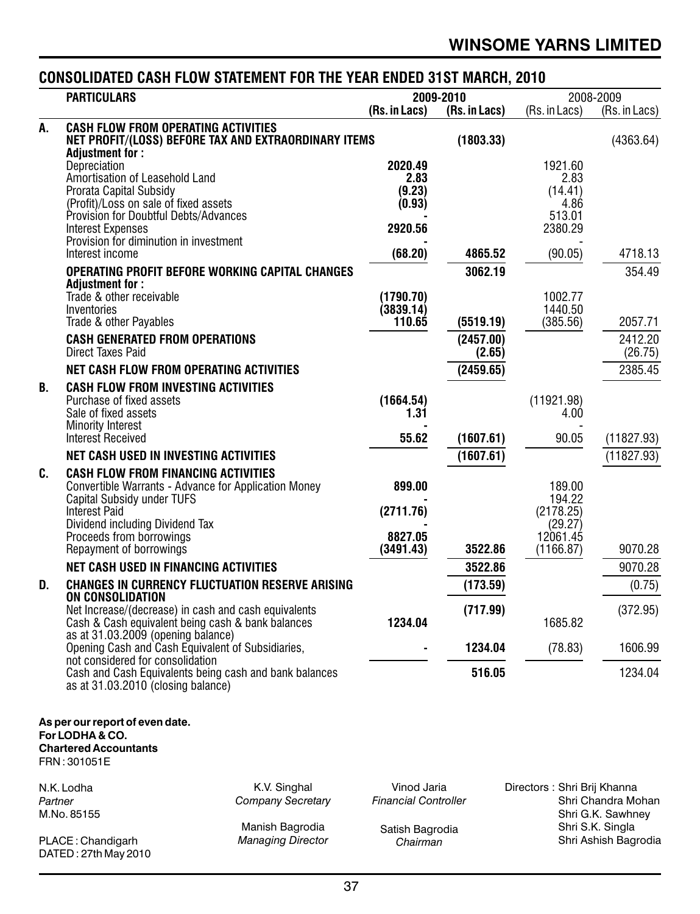# WINSOME YARNS LIMITED

## CONSOLIDATED CASH FLOW STATEMENT FOR THE YEAR ENDED 31ST MARCH, 2010

| | PARTICULARS | 2009-2010 (Rs. in Lacs) | 2009-2010 (Rs. in Lacs) | 2008-2009 (Rs. in Lacs) | 2008-2009 (Rs. in Lacs) |
|---|---|---|---|---|---|
| **A.** | **CASH FLOW FROM OPERATING ACTIVITIES** | | | | |
| | **NET PROFIT/(LOSS) BEFORE TAX AND EXTRAORDINARY ITEMS** | | **(1803.33)** | | (4363.64) |
| | **Adjustment for :** | | | | |
| | Depreciation | **2020.49** | | 1921.60 | |
| | Amortisation of Leasehold Land | **2.83** | | 2.83 | |
| | Prorata Capital Subsidy | **(9.23)** | | (14.41) | |
| | (Profit)/Loss on sale of fixed assets | **(0.93)** | | 4.86 | |
| | Provision for Doubtful Debts/Advances | **-** | | 513.01 | |
| | Interest Expenses | **2920.56** | | 2380.29 | |
| | Provision for diminution in investment | **-** | | - | |
| | Interest income | **(68.20)** | **4865.52** | (90.05) | 4718.13 |
| | **OPERATING PROFIT BEFORE WORKING CAPITAL CHANGES** | | **3062.19** | | 354.49 |
| | **Adjustment for :** | | | | |
| | Trade & other receivable | **(1790.70)** | | 1002.77 | |
| | Inventories | **(3839.14)** | | 1440.50 | |
| | Trade & other Payables | **110.65** | **(5519.19)** | (385.56) | 2057.71 |
| | **CASH GENERATED FROM OPERATIONS** | | **(2457.00)** | | 2412.20 |
| | Direct Taxes Paid | | **(2.65)** | | (26.75) |
| | **NET CASH FLOW FROM OPERATING ACTIVITIES** | | **(2459.65)** | | 2385.45 |
| **B.** | **CASH FLOW FROM INVESTING ACTIVITIES** | | | | |
| | Purchase of fixed assets | **(1664.54)** | | (11921.98) | |
| | Sale of fixed assets | **1.31** | | 4.00 | |
| | Minority Interest | **-** | | - | |
| | Interest Received | **55.62** | **(1607.61)** | 90.05 | (11827.93) |
| | **NET CASH USED IN INVESTING ACTIVITIES** | | **(1607.61)** | | (11827.93) |
| **C.** | **CASH FLOW FROM FINANCING ACTIVITIES** | | | | |
| | Convertible Warrants - Advance for Application Money | **899.00** | | 189.00 | |
| | Capital Subsidy under TUFS | **-** | | 194.22 | |
| | Interest Paid | **(2711.76)** | | (2178.25) | |
| | Dividend including Dividend Tax | **-** | | (29.27) | |
| | Proceeds from borrowings | **8827.05** | | 12061.45 | |
| | Repayment of borrowings | **(3491.43)** | **3522.86** | (1166.87) | 9070.28 |
| | **NET CASH USED IN FINANCING ACTIVITIES** | | **3522.86** | | 9070.28 |
| **D.** | **CHANGES IN CURRENCY FLUCTUATION RESERVE ARISING ON CONSOLIDATION** | | **(173.59)** | | (0.75) |
| | Net Increase/(decrease) in cash and cash equivalents | | **(717.99)** | | (372.95) |
| | Cash & Cash equivalent being cash & bank balances as at 31.03.2009 (opening balance) | **1234.04** | | 1685.82 | |
| | Opening Cash and Cash Equivalent of Subsidiaries, not considered for consolidation | **-** | **1234.04** | (78.83) | 1606.99 |
| | Cash and Cash Equivalents being cash and bank balances as at 31.03.2010 (closing balance) | | **516.05** | | 1234.04 |

**As per our report of even date.**
**For LODHA & CO.**
**Chartered Accountants**
FRN : 301051E

N.K. Lodha
*Partner*
M.No. 85155

PLACE : Chandigarh
DATED : 27th May 2010

K.V. Singhal
*Company Secretary*

Manish Bagrodia
*Managing Director*

Vinod Jaria
*Financial Controller*

Satish Bagrodia
*Chairman*

Directors : Shri Brij Khanna
Shri Chandra Mohan
Shri G.K. Sawhney
Shri S.K. Singla
Shri Ashish Bagrodia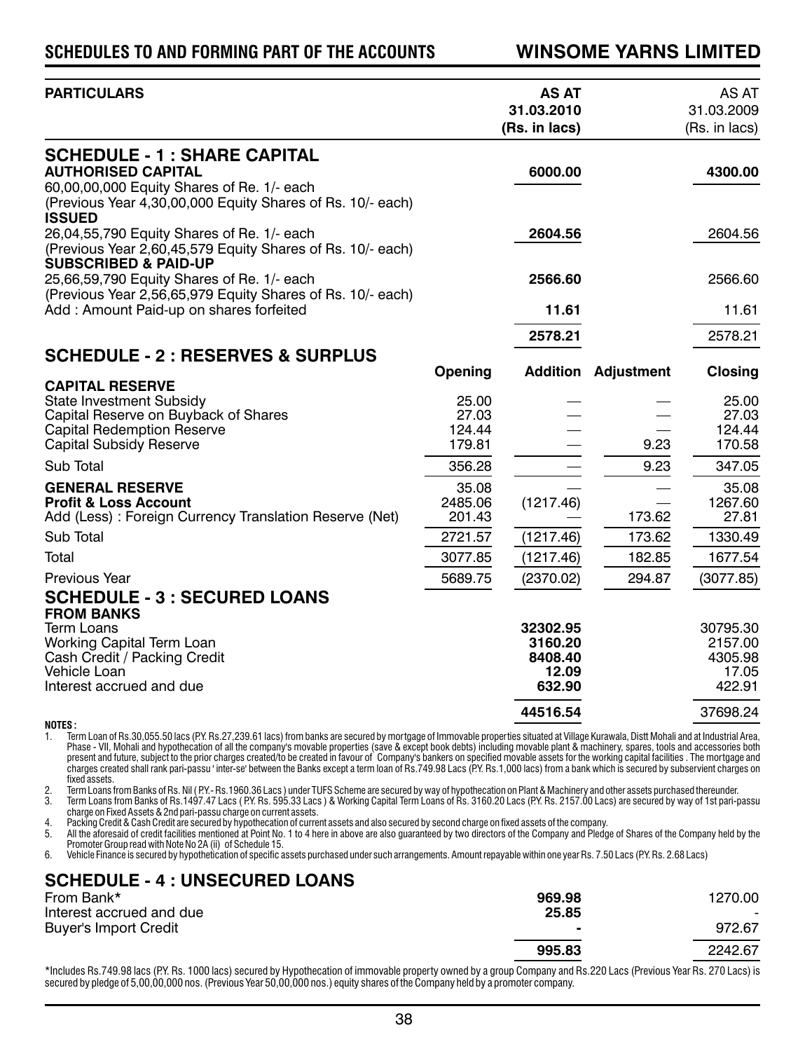| PARTICULARS | AS AT 31.03.2010 (Rs. in lacs) | AS AT 31.03.2009 (Rs. in lacs) |
|---|---|---|

## SCHEDULE - 1 : SHARE CAPITAL

| | AS AT 31.03.2010 (Rs. in lacs) | AS AT 31.03.2009 (Rs. in lacs) |
|---|---|---|
| **AUTHORISED CAPITAL** | **6000.00** | **4300.00** |
| 60,00,00,000 Equity Shares of Re. 1/- each (Previous Year 4,30,00,000 Equity Shares of Rs. 10/- each) | | |
| **ISSUED** | | |
| 26,04,55,790 Equity Shares of Re. 1/- each (Previous Year 2,60,45,579 Equity Shares of Rs. 10/- each) | **2604.56** | 2604.56 |
| **SUBSCRIBED & PAID-UP** | | |
| 25,66,59,790 Equity Shares of Re. 1/- each (Previous Year 2,56,65,979 Equity Shares of Rs. 10/- each) | **2566.60** | 2566.60 |
| Add : Amount Paid-up on shares forfeited | **11.61** | 11.61 |
| | **2578.21** | 2578.21 |

## SCHEDULE - 2 : RESERVES & SURPLUS

| | Opening | Addition | Adjustment | Closing |
|---|---|---|---|---|
| **CAPITAL RESERVE** | | | | |
| State Investment Subsidy | 25.00 | — | — | 25.00 |
| Capital Reserve on Buyback of Shares | 27.03 | — | — | 27.03 |
| Capital Redemption Reserve | 124.44 | — | — | 124.44 |
| Capital Subsidy Reserve | 179.81 | — | 9.23 | 170.58 |
| Sub Total | 356.28 | — | 9.23 | 347.05 |
| **GENERAL RESERVE** | 35.08 | — | — | 35.08 |
| **Profit & Loss Account** | 2485.06 | (1217.46) | — | 1267.60 |
| Add (Less) : Foreign Currency Translation Reserve (Net) | 201.43 | — | 173.62 | 27.81 |
| Sub Total | 2721.57 | (1217.46) | 173.62 | 1330.49 |
| Total | 3077.85 | (1217.46) | 182.85 | 1677.54 |
| Previous Year | 5689.75 | (2370.02) | 294.87 | (3077.85) |

## SCHEDULE - 3 : SECURED LOANS

| | AS AT 31.03.2010 (Rs. in lacs) | AS AT 31.03.2009 (Rs. in lacs) |
|---|---|---|
| **FROM BANKS** | | |
| Term Loans | **32302.95** | 30795.30 |
| Working Capital Term Loan | **3160.20** | 2157.00 |
| Cash Credit / Packing Credit | **8408.40** | 4305.98 |
| Vehicle Loan | **12.09** | 17.05 |
| Interest accrued and due | **632.90** | 422.91 |
| | **44516.54** | 37698.24 |

**NOTES :**

1. Term Loan of Rs.30,055.50 lacs (P.Y. Rs.27,239.61 lacs) from banks are secured by mortgage of Immovable properties situated at Village Kurawala, Distt Mohali and at Industrial Area, Phase - VII, Mohali and hypothecation of all the company's movable properties (save & except book debts) including movable plant & machinery, spares, tools and accessories both present and future, subject to the prior charges created/to be created in favour of Company's bankers on specified movable assets for the working capital facilities . The mortgage and charges created shall rank pari-passu ' inter-se' between the Banks except a term loan of Rs.749.98 Lacs (P.Y. Rs.1,000 lacs) from a bank which is secured by subservient charges on fixed assets.
2. Term Loans from Banks of Rs. Nil ( P.Y.- Rs.1960.36 Lacs ) under TUFS Scheme are secured by way of hypothecation on Plant & Machinery and other assets purchased thereunder.
3. Term Loans from Banks of Rs.1497.47 Lacs ( P.Y. Rs. 595.33 Lacs ) & Working Capital Term Loans of Rs. 3160.20 Lacs (P.Y. Rs. 2157.00 Lacs) are secured by way of 1st pari-passu charge on Fixed Assets & 2nd pari-passu charge on current assets.
4. Packing Credit & Cash Credit are secured by hypothecation of current assets and also secured by second charge on fixed assets of the company.
5. All the aforesaid of credit facilities mentioned at Point No. 1 to 4 here in above are also guaranteed by two directors of the Company and Pledge of Shares of the Company held by the Promoter Group read with Note No 2A (ii) of Schedule 15.
6. Vehicle Finance is secured by hypothetication of specific assets purchased under such arrangements. Amount repayable within one year Rs. 7.50 Lacs (P.Y. Rs. 2.68 Lacs)

## SCHEDULE - 4 : UNSECURED LOANS

| | AS AT 31.03.2010 (Rs. in lacs) | AS AT 31.03.2009 (Rs. in lacs) |
|---|---|---|
| From Bank* | **969.98** | 1270.00 |
| Interest accrued and due | **25.85** | - |
| Buyer's Import Credit | **-** | 972.67 |
| | **995.83** | 2242.67 |

*Includes Rs.749.98 lacs (P.Y. Rs. 1000 lacs) secured by Hypothecation of immovable property owned by a group Company and Rs.220 Lacs (Previous Year Rs. 270 Lacs) is secured by pledge of 5,00,00,000 nos. (Previous Year 50,00,000 nos.) equity shares of the Company held by a promoter company.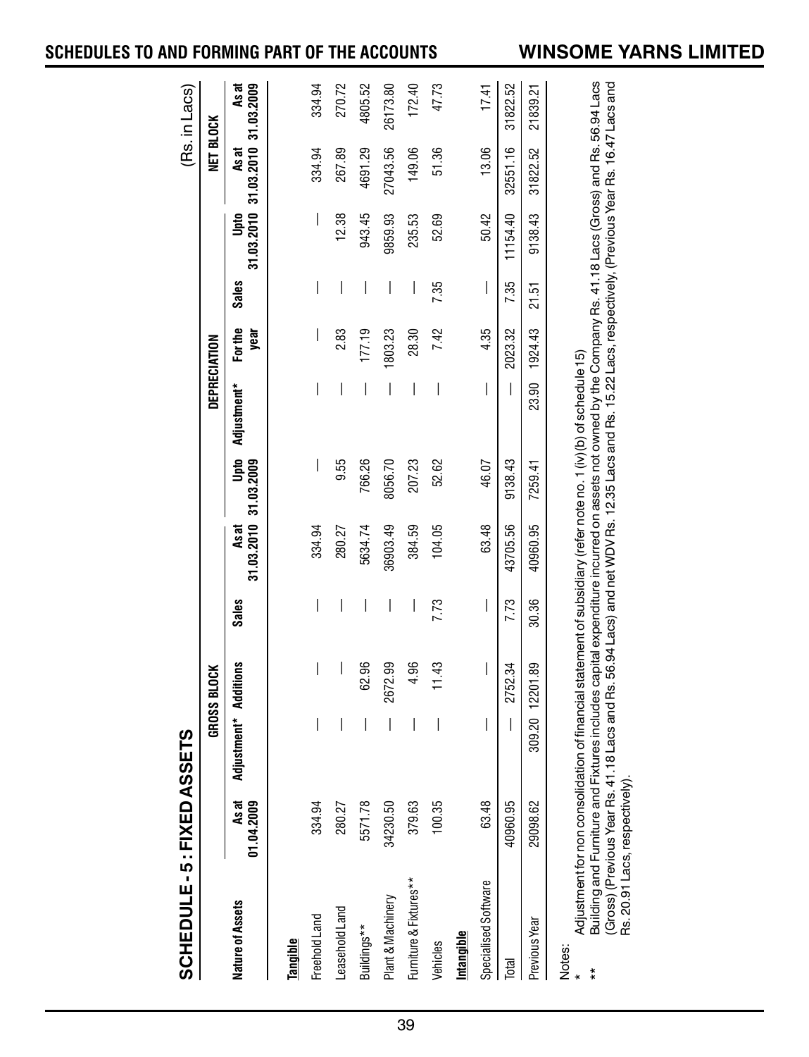## SCHEDULE - 5 : FIXED ASSETS

(Rs. in Lacs)

| Nature of Assets | GROSS BLOCK | | | | | DEPRECIATION | | | | | NET BLOCK | |
|---|---|---|---|---|---|---|---|---|---|---|---|---|
| | As at 01.04.2009 | Adjustment* | Additions | Sales | As at 31.03.2010 | Upto 31.03.2009 | Adjustment* | For the year | Sales | Upto 31.03.2010 | As at 31.03.2010 | As at 31.03.2009 |
| **Tangible** | | | | | | | | | | | | |
| Freehold Land | 334.94 | — | — | — | 334.94 | — | — | — | — | — | 334.94 | 334.94 |
| Leasehold Land | 280.27 | — | — | — | 280.27 | 9.55 | — | 2.83 | — | 12.38 | 267.89 | 270.72 |
| Buildings** | 5571.78 | — | 62.96 | — | 5634.74 | 766.26 | — | 177.19 | — | 943.45 | 4691.29 | 4805.52 |
| Plant & Machinery | 34230.50 | — | 2672.99 | — | 36903.49 | 8056.70 | — | 1803.23 | — | 9859.93 | 27043.56 | 26173.80 |
| Furniture & Fixtures** | 379.63 | — | 4.96 | — | 384.59 | 207.23 | — | 28.30 | — | 235.53 | 149.06 | 172.40 |
| Vehicles | 100.35 | — | 11.43 | 7.73 | 104.05 | 52.62 | — | 7.42 | 7.35 | 52.69 | 51.36 | 47.73 |
| **Intangible** | | | | | | | | | | | | |
| Specialised Software | 63.48 | — | — | — | 63.48 | 46.07 | — | 4.35 | — | 50.42 | 13.06 | 17.41 |
| Total | 40960.95 | — | 2752.34 | 7.73 | 43705.56 | 9138.43 | — | 2023.32 | 7.35 | 11154.40 | 32551.16 | 31822.52 |
| Previous Year | 29098.62 | 309.20 | 12201.89 | 30.36 | 40960.95 | 7259.41 | 23.90 | 1924.43 | 21.51 | 9138.43 | 31822.52 | 21839.21 |

Notes:

\* Adjustment for non consolidation of financial statement of subsidiary (refer note no. 1 (iv)(b) of schedule 15)

\*\* Building and Furniture and Fixtures includes capital expenditure incurred on assets not owned by the Company Rs. 41.18 Lacs (Gross) and Rs. 56.94 Lacs (Gross) (Previous Year Rs. 41.18 Lacs and Rs. 56.94 Lacs) and net WDV Rs. 12.35 Lacs and Rs. 15.22 Lacs, respectively, (Previous Year Rs. 16.47 Lacs and Rs. 20.91 Lacs, respectively).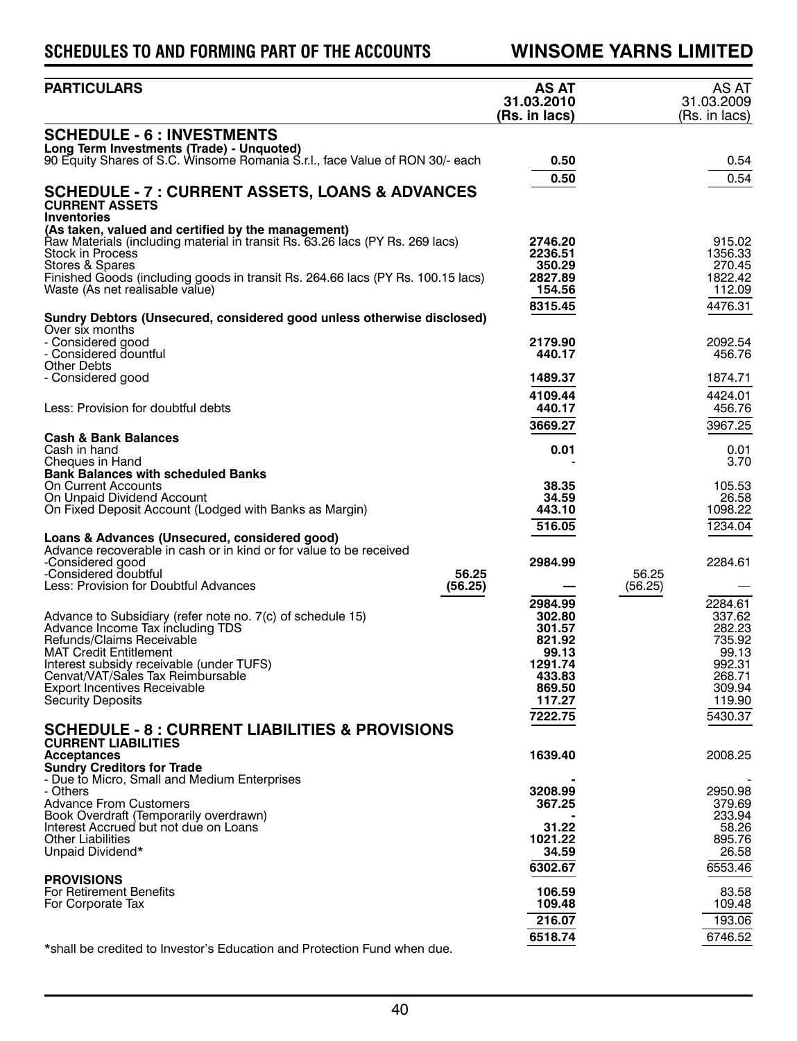## SCHEDULES TO AND FORMING PART OF THE ACCOUNTS

| PARTICULARS | | AS AT 31.03.2010 (Rs. in lacs) | | AS AT 31.03.2009 (Rs. in lacs) |
|---|---|---|---|---|
| **SCHEDULE - 6 : INVESTMENTS** | | | | |
| **Long Term Investments (Trade) - Unquoted)** | | | | |
| 90 Equity Shares of S.C. Winsome Romania S.r.l., face Value of RON 30/- each | | **0.50** | | 0.54 |
| | | **0.50** | | 0.54 |
| **SCHEDULE - 7 : CURRENT ASSETS, LOANS & ADVANCES** | | | | |
| **CURRENT ASSETS** | | | | |
| **Inventories** | | | | |
| **(As taken, valued and certified by the management)** | | | | |
| Raw Materials (including material in transit Rs. 63.26 lacs (PY Rs. 269 lacs) | | **2746.20** | | 915.02 |
| Stock in Process | | **2236.51** | | 1356.33 |
| Stores & Spares | | **350.29** | | 270.45 |
| Finished Goods (including goods in transit Rs. 264.66 lacs (PY Rs. 100.15 lacs) | | **2827.89** | | 1822.42 |
| Waste (As net realisable value) | | **154.56** | | 112.09 |
| | | **8315.45** | | 4476.31 |
| **Sundry Debtors (Unsecured, considered good unless otherwise disclosed)** | | | | |
| Over six months | | | | |
| - Considered good | | **2179.90** | | 2092.54 |
| - Considered dountful | | **440.17** | | 456.76 |
| Other Debts | | | | |
| - Considered good | | **1489.37** | | 1874.71 |
| | | **4109.44** | | 4424.01 |
| Less: Provision for doubtful debts | | **440.17** | | 456.76 |
| | | **3669.27** | | 3967.25 |
| **Cash & Bank Balances** | | | | |
| Cash in hand | | **0.01** | | 0.01 |
| Cheques in Hand | | - | | 3.70 |
| **Bank Balances with scheduled Banks** | | | | |
| On Current Accounts | | **38.35** | | 105.53 |
| On Unpaid Dividend Account | | **34.59** | | 26.58 |
| On Fixed Deposit Account (Lodged with Banks as Margin) | | **443.10** | | 1098.22 |
| | | **516.05** | | 1234.04 |
| **Loans & Advances (Unsecured, considered good)** | | | | |
| Advance recoverable in cash or in kind or for value to be received | | | | |
| -Considered good | | **2984.99** | | 2284.61 |
| -Considered doubtful | **56.25** | | 56.25 | |
| Less: Provision for Doubtful Advances | **(56.25)** | **—** | (56.25) | — |
| | | **2984.99** | | 2284.61 |
| Advance to Subsidiary (refer note no. 7(c) of schedule 15) | | **302.80** | | 337.62 |
| Advance Income Tax including TDS | | **301.57** | | 282.23 |
| Refunds/Claims Receivable | | **821.92** | | 735.92 |
| MAT Credit Entitlement | | **99.13** | | 99.13 |
| Interest subsidy receivable (under TUFS) | | **1291.74** | | 992.31 |
| Cenvat/VAT/Sales Tax Reimbursable | | **433.83** | | 268.71 |
| Export Incentives Receivable | | **869.50** | | 309.94 |
| Security Deposits | | **117.27** | | 119.90 |
| | | **7222.75** | | 5430.37 |
| **SCHEDULE - 8 : CURRENT LIABILITIES & PROVISIONS** | | | | |
| **CURRENT LIABILITIES** | | | | |
| **Acceptances** | | **1639.40** | | 2008.25 |
| **Sundry Creditors for Trade** | | | | |
| - Due to Micro, Small and Medium Enterprises | | **-** | | - |
| - Others | | **3208.99** | | 2950.98 |
| Advance From Customers | | **367.25** | | 379.69 |
| Book Overdraft (Temporarily overdrawn) | | **-** | | 233.94 |
| Interest Accrued but not due on Loans | | **31.22** | | 58.26 |
| Other Liabilities | | **1021.22** | | 895.76 |
| Unpaid Dividend* | | **34.59** | | 26.58 |
| | | **6302.67** | | 6553.46 |
| **PROVISIONS** | | | | |
| For Retirement Benefits | | **106.59** | | 83.58 |
| For Corporate Tax | | **109.48** | | 109.48 |
| | | **216.07** | | 193.06 |
| | | **6518.74** | | 6746.52 |

*shall be credited to Investor's Education and Protection Fund when due.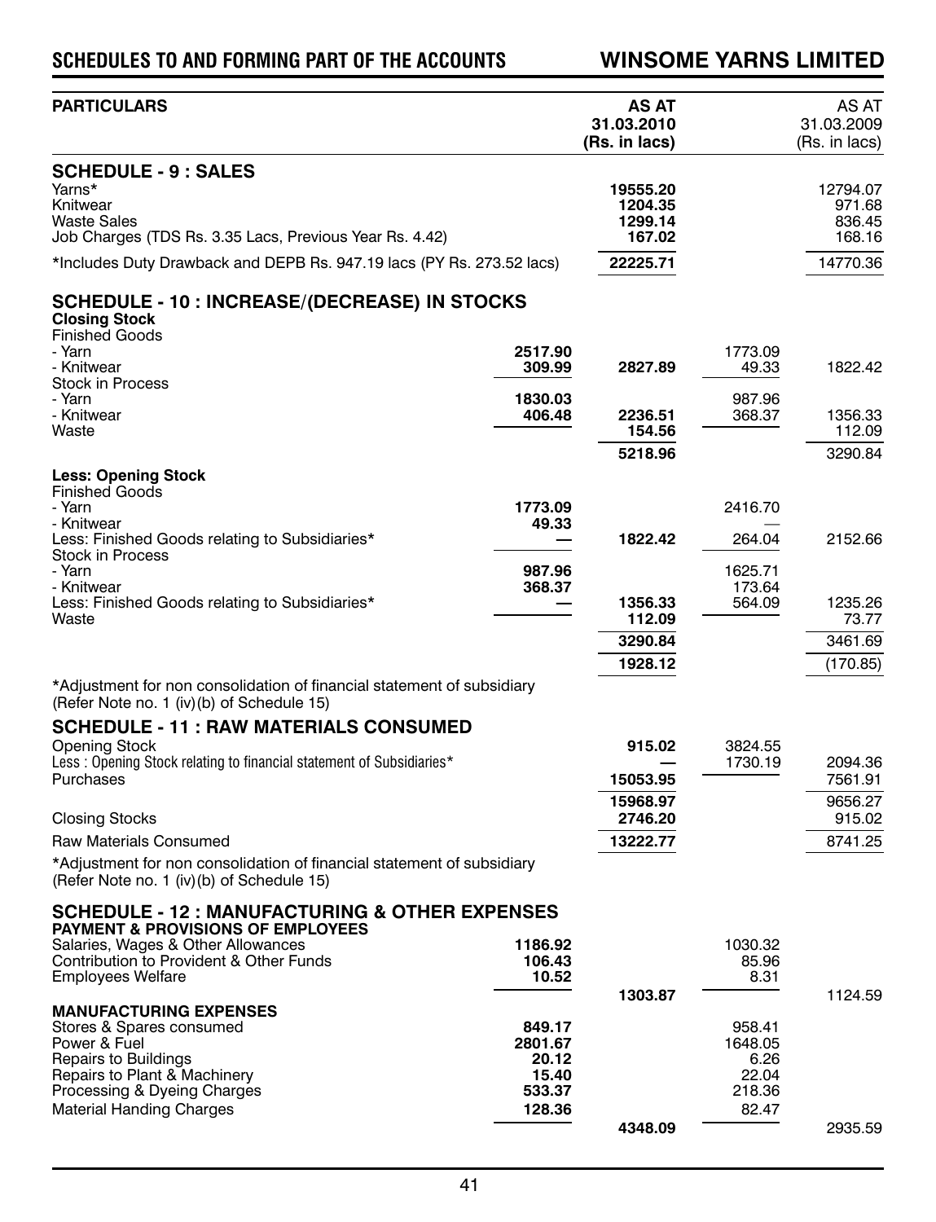## SCHEDULES TO AND FORMING PART OF THE ACCOUNTS

| PARTICULARS | | AS AT 31.03.2010 (Rs. in lacs) | | AS AT 31.03.2009 (Rs. in lacs) |
|---|---|---|---|---|
| **SCHEDULE - 9 : SALES** | | | | |
| Yarns* | | 19555.20 | | 12794.07 |
| Knitwear | | 1204.35 | | 971.68 |
| Waste Sales | | 1299.14 | | 836.45 |
| Job Charges (TDS Rs. 3.35 Lacs, Previous Year Rs. 4.42) | | 167.02 | | 168.16 |
| *Includes Duty Drawback and DEPB Rs. 947.19 lacs (PY Rs. 273.52 lacs) | | 22225.71 | | 14770.36 |
| **SCHEDULE - 10 : INCREASE/(DECREASE) IN STOCKS** | | | | |
| **Closing Stock** | | | | |
| Finished Goods | | | | |
| - Yarn | 2517.90 | | 1773.09 | |
| - Knitwear | 309.99 | 2827.89 | 49.33 | 1822.42 |
| Stock in Process | | | | |
| - Yarn | 1830.03 | | 987.96 | |
| - Knitwear | 406.48 | 2236.51 | 368.37 | 1356.33 |
| Waste | | 154.56 | | 112.09 |
| | | 5218.96 | | 3290.84 |
| **Less: Opening Stock** | | | | |
| Finished Goods | | | | |
| - Yarn | 1773.09 | | 2416.70 | |
| - Knitwear | 49.33 | | — | |
| Less: Finished Goods relating to Subsidiaries* | — | 1822.42 | 264.04 | 2152.66 |
| Stock in Process | | | | |
| - Yarn | 987.96 | | 1625.71 | |
| - Knitwear | 368.37 | | 173.64 | |
| Less: Finished Goods relating to Subsidiaries* | — | 1356.33 | 564.09 | 1235.26 |
| Waste | | 112.09 | | 73.77 |
| | | 3290.84 | | 3461.69 |
| | | 1928.12 | | (170.85) |
| *Adjustment for non consolidation of financial statement of subsidiary (Refer Note no. 1 (iv)(b) of Schedule 15) | | | | |
| **SCHEDULE - 11 : RAW MATERIALS CONSUMED** | | | | |
| Opening Stock | | 915.02 | 3824.55 | |
| Less : Opening Stock relating to financial statement of Subsidiaries* | | — | 1730.19 | 2094.36 |
| Purchases | | 15053.95 | | 7561.91 |
| | | 15968.97 | | 9656.27 |
| Closing Stocks | | 2746.20 | | 915.02 |
| Raw Materials Consumed | | 13222.77 | | 8741.25 |
| *Adjustment for non consolidation of financial statement of subsidiary (Refer Note no. 1 (iv)(b) of Schedule 15) | | | | |
| **SCHEDULE - 12 : MANUFACTURING & OTHER EXPENSES** | | | | |
| **PAYMENT & PROVISIONS OF EMPLOYEES** | | | | |
| Salaries, Wages & Other Allowances | 1186.92 | | 1030.32 | |
| Contribution to Provident & Other Funds | 106.43 | | 85.96 | |
| Employees Welfare | 10.52 | | 8.31 | |
| | | 1303.87 | | 1124.59 |
| **MANUFACTURING EXPENSES** | | | | |
| Stores & Spares consumed | 849.17 | | 958.41 | |
| Power & Fuel | 2801.67 | | 1648.05 | |
| Repairs to Buildings | 20.12 | | 6.26 | |
| Repairs to Plant & Machinery | 15.40 | | 22.04 | |
| Processing & Dyeing Charges | 533.37 | | 218.36 | |
| Material Handing Charges | 128.36 | | 82.47 | |
| | | 4348.09 | | 2935.59 |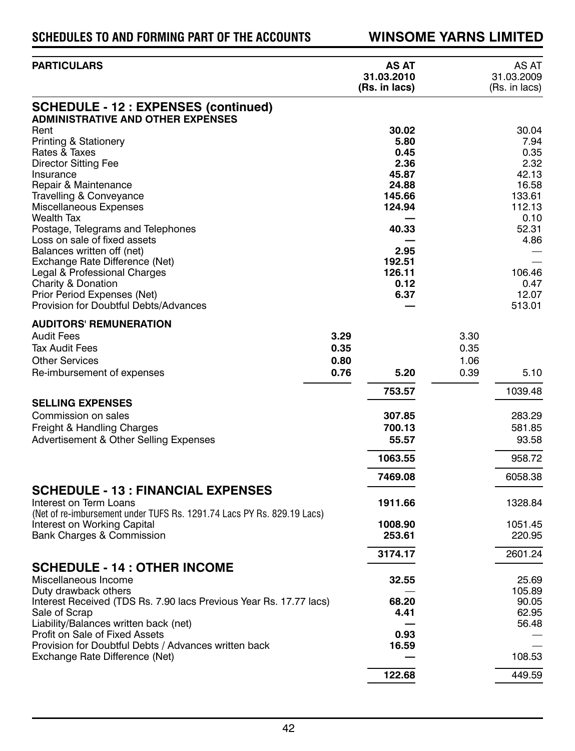| PARTICULARS | | AS AT 31.03.2010 (Rs. in lacs) | | AS AT 31.03.2009 (Rs. in lacs) |
|---|---|---|---|---|
| **SCHEDULE - 12 : EXPENSES (continued)** | | | | |
| **ADMINISTRATIVE AND OTHER EXPENSES** | | | | |
| Rent | | **30.02** | | 30.04 |
| Printing & Stationery | | **5.80** | | 7.94 |
| Rates & Taxes | | **0.45** | | 0.35 |
| Director Sitting Fee | | **2.36** | | 2.32 |
| Insurance | | **45.87** | | 42.13 |
| Repair & Maintenance | | **24.88** | | 16.58 |
| Travelling & Conveyance | | **145.66** | | 133.61 |
| Miscellaneous Expenses | | **124.94** | | 112.13 |
| Wealth Tax | | **—** | | 0.10 |
| Postage, Telegrams and Telephones | | **40.33** | | 52.31 |
| Loss on sale of fixed assets | | **—** | | 4.86 |
| Balances written off (net) | | **2.95** | | — |
| Exchange Rate Difference (Net) | | **192.51** | | — |
| Legal & Professional Charges | | **126.11** | | 106.46 |
| Charity & Donation | | **0.12** | | 0.47 |
| Prior Period Expenses (Net) | | **6.37** | | 12.07 |
| Provision for Doubtful Debts/Advances | | **—** | | 513.01 |
| **AUDITORS' REMUNERATION** | | | | |
| Audit Fees | **3.29** | | 3.30 | |
| Tax Audit Fees | **0.35** | | 0.35 | |
| Other Services | **0.80** | | 1.06 | |
| Re-imbursement of expenses | **0.76** | **5.20** | 0.39 | 5.10 |
| | | **753.57** | | 1039.48 |
| **SELLING EXPENSES** | | | | |
| Commission on sales | | **307.85** | | 283.29 |
| Freight & Handling Charges | | **700.13** | | 581.85 |
| Advertisement & Other Selling Expenses | | **55.57** | | 93.58 |
| | | **1063.55** | | 958.72 |
| | | **7469.08** | | 6058.38 |
| **SCHEDULE - 13 : FINANCIAL EXPENSES** | | | | |
| Interest on Term Loans (Net of re-imbursement under TUFS Rs. 1291.74 Lacs PY Rs. 829.19 Lacs) | | **1911.66** | | 1328.84 |
| Interest on Working Capital | | **1008.90** | | 1051.45 |
| Bank Charges & Commission | | **253.61** | | 220.95 |
| | | **3174.17** | | 2601.24 |
| **SCHEDULE - 14 : OTHER INCOME** | | | | |
| Miscellaneous Income | | **32.55** | | 25.69 |
| Duty drawback others | | — | | 105.89 |
| Interest Received (TDS Rs. 7.90 lacs Previous Year Rs. 17.77 lacs) | | **68.20** | | 90.05 |
| Sale of Scrap | | **4.41** | | 62.95 |
| Liability/Balances written back (net) | | **—** | | 56.48 |
| Profit on Sale of Fixed Assets | | **0.93** | | — |
| Provision for Doubtful Debts / Advances written back | | **16.59** | | — |
| Exchange Rate Difference (Net) | | **—** | | 108.53 |
| | | **122.68** | | 449.59 |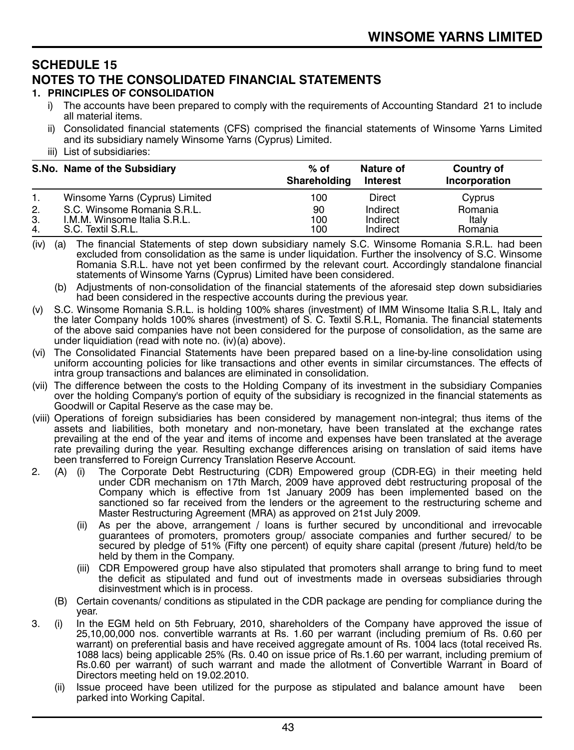## SCHEDULE 15

## NOTES TO THE CONSOLIDATED FINANCIAL STATEMENTS

### 1. PRINCIPLES OF CONSOLIDATION

i) The accounts have been prepared to comply with the requirements of Accounting Standard 21 to include all material items.

ii) Consolidated financial statements (CFS) comprised the financial statements of Winsome Yarns Limited and its subsidiary namely Winsome Yarns (Cyprus) Limited.

iii) List of subsidiaries:

| S.No. | Name of the Subsidiary | % of Shareholding | Nature of Interest | Country of Incorporation |
|---|---|---|---|---|
| 1. | Winsome Yarns (Cyprus) Limited | 100 | Direct | Cyprus |
| 2. | S.C. Winsome Romania S.R.L. | 90 | Indirect | Romania |
| 3. | I.M.M. Winsome Italia S.R.L. | 100 | Indirect | Italy |
| 4. | S.C. Textil S.R.L. | 100 | Indirect | Romania |

(iv) (a) The financial Statements of step down subsidiary namely S.C. Winsome Romania S.R.L. had been excluded from consolidation as the same is under liquidation. Further the insolvency of S.C. Winsome Romania S.R.L. have not yet been confirmed by the relevant court. Accordingly standalone financial statements of Winsome Yarns (Cyprus) Limited have been considered.

(b) Adjustments of non-consolidation of the financial statements of the aforesaid step down subsidiaries had been considered in the respective accounts during the previous year.

(v) S.C. Winsome Romania S.R.L. is holding 100% shares (investment) of IMM Winsome Italia S.R.L, Italy and the later Company holds 100% shares (investment) of S. C. Textil S.R.L, Romania. The financial statements of the above said companies have not been considered for the purpose of consolidation, as the same are under liquidiation (read with note no. (iv)(a) above).

(vi) The Consolidated Financial Statements have been prepared based on a line-by-line consolidation using uniform accounting policies for like transactions and other events in similar circumstances. The effects of intra group transactions and balances are eliminated in consolidation.

(vii) The difference between the costs to the Holding Company of its investment in the subsidiary Companies over the holding Company's portion of equity of the subsidiary is recognized in the financial statements as Goodwill or Capital Reserve as the case may be.

(viii) Operations of foreign subsidiaries has been considered by management non-integral; thus items of the assets and liabilities, both monetary and non-monetary, have been translated at the exchange rates prevailing at the end of the year and items of income and expenses have been translated at the average rate prevailing during the year. Resulting exchange differences arising on translation of said items have been transferred to Foreign Currency Translation Reserve Account.

2. (A) (i) The Corporate Debt Restructuring (CDR) Empowered group (CDR-EG) in their meeting held under CDR mechanism on 17th March, 2009 have approved debt restructuring proposal of the Company which is effective from 1st January 2009 has been implemented based on the sanctioned so far received from the lenders or the agreement to the restructuring scheme and Master Restructuring Agreement (MRA) as approved on 21st July 2009.

(ii) As per the above, arrangement / loans is further secured by unconditional and irrevocable guarantees of promoters, promoters group/ associate companies and further secured/ to be secured by pledge of 51% (Fifty one percent) of equity share capital (present /future) held/to be held by them in the Company.

(iii) CDR Empowered group have also stipulated that promoters shall arrange to bring fund to meet the deficit as stipulated and fund out of investments made in overseas subsidiaries through disinvestment which is in process.

(B) Certain covenants/ conditions as stipulated in the CDR package are pending for compliance during the year.

3. (i) In the EGM held on 5th February, 2010, shareholders of the Company have approved the issue of 25,10,00,000 nos. convertible warrants at Rs. 1.60 per warrant (including premium of Rs. 0.60 per warrant) on preferential basis and have received aggregate amount of Rs. 1004 lacs (total received Rs. 1088 lacs) being applicable 25% (Rs. 0.40 on issue price of Rs.1.60 per warrant, including premium of Rs.0.60 per warrant) of such warrant and made the allotment of Convertible Warrant in Board of Directors meeting held on 19.02.2010.

(ii) Issue proceed have been utilized for the purpose as stipulated and balance amount have been parked into Working Capital.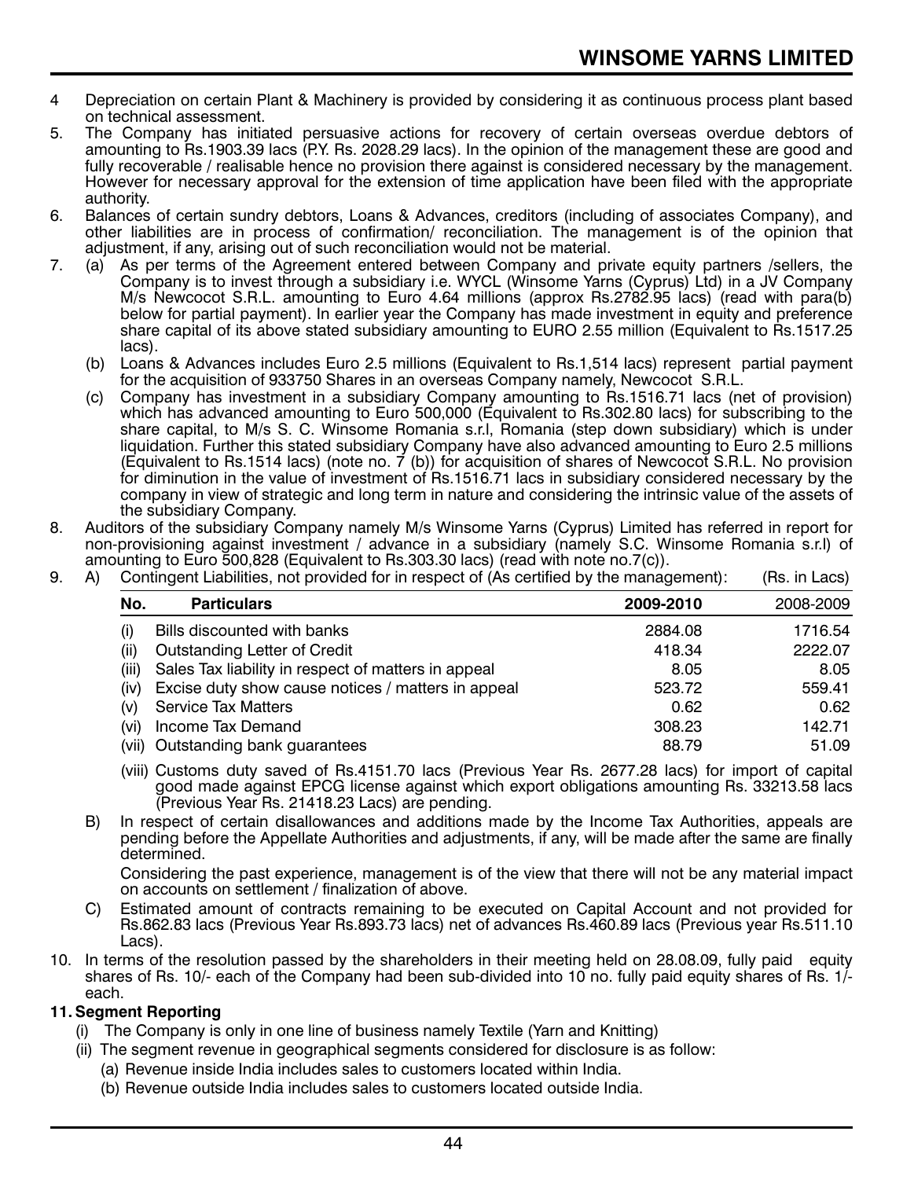4 Depreciation on certain Plant & Machinery is provided by considering it as continuous process plant based on technical assessment.

5. The Company has initiated persuasive actions for recovery of certain overseas overdue debtors of amounting to Rs.1903.39 lacs (P.Y. Rs. 2028.29 lacs). In the opinion of the management these are good and fully recoverable / realisable hence no provision there against is considered necessary by the management. However for necessary approval for the extension of time application have been filed with the appropriate authority.

6. Balances of certain sundry debtors, Loans & Advances, creditors (including of associates Company), and other liabilities are in process of confirmation/ reconciliation. The management is of the opinion that adjustment, if any, arising out of such reconciliation would not be material.

7. (a) As per terms of the Agreement entered between Company and private equity partners /sellers, the Company is to invest through a subsidiary i.e. WYCL (Winsome Yarns (Cyprus) Ltd) in a JV Company M/s Newcocot S.R.L. amounting to Euro 4.64 millions (approx Rs.2782.95 lacs) (read with para(b) below for partial payment). In earlier year the Company has made investment in equity and preference share capital of its above stated subsidiary amounting to EURO 2.55 million (Equivalent to Rs.1517.25 lacs).

   (b) Loans & Advances includes Euro 2.5 millions (Equivalent to Rs.1,514 lacs) represent partial payment for the acquisition of 933750 Shares in an overseas Company namely, Newcocot S.R.L.

   (c) Company has investment in a subsidiary Company amounting to Rs.1516.71 lacs (net of provision) which has advanced amounting to Euro 500,000 (Equivalent to Rs.302.80 lacs) for subscribing to the share capital, to M/s S. C. Winsome Romania s.r.l, Romania (step down subsidiary) which is under liquidation. Further this stated subsidiary Company have also advanced amounting to Euro 2.5 millions (Equivalent to Rs.1514 lacs) (note no. 7 (b)) for acquisition of shares of Newcocot S.R.L. No provision for diminution in the value of investment of Rs.1516.71 lacs in subsidiary considered necessary by the company in view of strategic and long term in nature and considering the intrinsic value of the assets of the subsidiary Company.

8. Auditors of the subsidiary Company namely M/s Winsome Yarns (Cyprus) Limited has referred in report for non-provisioning against investment / advance in a subsidiary (namely S.C. Winsome Romania s.r.l) of amounting to Euro 500,828 (Equivalent to Rs.303.30 lacs) (read with note no.7(c)).

9. A) Contingent Liabilities, not provided for in respect of (As certified by the management): (Rs. in Lacs)

| No. | Particulars | 2009-2010 | 2008-2009 |
|---|---|---|---|
| (i) | Bills discounted with banks | 2884.08 | 1716.54 |
| (ii) | Outstanding Letter of Credit | 418.34 | 2222.07 |
| (iii) | Sales Tax liability in respect of matters in appeal | 8.05 | 8.05 |
| (iv) | Excise duty show cause notices / matters in appeal | 523.72 | 559.41 |
| (v) | Service Tax Matters | 0.62 | 0.62 |
| (vi) | Income Tax Demand | 308.23 | 142.71 |
| (vii) | Outstanding bank guarantees | 88.79 | 51.09 |

   (viii) Customs duty saved of Rs.4151.70 lacs (Previous Year Rs. 2677.28 lacs) for import of capital good made against EPCG license against which export obligations amounting Rs. 33213.58 lacs (Previous Year Rs. 21418.23 Lacs) are pending.

   B) In respect of certain disallowances and additions made by the Income Tax Authorities, appeals are pending before the Appellate Authorities and adjustments, if any, will be made after the same are finally determined.

   Considering the past experience, management is of the view that there will not be any material impact on accounts on settlement / finalization of above.

   C) Estimated amount of contracts remaining to be executed on Capital Account and not provided for Rs.862.83 lacs (Previous Year Rs.893.73 lacs) net of advances Rs.460.89 lacs (Previous year Rs.511.10 Lacs).

10. In terms of the resolution passed by the shareholders in their meeting held on 28.08.09, fully paid equity shares of Rs. 10/- each of the Company had been sub-divided into 10 no. fully paid equity shares of Rs. 1/- each.

**11. Segment Reporting**

   (i) The Company is only in one line of business namely Textile (Yarn and Knitting)

   (ii) The segment revenue in geographical segments considered for disclosure is as follow:

   (a) Revenue inside India includes sales to customers located within India.

   (b) Revenue outside India includes sales to customers located outside India.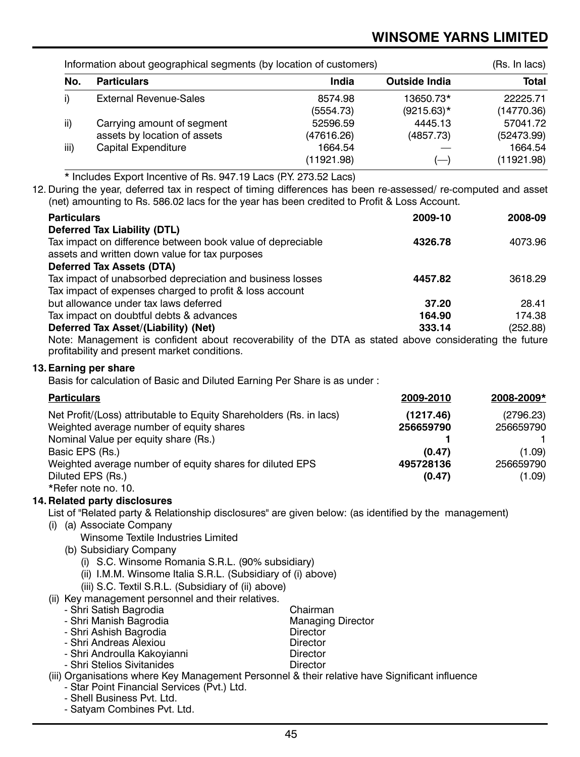Information about geographical segments (by location of customers) (Rs. In lacs)

| No. | Particulars | India | Outside India | Total |
|---|---|---|---|---|
| i) | External Revenue-Sales | 8574.98 | 13650.73* | 22225.71 |
| | | (5554.73) | (9215.63)* | (14770.36) |
| ii) | Carrying amount of segment assets by location of assets | 52596.59 | 4445.13 | 57041.72 |
| | | (47616.26) | (4857.73) | (52473.99) |
| iii) | Capital Expenditure | 1664.54 | — | 1664.54 |
| | | (11921.98) | (—) | (11921.98) |

\* Includes Export Incentive of Rs. 947.19 Lacs (P.Y. 273.52 Lacs)

12. During the year, deferred tax in respect of timing differences has been re-assessed/ re-computed and asset (net) amounting to Rs. 586.02 lacs for the year has been credited to Profit & Loss Account.

| Particulars | 2009-10 | 2008-09 |
|---|---|---|
| **Deferred Tax Liability (DTL)** | | |
| Tax impact on difference between book value of depreciable assets and written down value for tax purposes | **4326.78** | 4073.96 |
| **Deferred Tax Assets (DTA)** | | |
| Tax impact of unabsorbed depreciation and business losses | **4457.82** | 3618.29 |
| Tax impact of expenses charged to profit & loss account but allowance under tax laws deferred | **37.20** | 28.41 |
| Tax impact on doubtful debts & advances | **164.90** | 174.38 |
| **Deferred Tax Asset/(Liability) (Net)** | **333.14** | (252.88) |

Note: Management is confident about recoverability of the DTA as stated above considering the future profitability and present market conditions.

## 13. Earning per share

Basis for calculation of Basic and Diluted Earning Per Share is as under :

| Particulars | 2009-2010 | 2008-2009* |
|---|---|---|
| Net Profit/(Loss) attributable to Equity Shareholders (Rs. in lacs) | **(1217.46)** | (2796.23) |
| Weighted average number of equity shares | **256659790** | 256659790 |
| Nominal Value per equity share (Rs.) | **1** | 1 |
| Basic EPS (Rs.) | **(0.47)** | (1.09) |
| Weighted average number of equity shares for diluted EPS | **495728136** | 256659790 |
| Diluted EPS (Rs.) | **(0.47)** | (1.09) |

*Refer note no. 10.

## 14. Related party disclosures

List of "Related party & Relationship disclosures" are given below: (as identified by the management)

(i) (a) Associate Company

Winsome Textile Industries Limited

(b) Subsidiary Company

(i) S.C. Winsome Romania S.R.L. (90% subsidiary)

(ii) I.M.M. Winsome Italia S.R.L. (Subsidiary of (i) above)

(iii) S.C. Textil S.R.L. (Subsidiary of (ii) above)

(ii) Key management personnel and their relatives.

| | |
|---|---|
| - Shri Satish Bagrodia | Chairman |
| - Shri Manish Bagrodia | Managing Director |
| - Shri Ashish Bagrodia | Director |
| - Shri Andreas Alexiou | Director |
| - Shri Androulla Kakoyianni | Director |
| - Shri Stelios Sivitanides | Director |

(iii) Organisations where Key Management Personnel & their relative have Significant influence

- Star Point Financial Services (Pvt.) Ltd.
- Shell Business Pvt. Ltd.
- Satyam Combines Pvt. Ltd.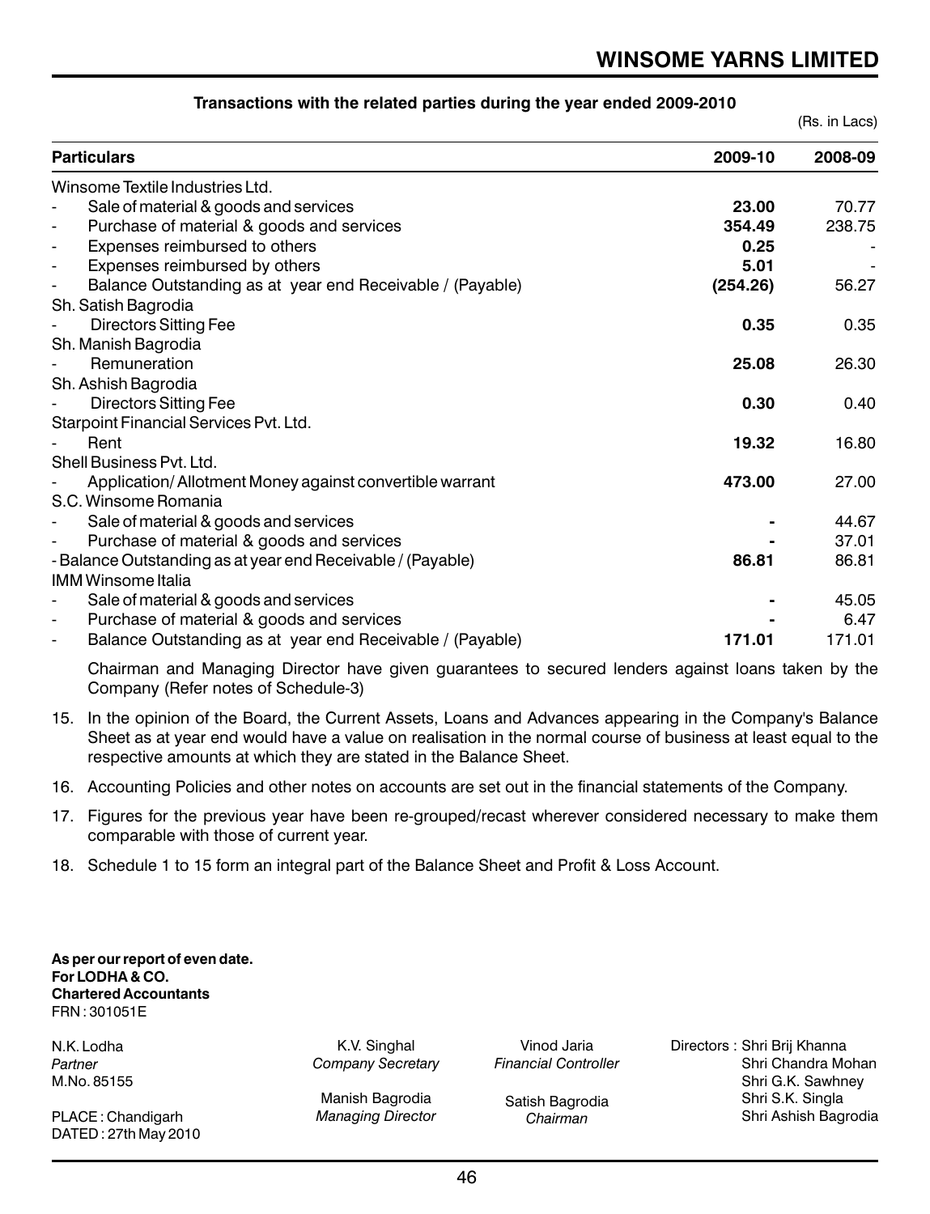**Transactions with the related parties during the year ended 2009-2010**

(Rs. in Lacs)

| Particulars | 2009-10 | 2008-09 |
|---|---|---|
| Winsome Textile Industries Ltd. | | |
| - Sale of material & goods and services | **23.00** | 70.77 |
| - Purchase of material & goods and services | **354.49** | 238.75 |
| - Expenses reimbursed to others | **0.25** | - |
| - Expenses reimbursed by others | **5.01** | - |
| - Balance Outstanding as at year end Receivable / (Payable) | **(254.26)** | 56.27 |
| Sh. Satish Bagrodia | | |
| - Directors Sitting Fee | **0.35** | 0.35 |
| Sh. Manish Bagrodia | | |
| - Remuneration | **25.08** | 26.30 |
| Sh. Ashish Bagrodia | | |
| - Directors Sitting Fee | **0.30** | 0.40 |
| Starpoint Financial Services Pvt. Ltd. | | |
| - Rent | **19.32** | 16.80 |
| Shell Business Pvt. Ltd. | | |
| - Application/ Allotment Money against convertible warrant | **473.00** | 27.00 |
| S.C. Winsome Romania | | |
| - Sale of material & goods and services | **-** | 44.67 |
| - Purchase of material & goods and services | **-** | 37.01 |
| - Balance Outstanding as at year end Receivable / (Payable) | **86.81** | 86.81 |
| IMM Winsome Italia | | |
| - Sale of material & goods and services | **-** | 45.05 |
| - Purchase of material & goods and services | **-** | 6.47 |
| - Balance Outstanding as at year end Receivable / (Payable) | **171.01** | 171.01 |

Chairman and Managing Director have given guarantees to secured lenders against loans taken by the Company (Refer notes of Schedule-3)

15. In the opinion of the Board, the Current Assets, Loans and Advances appearing in the Company's Balance Sheet as at year end would have a value on realisation in the normal course of business at least equal to the respective amounts at which they are stated in the Balance Sheet.

16. Accounting Policies and other notes on accounts are set out in the financial statements of the Company.

17. Figures for the previous year have been re-grouped/recast wherever considered necessary to make them comparable with those of current year.

18. Schedule 1 to 15 form an integral part of the Balance Sheet and Profit & Loss Account.

**As per our report of even date.**
**For LODHA & CO.**
**Chartered Accountants**
FRN : 301051E

N.K. Lodha
*Partner*
M.No. 85155

PLACE : Chandigarh
DATED : 27th May 2010

K.V. Singhal
*Company Secretary*

Manish Bagrodia
*Managing Director*

Vinod Jaria
*Financial Controller*

Satish Bagrodia
*Chairman*

Directors : Shri Brij Khanna
Shri Chandra Mohan
Shri G.K. Sawhney
Shri S.K. Singla
Shri Ashish Bagrodia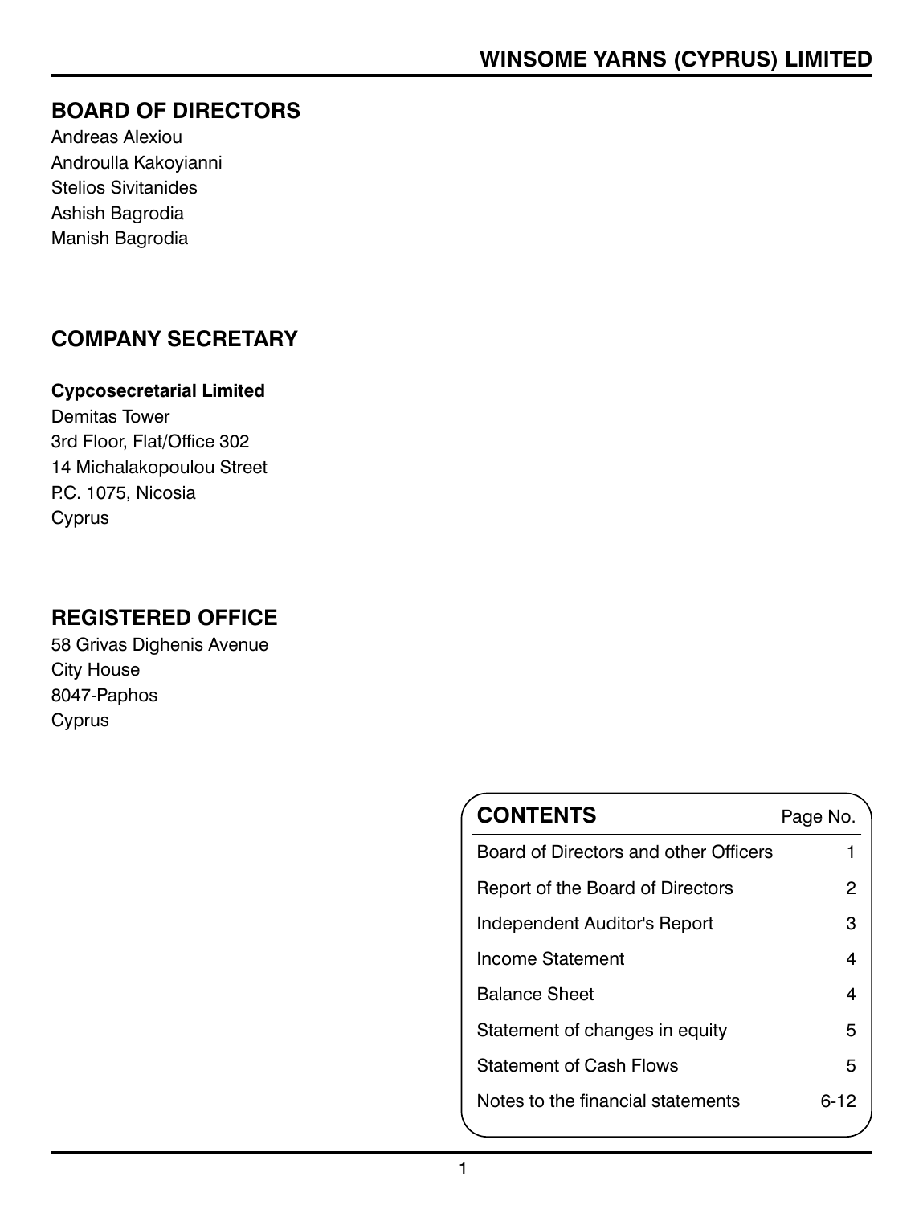# WINSOME YARNS (CYPRUS) LIMITED

## BOARD OF DIRECTORS

Andreas Alexiou
Androulla Kakoyianni
Stelios Sivitanides
Ashish Bagrodia
Manish Bagrodia

## COMPANY SECRETARY

**Cypcosecretarial Limited**
Demitas Tower
3rd Floor, Flat/Office 302
14 Michalakopoulou Street
P.C. 1075, Nicosia
Cyprus

## REGISTERED OFFICE

58 Grivas Dighenis Avenue
City House
8047-Paphos
Cyprus

| CONTENTS | Page No. |
|---|---|
| Board of Directors and other Officers | 1 |
| Report of the Board of Directors | 2 |
| Independent Auditor's Report | 3 |
| Income Statement | 4 |
| Balance Sheet | 4 |
| Statement of changes in equity | 5 |
| Statement of Cash Flows | 5 |
| Notes to the financial statements | 6-12 |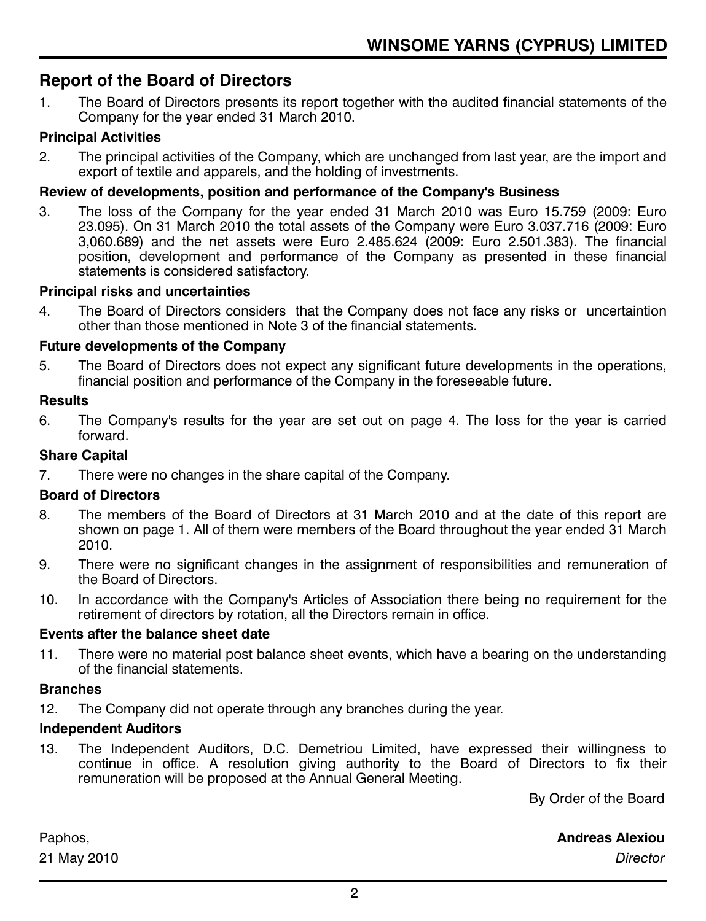# WINSOME YARNS (CYPRUS) LIMITED

## Report of the Board of Directors

1. The Board of Directors presents its report together with the audited financial statements of the Company for the year ended 31 March 2010.

### Principal Activities

2. The principal activities of the Company, which are unchanged from last year, are the import and export of textile and apparels, and the holding of investments.

### Review of developments, position and performance of the Company's Business

3. The loss of the Company for the year ended 31 March 2010 was Euro 15.759 (2009: Euro 23.095). On 31 March 2010 the total assets of the Company were Euro 3.037.716 (2009: Euro 3,060.689) and the net assets were Euro 2.485.624 (2009: Euro 2.501.383). The financial position, development and performance of the Company as presented in these financial statements is considered satisfactory.

### Principal risks and uncertainties

4. The Board of Directors considers that the Company does not face any risks or uncertaintion other than those mentioned in Note 3 of the financial statements.

### Future developments of the Company

5. The Board of Directors does not expect any significant future developments in the operations, financial position and performance of the Company in the foreseeable future.

### Results

6. The Company's results for the year are set out on page 4. The loss for the year is carried forward.

### Share Capital

7. There were no changes in the share capital of the Company.

### Board of Directors

8. The members of the Board of Directors at 31 March 2010 and at the date of this report are shown on page 1. All of them were members of the Board throughout the year ended 31 March 2010.
9. There were no significant changes in the assignment of responsibilities and remuneration of the Board of Directors.
10. In accordance with the Company's Articles of Association there being no requirement for the retirement of directors by rotation, all the Directors remain in office.

### Events after the balance sheet date

11. There were no material post balance sheet events, which have a bearing on the understanding of the financial statements.

### Branches

12. The Company did not operate through any branches during the year.

### Independent Auditors

13. The Independent Auditors, D.C. Demetriou Limited, have expressed their willingness to continue in office. A resolution giving authority to the Board of Directors to fix their remuneration will be proposed at the Annual General Meeting.

By Order of the Board

Paphos,
21 May 2010

**Andreas Alexiou**
*Director*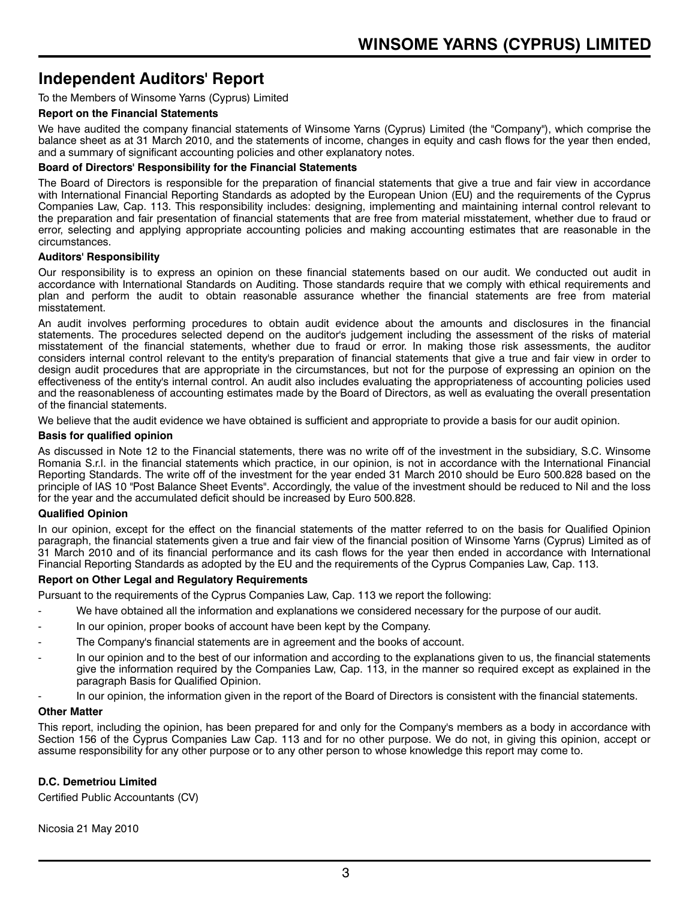# Independent Auditors' Report

To the Members of Winsome Yarns (Cyprus) Limited

### Report on the Financial Statements

We have audited the company financial statements of Winsome Yarns (Cyprus) Limited (the "Company"), which comprise the balance sheet as at 31 March 2010, and the statements of income, changes in equity and cash flows for the year then ended, and a summary of significant accounting policies and other explanatory notes.

### Board of Directors' Responsibility for the Financial Statements

The Board of Directors is responsible for the preparation of financial statements that give a true and fair view in accordance with International Financial Reporting Standards as adopted by the European Union (EU) and the requirements of the Cyprus Companies Law, Cap. 113. This responsibility includes: designing, implementing and maintaining internal control relevant to the preparation and fair presentation of financial statements that are free from material misstatement, whether due to fraud or error, selecting and applying appropriate accounting policies and making accounting estimates that are reasonable in the circumstances.

### Auditors' Responsibility

Our responsibility is to express an opinion on these financial statements based on our audit. We conducted out audit in accordance with International Standards on Auditing. Those standards require that we comply with ethical requirements and plan and perform the audit to obtain reasonable assurance whether the financial statements are free from material misstatement.

An audit involves performing procedures to obtain audit evidence about the amounts and disclosures in the financial statements. The procedures selected depend on the auditor's judgement including the assessment of the risks of material misstatement of the financial statements, whether due to fraud or error. In making those risk assessments, the auditor considers internal control relevant to the entity's preparation of financial statements that give a true and fair view in order to design audit procedures that are appropriate in the circumstances, but not for the purpose of expressing an opinion on the effectiveness of the entity's internal control. An audit also includes evaluating the appropriateness of accounting policies used and the reasonableness of accounting estimates made by the Board of Directors, as well as evaluating the overall presentation of the financial statements.

We believe that the audit evidence we have obtained is sufficient and appropriate to provide a basis for our audit opinion.

### Basis for qualified opinion

As discussed in Note 12 to the Financial statements, there was no write off of the investment in the subsidiary, S.C. Winsome Romania S.r.l. in the financial statements which practice, in our opinion, is not in accordance with the International Financial Reporting Standards. The write off of the investment for the year ended 31 March 2010 should be Euro 500.828 based on the principle of IAS 10 "Post Balance Sheet Events". Accordingly, the value of the investment should be reduced to Nil and the loss for the year and the accumulated deficit should be increased by Euro 500.828.

### Qualified Opinion

In our opinion, except for the effect on the financial statements of the matter referred to on the basis for Qualified Opinion paragraph, the financial statements given a true and fair view of the financial position of Winsome Yarns (Cyprus) Limited as of 31 March 2010 and of its financial performance and its cash flows for the year then ended in accordance with International Financial Reporting Standards as adopted by the EU and the requirements of the Cyprus Companies Law, Cap. 113.

### Report on Other Legal and Regulatory Requirements

Pursuant to the requirements of the Cyprus Companies Law, Cap. 113 we report the following:

- We have obtained all the information and explanations we considered necessary for the purpose of our audit.
- In our opinion, proper books of account have been kept by the Company.
- The Company's financial statements are in agreement and the books of account.
- In our opinion and to the best of our information and according to the explanations given to us, the financial statements give the information required by the Companies Law, Cap. 113, in the manner so required except as explained in the paragraph Basis for Qualified Opinion.
- In our opinion, the information given in the report of the Board of Directors is consistent with the financial statements.

### Other Matter

This report, including the opinion, has been prepared for and only for the Company's members as a body in accordance with Section 156 of the Cyprus Companies Law Cap. 113 and for no other purpose. We do not, in giving this opinion, accept or assume responsibility for any other purpose or to any other person to whose knowledge this report may come to.

**D.C. Demetriou Limited**

Certified Public Accountants (CV)

Nicosia 21 May 2010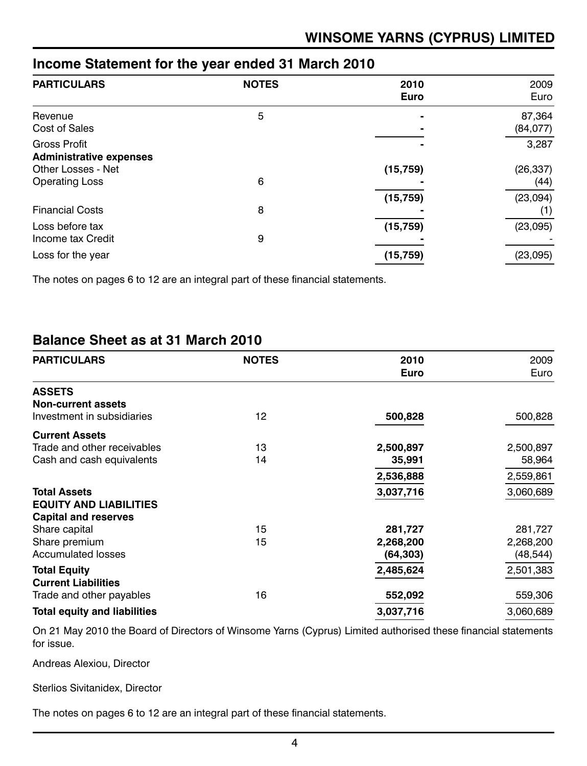## WINSOME YARNS (CYPRUS) LIMITED

## Income Statement for the year ended 31 March 2010

| PARTICULARS | NOTES | 2010<br>Euro | 2009<br>Euro |
|---|---|---|---|
| Revenue | 5 | **-** | 87,364 |
| Cost of Sales | | **-** | (84,077) |
| Gross Profit | | **-** | 3,287 |
| **Administrative expenses** | | | |
| Other Losses - Net | | **(15,759)** | (26,337) |
| Operating Loss | 6 | **-** | (44) |
| | | **(15,759)** | (23,094) |
| Financial Costs | 8 | **-** | (1) |
| Loss before tax | | **(15,759)** | (23,095) |
| Income tax Credit | 9 | **-** | - |
| Loss for the year | | **(15,759)** | (23,095) |

The notes on pages 6 to 12 are an integral part of these financial statements.

## Balance Sheet as at 31 March 2010

| PARTICULARS | NOTES | 2010<br>Euro | 2009<br>Euro |
|---|---|---|---|
| **ASSETS** | | | |
| **Non-current assets** | | | |
| Investment in subsidiaries | 12 | **500,828** | 500,828 |
| **Current Assets** | | | |
| Trade and other receivables | 13 | **2,500,897** | 2,500,897 |
| Cash and cash equivalents | 14 | **35,991** | 58,964 |
| | | **2,536,888** | 2,559,861 |
| **Total Assets** | | **3,037,716** | 3,060,689 |
| **EQUITY AND LIABILITIES** | | | |
| **Capital and reserves** | | | |
| Share capital | 15 | **281,727** | 281,727 |
| Share premium | 15 | **2,268,200** | 2,268,200 |
| Accumulated losses | | **(64,303)** | (48,544) |
| **Total Equity** | | **2,485,624** | 2,501,383 |
| **Current Liabilities** | | | |
| Trade and other payables | 16 | **552,092** | 559,306 |
| **Total equity and liabilities** | | **3,037,716** | 3,060,689 |

On 21 May 2010 the Board of Directors of Winsome Yarns (Cyprus) Limited authorised these financial statements for issue.

Andreas Alexiou, Director

Sterlios Sivitanidex, Director

The notes on pages 6 to 12 are an integral part of these financial statements.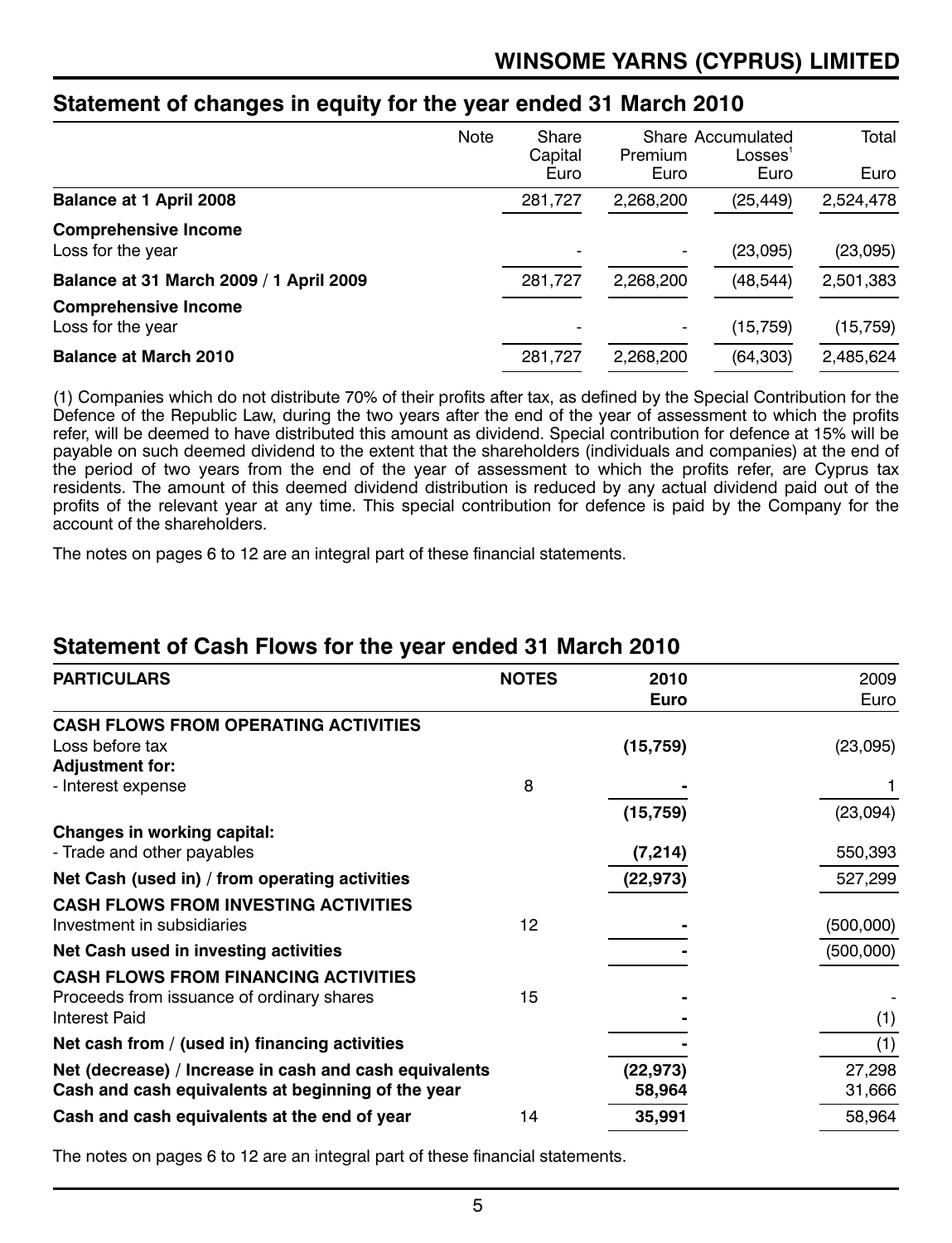## WINSOME YARNS (CYPRUS) LIMITED

## Statement of changes in equity for the year ended 31 March 2010

| | Note | Share Capital Euro | Share Premium Euro | Accumulated Losses[1] Euro | Total Euro |
|---|---|---|---|---|---|
| **Balance at 1 April 2008** | | 281,727 | 2,268,200 | (25,449) | 2,524,478 |
| **Comprehensive Income** | | | | | |
| Loss for the year | | - | - | (23,095) | (23,095) |
| **Balance at 31 March 2009 / 1 April 2009** | | 281,727 | 2,268,200 | (48,544) | 2,501,383 |
| **Comprehensive Income** | | | | | |
| Loss for the year | | - | - | (15,759) | (15,759) |
| **Balance at March 2010** | | 281,727 | 2,268,200 | (64,303) | 2,485,624 |

(1) Companies which do not distribute 70% of their profits after tax, as defined by the Special Contribution for the Defence of the Republic Law, during the two years after the end of the year of assessment to which the profits refer, will be deemed to have distributed this amount as dividend. Special contribution for defence at 15% will be payable on such deemed dividend to the extent that the shareholders (individuals and companies) at the end of the period of two years from the end of the year of assessment to which the profits refer, are Cyprus tax residents. The amount of this deemed dividend distribution is reduced by any actual dividend paid out of the profits of the relevant year at any time. This special contribution for defence is paid by the Company for the account of the shareholders.

The notes on pages 6 to 12 are an integral part of these financial statements.

## Statement of Cash Flows for the year ended 31 March 2010

| PARTICULARS | NOTES | 2010 Euro | 2009 Euro |
|---|---|---|---|
| **CASH FLOWS FROM OPERATING ACTIVITIES** | | | |
| Loss before tax | | **(15,759)** | (23,095) |
| **Adjustment for:** | | | |
| - Interest expense | 8 | **-** | 1 |
| | | **(15,759)** | (23,094) |
| **Changes in working capital:** | | | |
| - Trade and other payables | | **(7,214)** | 550,393 |
| **Net Cash (used in) / from operating activities** | | **(22,973)** | 527,299 |
| **CASH FLOWS FROM INVESTING ACTIVITIES** | | | |
| Investment in subsidiaries | 12 | **-** | (500,000) |
| **Net Cash used in investing activities** | | **-** | (500,000) |
| **CASH FLOWS FROM FINANCING ACTIVITIES** | | | |
| Proceeds from issuance of ordinary shares | 15 | **-** | - |
| Interest Paid | | **-** | (1) |
| **Net cash from / (used in) financing activities** | | **-** | (1) |
| **Net (decrease) / Increase in cash and cash equivalents** | | **(22,973)** | 27,298 |
| **Cash and cash equivalents at beginning of the year** | | **58,964** | 31,666 |
| **Cash and cash equivalents at the end of year** | 14 | **35,991** | 58,964 |

The notes on pages 6 to 12 are an integral part of these financial statements.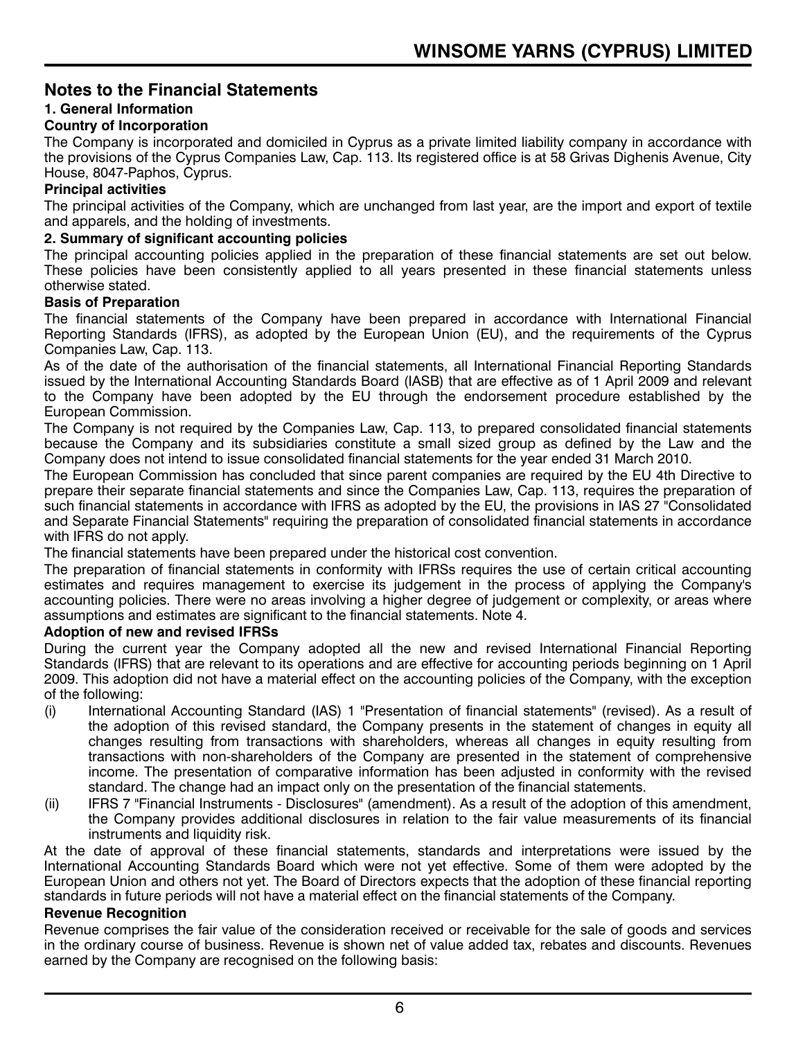## Notes to the Financial Statements

### 1. General Information

**Country of Incorporation**

The Company is incorporated and domiciled in Cyprus as a private limited liability company in accordance with the provisions of the Cyprus Companies Law, Cap. 113. Its registered office is at 58 Grivas Dighenis Avenue, City House, 8047-Paphos, Cyprus.

**Principal activities**

The principal activities of the Company, which are unchanged from last year, are the import and export of textile and apparels, and the holding of investments.

### 2. Summary of significant accounting policies

The principal accounting policies applied in the preparation of these financial statements are set out below. These policies have been consistently applied to all years presented in these financial statements unless otherwise stated.

**Basis of Preparation**

The financial statements of the Company have been prepared in accordance with International Financial Reporting Standards (IFRS), as adopted by the European Union (EU), and the requirements of the Cyprus Companies Law, Cap. 113.

As of the date of the authorisation of the financial statements, all International Financial Reporting Standards issued by the International Accounting Standards Board (IASB) that are effective as of 1 April 2009 and relevant to the Company have been adopted by the EU through the endorsement procedure established by the European Commission.

The Company is not required by the Companies Law, Cap. 113, to prepared consolidated financial statements because the Company and its subsidiaries constitute a small sized group as defined by the Law and the Company does not intend to issue consolidated financial statements for the year ended 31 March 2010.

The European Commission has concluded that since parent companies are required by the EU 4th Directive to prepare their separate financial statements and since the Companies Law, Cap. 113, requires the preparation of such financial statements in accordance with IFRS as adopted by the EU, the provisions in IAS 27 "Consolidated and Separate Financial Statements" requiring the preparation of consolidated financial statements in accordance with IFRS do not apply.

The financial statements have been prepared under the historical cost convention.

The preparation of financial statements in conformity with IFRSs requires the use of certain critical accounting estimates and requires management to exercise its judgement in the process of applying the Company's accounting policies. There were no areas involving a higher degree of judgement or complexity, or areas where assumptions and estimates are significant to the financial statements. Note 4.

**Adoption of new and revised IFRSs**

During the current year the Company adopted all the new and revised International Financial Reporting Standards (IFRS) that are relevant to its operations and are effective for accounting periods beginning on 1 April 2009. This adoption did not have a material effect on the accounting policies of the Company, with the exception of the following:

(i) International Accounting Standard (IAS) 1 "Presentation of financial statements" (revised). As a result of the adoption of this revised standard, the Company presents in the statement of changes in equity all changes resulting from transactions with shareholders, whereas all changes in equity resulting from transactions with non-shareholders of the Company are presented in the statement of comprehensive income. The presentation of comparative information has been adjusted in conformity with the revised standard. The change had an impact only on the presentation of the financial statements.

(ii) IFRS 7 "Financial Instruments - Disclosures" (amendment). As a result of the adoption of this amendment, the Company provides additional disclosures in relation to the fair value measurements of its financial instruments and liquidity risk.

At the date of approval of these financial statements, standards and interpretations were issued by the International Accounting Standards Board which were not yet effective. Some of them were adopted by the European Union and others not yet. The Board of Directors expects that the adoption of these financial reporting standards in future periods will not have a material effect on the financial statements of the Company.

**Revenue Recognition**

Revenue comprises the fair value of the consideration received or receivable for the sale of goods and services in the ordinary course of business. Revenue is shown net of value added tax, rebates and discounts. Revenues earned by the Company are recognised on the following basis: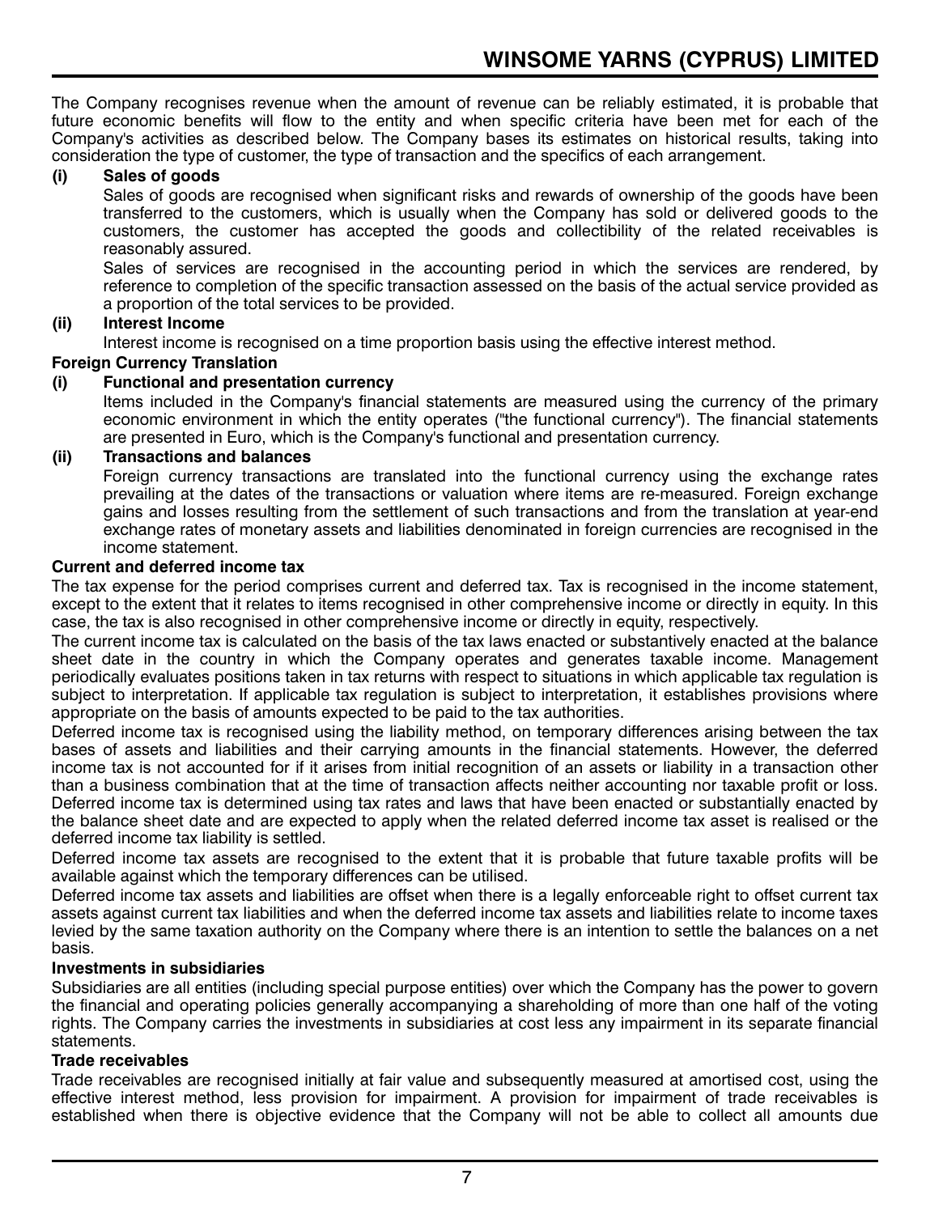The Company recognises revenue when the amount of revenue can be reliably estimated, it is probable that future economic benefits will flow to the entity and when specific criteria have been met for each of the Company's activities as described below. The Company bases its estimates on historical results, taking into consideration the type of customer, the type of transaction and the specifics of each arrangement.

**(i) Sales of goods**

Sales of goods are recognised when significant risks and rewards of ownership of the goods have been transferred to the customers, which is usually when the Company has sold or delivered goods to the customers, the customer has accepted the goods and collectibility of the related receivables is reasonably assured.

Sales of services are recognised in the accounting period in which the services are rendered, by reference to completion of the specific transaction assessed on the basis of the actual service provided as a proportion of the total services to be provided.

**(ii) Interest Income**

Interest income is recognised on a time proportion basis using the effective interest method.

**Foreign Currency Translation**

**(i) Functional and presentation currency**

Items included in the Company's financial statements are measured using the currency of the primary economic environment in which the entity operates ("the functional currency"). The financial statements are presented in Euro, which is the Company's functional and presentation currency.

**(ii) Transactions and balances**

Foreign currency transactions are translated into the functional currency using the exchange rates prevailing at the dates of the transactions or valuation where items are re-measured. Foreign exchange gains and losses resulting from the settlement of such transactions and from the translation at year-end exchange rates of monetary assets and liabilities denominated in foreign currencies are recognised in the income statement.

**Current and deferred income tax**

The tax expense for the period comprises current and deferred tax. Tax is recognised in the income statement, except to the extent that it relates to items recognised in other comprehensive income or directly in equity. In this case, the tax is also recognised in other comprehensive income or directly in equity, respectively.

The current income tax is calculated on the basis of the tax laws enacted or substantively enacted at the balance sheet date in the country in which the Company operates and generates taxable income. Management periodically evaluates positions taken in tax returns with respect to situations in which applicable tax regulation is subject to interpretation. If applicable tax regulation is subject to interpretation, it establishes provisions where appropriate on the basis of amounts expected to be paid to the tax authorities.

Deferred income tax is recognised using the liability method, on temporary differences arising between the tax bases of assets and liabilities and their carrying amounts in the financial statements. However, the deferred income tax is not accounted for if it arises from initial recognition of an assets or liability in a transaction other than a business combination that at the time of transaction affects neither accounting nor taxable profit or loss. Deferred income tax is determined using tax rates and laws that have been enacted or substantially enacted by the balance sheet date and are expected to apply when the related deferred income tax asset is realised or the deferred income tax liability is settled.

Deferred income tax assets are recognised to the extent that it is probable that future taxable profits will be available against which the temporary differences can be utilised.

Deferred income tax assets and liabilities are offset when there is a legally enforceable right to offset current tax assets against current tax liabilities and when the deferred income tax assets and liabilities relate to income taxes levied by the same taxation authority on the Company where there is an intention to settle the balances on a net basis.

**Investments in subsidiaries**

Subsidiaries are all entities (including special purpose entities) over which the Company has the power to govern the financial and operating policies generally accompanying a shareholding of more than one half of the voting rights. The Company carries the investments in subsidiaries at cost less any impairment in its separate financial statements.

**Trade receivables**

Trade receivables are recognised initially at fair value and subsequently measured at amortised cost, using the effective interest method, less provision for impairment. A provision for impairment of trade receivables is established when there is objective evidence that the Company will not be able to collect all amounts due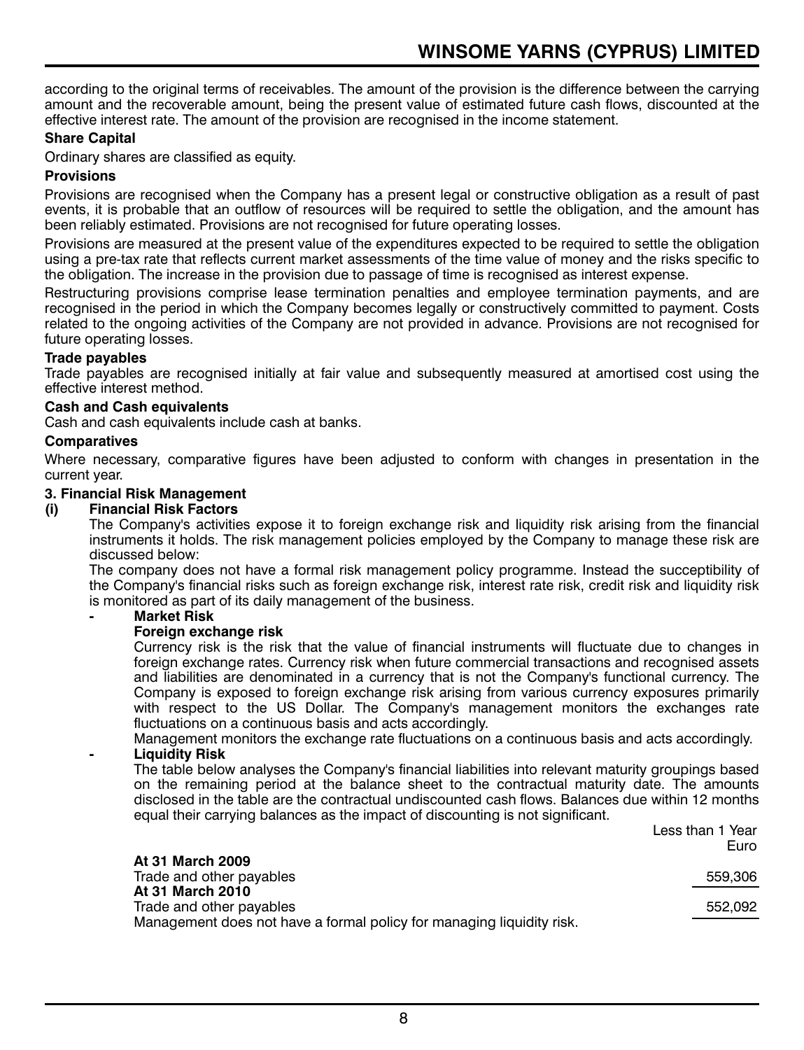according to the original terms of receivables. The amount of the provision is the difference between the carrying amount and the recoverable amount, being the present value of estimated future cash flows, discounted at the effective interest rate. The amount of the provision are recognised in the income statement.

**Share Capital**

Ordinary shares are classified as equity.

**Provisions**

Provisions are recognised when the Company has a present legal or constructive obligation as a result of past events, it is probable that an outflow of resources will be required to settle the obligation, and the amount has been reliably estimated. Provisions are not recognised for future operating losses.

Provisions are measured at the present value of the expenditures expected to be required to settle the obligation using a pre-tax rate that reflects current market assessments of the time value of money and the risks specific to the obligation. The increase in the provision due to passage of time is recognised as interest expense.

Restructuring provisions comprise lease termination penalties and employee termination payments, and are recognised in the period in which the Company becomes legally or constructively committed to payment. Costs related to the ongoing activities of the Company are not provided in advance. Provisions are not recognised for future operating losses.

**Trade payables**

Trade payables are recognised initially at fair value and subsequently measured at amortised cost using the effective interest method.

**Cash and Cash equivalents**

Cash and cash equivalents include cash at banks.

**Comparatives**

Where necessary, comparative figures have been adjusted to conform with changes in presentation in the current year.

**3. Financial Risk Management**

**(i) Financial Risk Factors**

The Company's activities expose it to foreign exchange risk and liquidity risk arising from the financial instruments it holds. The risk management policies employed by the Company to manage these risk are discussed below:

The company does not have a formal risk management policy programme. Instead the succeptibility of the Company's financial risks such as foreign exchange risk, interest rate risk, credit risk and liquidity risk is monitored as part of its daily management of the business.

- **Market Risk**

  **Foreign exchange risk**

  Currency risk is the risk that the value of financial instruments will fluctuate due to changes in foreign exchange rates. Currency risk when future commercial transactions and recognised assets and liabilities are denominated in a currency that is not the Company's functional currency. The Company is exposed to foreign exchange risk arising from various currency exposures primarily with respect to the US Dollar. The Company's management monitors the exchanges rate fluctuations on a continuous basis and acts accordingly.

  Management monitors the exchange rate fluctuations on a continuous basis and acts accordingly.

- **Liquidity Risk**

  The table below analyses the Company's financial liabilities into relevant maturity groupings based on the remaining period at the balance sheet to the contractual maturity date. The amounts disclosed in the table are the contractual undiscounted cash flows. Balances due within 12 months equal their carrying balances as the impact of discounting is not significant.

| | Less than 1 Year Euro |
|---|---|
| **At 31 March 2009** | |
| Trade and other payables | 559,306 |
| **At 31 March 2010** | |
| Trade and other payables | 552,092 |

Management does not have a formal policy for managing liquidity risk.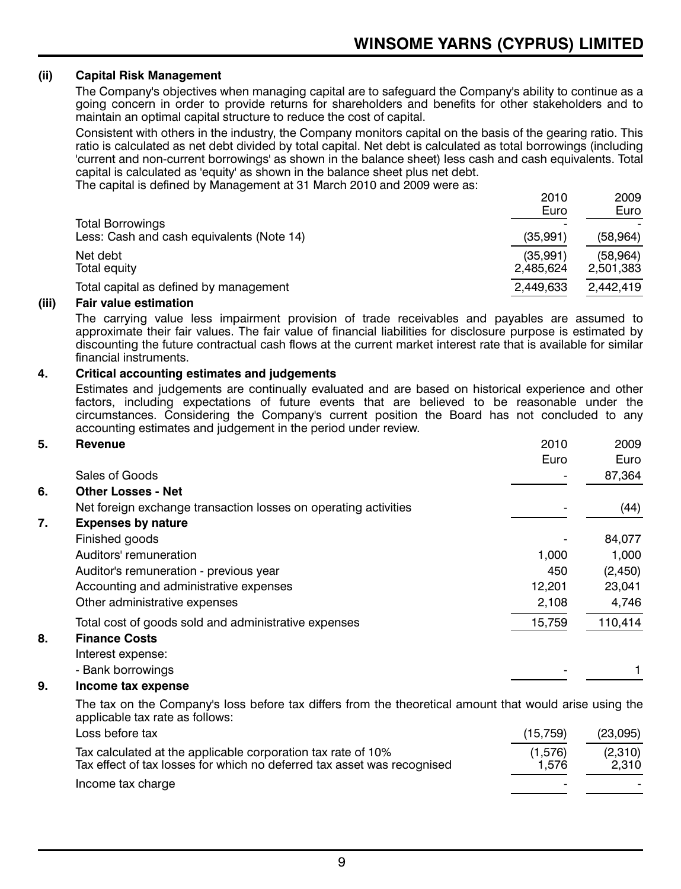### (ii) Capital Risk Management

The Company's objectives when managing capital are to safeguard the Company's ability to continue as a going concern in order to provide returns for shareholders and benefits for other stakeholders and to maintain an optimal capital structure to reduce the cost of capital.

Consistent with others in the industry, the Company monitors capital on the basis of the gearing ratio. This ratio is calculated as net debt divided by total capital. Net debt is calculated as total borrowings (including 'current and non-current borrowings' as shown in the balance sheet) less cash and cash equivalents. Total capital is calculated as 'equity' as shown in the balance sheet plus net debt.

The capital is defined by Management at 31 March 2010 and 2009 were as:

| | 2010 Euro | 2009 Euro |
|---|---|---|
| Total Borrowings | - | - |
| Less: Cash and cash equivalents (Note 14) | (35,991) | (58,964) |
| Net debt | (35,991) | (58,964) |
| Total equity | 2,485,624 | 2,501,383 |
| Total capital as defined by management | 2,449,633 | 2,442,419 |

### (iii) Fair value estimation

The carrying value less impairment provision of trade receivables and payables are assumed to approximate their fair values. The fair value of financial liabilities for disclosure purpose is estimated by discounting the future contractual cash flows at the current market interest rate that is available for similar financial instruments.

## 4. Critical accounting estimates and judgements

Estimates and judgements are continually evaluated and are based on historical experience and other factors, including expectations of future events that are believed to be reasonable under the circumstances. Considering the Company's current position the Board has not concluded to any accounting estimates and judgement in the period under review.

| | | 2010 Euro | 2009 Euro |
|---|---|---|---|
| **5.** | **Revenue** | | |
| | Sales of Goods | - | 87,364 |
| **6.** | **Other Losses - Net** | | |
| | Net foreign exchange transaction losses on operating activities | - | (44) |
| **7.** | **Expenses by nature** | | |
| | Finished goods | - | 84,077 |
| | Auditors' remuneration | 1,000 | 1,000 |
| | Auditor's remuneration - previous year | 450 | (2,450) |
| | Accounting and administrative expenses | 12,201 | 23,041 |
| | Other administrative expenses | 2,108 | 4,746 |
| | Total cost of goods sold and administrative expenses | 15,759 | 110,414 |
| **8.** | **Finance Costs** | | |
| | Interest expense: | | |
| | - Bank borrowings | - | 1 |

## 9. Income tax expense

The tax on the Company's loss before tax differs from the theoretical amount that would arise using the applicable tax rate as follows:

| | 2010 | 2009 |
|---|---|---|
| Loss before tax | (15,759) | (23,095) |
| Tax calculated at the applicable corporation tax rate of 10% | (1,576) | (2,310) |
| Tax effect of tax losses for which no deferred tax asset was recognised | 1,576 | 2,310 |
| Income tax charge | - | - |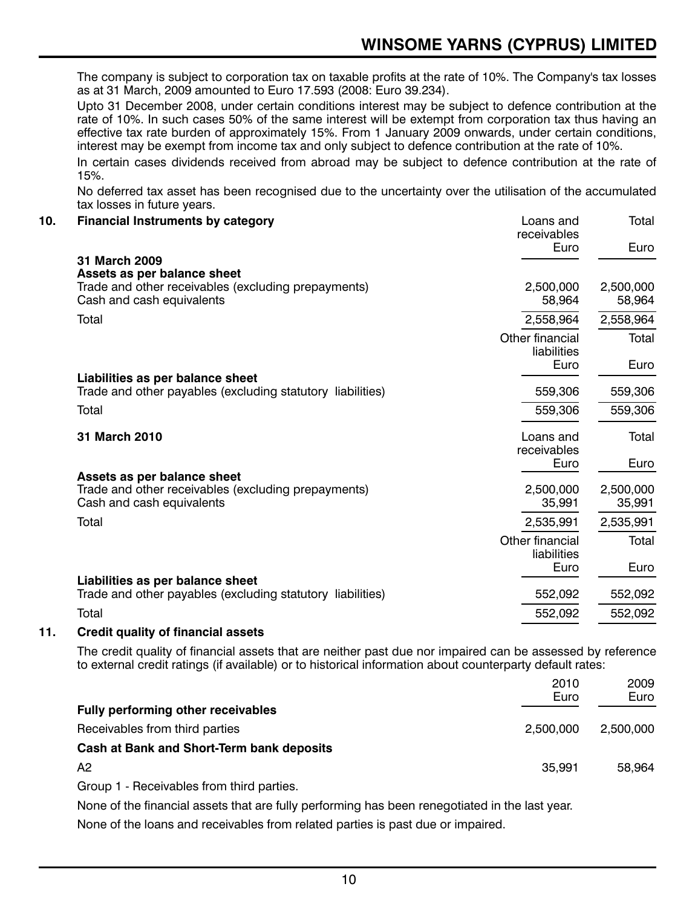The company is subject to corporation tax on taxable profits at the rate of 10%. The Company's tax losses as at 31 March, 2009 amounted to Euro 17.593 (2008: Euro 39.234).

Upto 31 December 2008, under certain conditions interest may be subject to defence contribution at the rate of 10%. In such cases 50% of the same interest will be extempt from corporation tax thus having an effective tax rate burden of approximately 15%. From 1 January 2009 onwards, under certain conditions, interest may be exempt from income tax and only subject to defence contribution at the rate of 10%.

In certain cases dividends received from abroad may be subject to defence contribution at the rate of 15%.

No deferred tax asset has been recognised due to the uncertainty over the utilisation of the accumulated tax losses in future years.

## 10. Financial Instruments by category

| | Loans and receivables Euro | Total Euro |
|---|---|---|
| **31 March 2009** | | |
| **Assets as per balance sheet** | | |
| Trade and other receivables (excluding prepayments) | 2,500,000 | 2,500,000 |
| Cash and cash equivalents | 58,964 | 58,964 |
| Total | 2,558,964 | 2,558,964 |

| | Other financial liabilities Euro | Total Euro |
|---|---|---|
| **Liabilities as per balance sheet** | | |
| Trade and other payables (excluding statutory liabilities) | 559,306 | 559,306 |
| Total | 559,306 | 559,306 |

| | Loans and receivables Euro | Total Euro |
|---|---|---|
| **31 March 2010** | | |
| **Assets as per balance sheet** | | |
| Trade and other receivables (excluding prepayments) | 2,500,000 | 2,500,000 |
| Cash and cash equivalents | 35,991 | 35,991 |
| Total | 2,535,991 | 2,535,991 |

| | Other financial liabilities Euro | Total Euro |
|---|---|---|
| **Liabilities as per balance sheet** | | |
| Trade and other payables (excluding statutory liabilities) | 552,092 | 552,092 |
| Total | 552,092 | 552,092 |

## 11. Credit quality of financial assets

The credit quality of financial assets that are neither past due nor impaired can be assessed by reference to external credit ratings (if available) or to historical information about counterparty default rates:

| | 2010 Euro | 2009 Euro |
|---|---|---|
| **Fully performing other receivables** | | |
| Receivables from third parties | 2,500,000 | 2,500,000 |
| **Cash at Bank and Short-Term bank deposits** | | |
| A2 | 35,991 | 58,964 |

Group 1 - Receivables from third parties.

None of the financial assets that are fully performing has been renegotiated in the last year.

None of the loans and receivables from related parties is past due or impaired.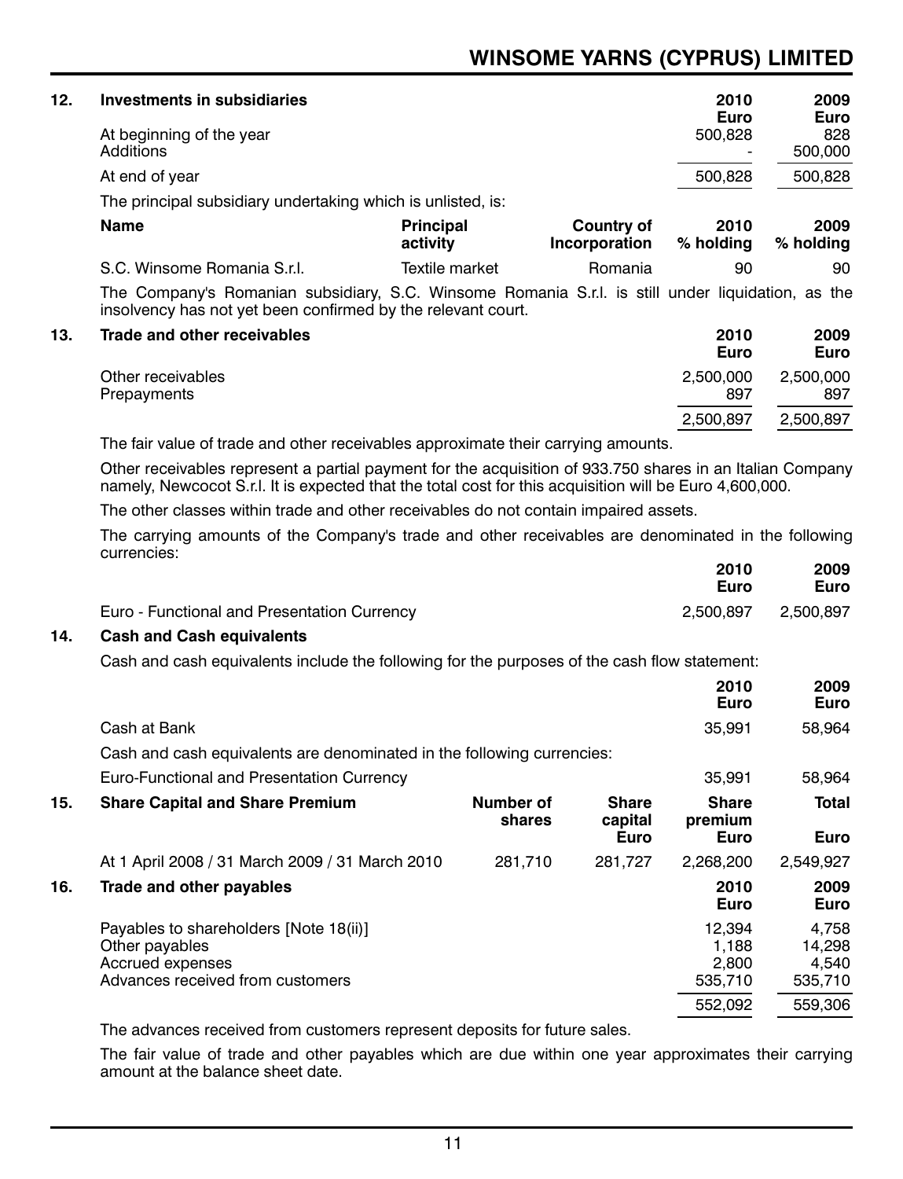## 12. Investments in subsidiaries

| | 2010 Euro | 2009 Euro |
|---|---|---|
| At beginning of the year | 500,828 | 828 |
| Additions | - | 500,000 |
| At end of year | 500,828 | 500,828 |

The principal subsidiary undertaking which is unlisted, is:

| Name | Principal activity | Country of Incorporation | 2010 % holding | 2009 % holding |
|---|---|---|---|---|
| S.C. Winsome Romania S.r.l. | Textile market | Romania | 90 | 90 |

The Company's Romanian subsidiary, S.C. Winsome Romania S.r.l. is still under liquidation, as the insolvency has not yet been confirmed by the relevant court.

## 13. Trade and other receivables

| | 2010 Euro | 2009 Euro |
|---|---|---|
| Other receivables | 2,500,000 | 2,500,000 |
| Prepayments | 897 | 897 |
| | 2,500,897 | 2,500,897 |

The fair value of trade and other receivables approximate their carrying amounts.

Other receivables represent a partial payment for the acquisition of 933.750 shares in an Italian Company namely, Newcocot S.r.l. It is expected that the total cost for this acquisition will be Euro 4,600,000.

The other classes within trade and other receivables do not contain impaired assets.

The carrying amounts of the Company's trade and other receivables are denominated in the following currencies:

| | 2010 Euro | 2009 Euro |
|---|---|---|
| Euro - Functional and Presentation Currency | 2,500,897 | 2,500,897 |

## 14. Cash and Cash equivalents

Cash and cash equivalents include the following for the purposes of the cash flow statement:

| | 2010 Euro | 2009 Euro |
|---|---|---|
| Cash at Bank | 35,991 | 58,964 |

Cash and cash equivalents are denominated in the following currencies:

| | 2010 Euro | 2009 Euro |
|---|---|---|
| Euro-Functional and Presentation Currency | 35,991 | 58,964 |

## 15. Share Capital and Share Premium

| | Number of shares | Share capital Euro | Share premium Euro | Total Euro |
|---|---|---|---|---|
| At 1 April 2008 / 31 March 2009 / 31 March 2010 | 281,710 | 281,727 | 2,268,200 | 2,549,927 |

## 16. Trade and other payables

| | 2010 Euro | 2009 Euro |
|---|---|---|
| Payables to shareholders [Note 18(ii)] | 12,394 | 4,758 |
| Other payables | 1,188 | 14,298 |
| Accrued expenses | 2,800 | 4,540 |
| Advances received from customers | 535,710 | 535,710 |
| | 552,092 | 559,306 |

The advances received from customers represent deposits for future sales.

The fair value of trade and other payables which are due within one year approximates their carrying amount at the balance sheet date.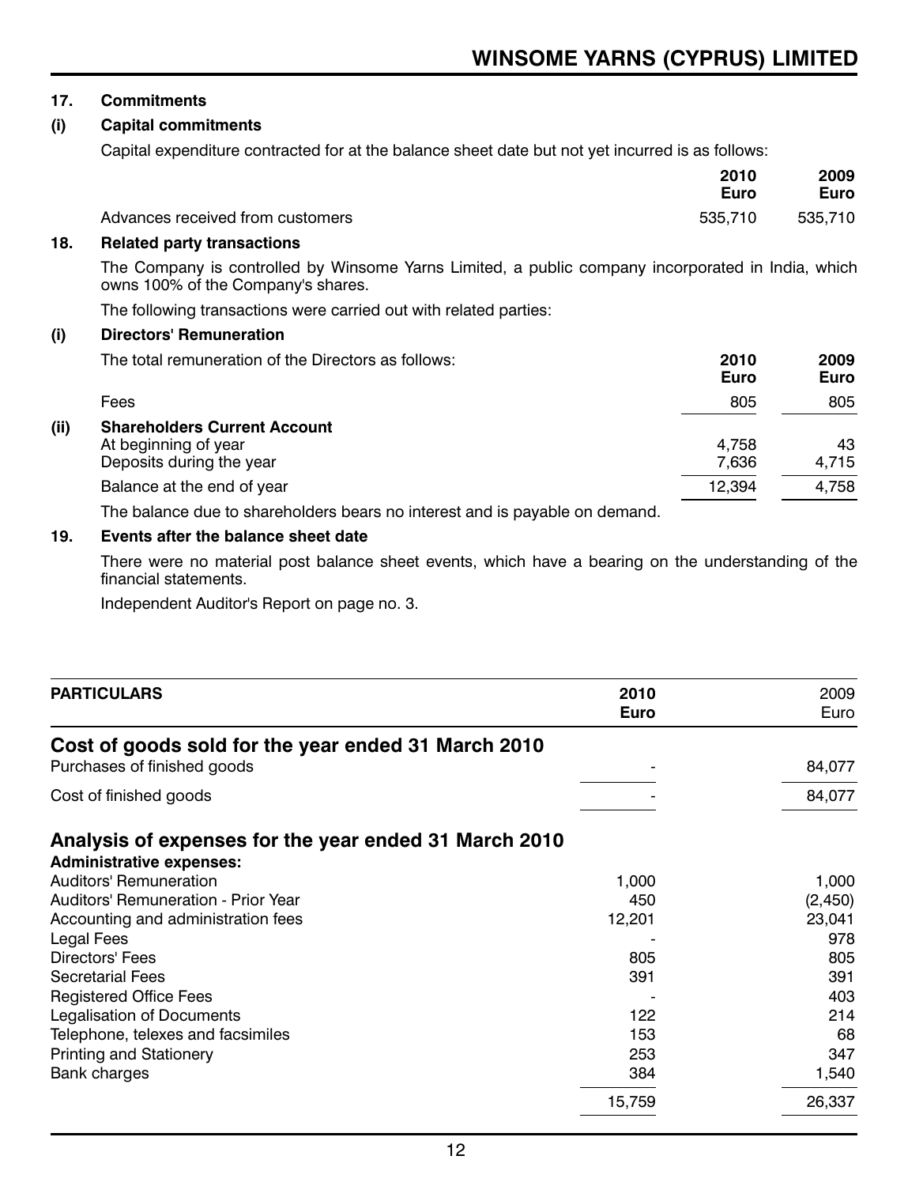## 17. Commitments

### (i) Capital commitments

Capital expenditure contracted for at the balance sheet date but not yet incurred is as follows:

| | 2010 Euro | 2009 Euro |
|---|---|---|
| Advances received from customers | 535,710 | 535,710 |

## 18. Related party transactions

The Company is controlled by Winsome Yarns Limited, a public company incorporated in India, which owns 100% of the Company's shares.

The following transactions were carried out with related parties:

### (i) Directors' Remuneration

| The total remuneration of the Directors as follows: | 2010 Euro | 2009 Euro |
|---|---|---|
| Fees | 805 | 805 |

### (ii) Shareholders Current Account

| | 2010 Euro | 2009 Euro |
|---|---|---|
| At beginning of year | 4,758 | 43 |
| Deposits during the year | 7,636 | 4,715 |
| Balance at the end of year | 12,394 | 4,758 |

The balance due to shareholders bears no interest and is payable on demand.

## 19. Events after the balance sheet date

There were no material post balance sheet events, which have a bearing on the understanding of the financial statements.

Independent Auditor's Report on page no. 3.

| PARTICULARS | 2010 Euro | 2009 Euro |
|---|---|---|
| **Cost of goods sold for the year ended 31 March 2010** | | |
| Purchases of finished goods | - | 84,077 |
| Cost of finished goods | - | 84,077 |
| **Analysis of expenses for the year ended 31 March 2010** | | |
| **Administrative expenses:** | | |
| Auditors' Remuneration | 1,000 | 1,000 |
| Auditors' Remuneration - Prior Year | 450 | (2,450) |
| Accounting and administration fees | 12,201 | 23,041 |
| Legal Fees | - | 978 |
| Directors' Fees | 805 | 805 |
| Secretarial Fees | 391 | 391 |
| Registered Office Fees | - | 403 |
| Legalisation of Documents | 122 | 214 |
| Telephone, telexes and facsimiles | 153 | 68 |
| Printing and Stationery | 253 | 347 |
| Bank charges | 384 | 1,540 |
| | 15,759 | 26,337 |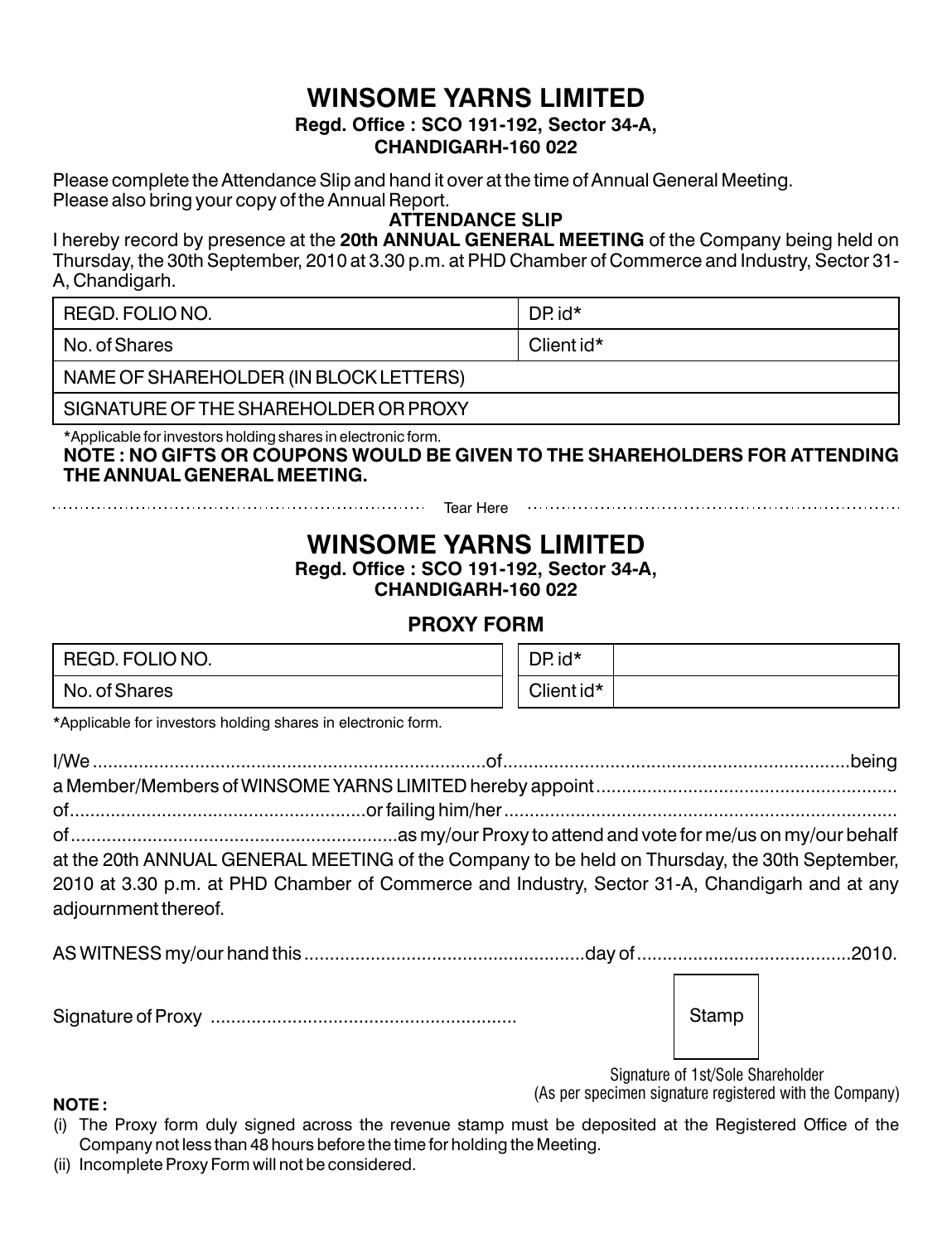# WINSOME YARNS LIMITED

**Regd. Office : SCO 191-192, Sector 34-A,**
**CHANDIGARH-160 022**

Please complete the Attendance Slip and hand it over at the time of Annual General Meeting.
Please also bring your copy of the Annual Report.

**ATTENDANCE SLIP**

I hereby record by presence at the **20th ANNUAL GENERAL MEETING** of the Company being held on Thursday, the 30th September, 2010 at 3.30 p.m. at PHD Chamber of Commerce and Industry, Sector 31-A, Chandigarh.

| REGD. FOLIO NO. | DP. id* |
|---|---|
| No. of Shares | Client id* |
| NAME OF SHAREHOLDER (IN BLOCK LETTERS) | |
| SIGNATURE OF THE SHAREHOLDER OR PROXY | |

*Applicable for investors holding shares in electronic form.

**NOTE : NO GIFTS OR COUPONS WOULD BE GIVEN TO THE SHAREHOLDERS FOR ATTENDING THE ANNUAL GENERAL MEETING.**

.................................................................... Tear Here ....................................................................

# WINSOME YARNS LIMITED

**Regd. Office : SCO 191-192, Sector 34-A,**
**CHANDIGARH-160 022**

**PROXY FORM**

| REGD. FOLIO NO. | DP. id* | |
|---|---|---|
| No. of Shares | Client id* | |

*Applicable for investors holding shares in electronic form.

I/We ............................................................................of...................................................................being a Member/Members of WINSOME YARNS LIMITED hereby appoint.......................................................... of.........................................................or failing him/her............................................................................ of...............................................................as my/our Proxy to attend and vote for me/us on my/our behalf at the 20th ANNUAL GENERAL MEETING of the Company to be held on Thursday, the 30th September, 2010 at 3.30 p.m. at PHD Chamber of Commerce and Industry, Sector 31-A, Chandigarh and at any adjournment thereof.

AS WITNESS my/our hand this ......................................................day of.........................................2010.

Signature of Proxy ...........................................................

Stamp

Signature of 1st/Sole Shareholder
(As per specimen signature registered with the Company)

**NOTE :**

(i) The Proxy form duly signed across the revenue stamp must be deposited at the Registered Office of the Company not less than 48 hours before the time for holding the Meeting.

(ii) Incomplete Proxy Form will not be considered.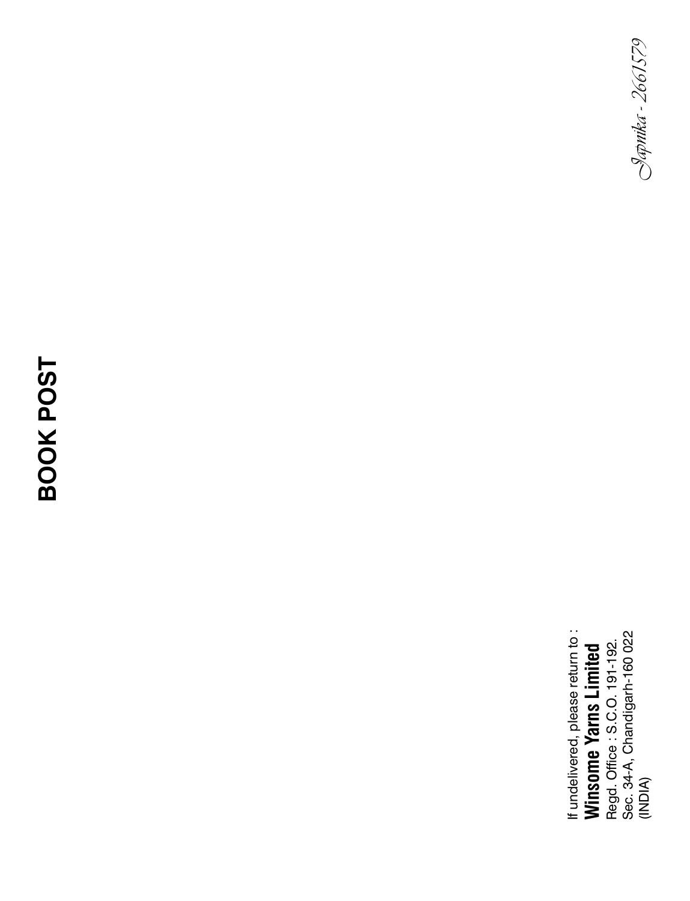# BOOK POST

If undelivered, please return to :

**Winsome Yarns Limited**

Regd. Office : S.C.O. 191-192.
Sec. 34-A, Chandigarh-160 022
(INDIA)

*Japnika - 2661579*